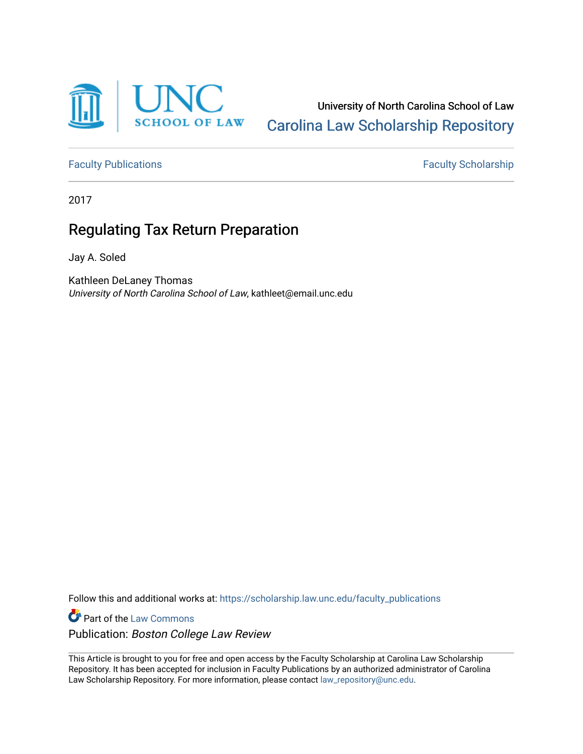University of North Carolina School of Law

Carolina Law Scholarship Repository

Faculty Publications

Faculty Scholarship

2017

# Regulating Tax Return Preparation

Jay A. Soled

Kathleen DeLaney Thomas
*University of North Carolina School of Law*, kathleet@email.unc.edu

Follow this and additional works at: https://scholarship.law.unc.edu/faculty_publications

Part of the Law Commons

Publication: *Boston College Law Review*

This Article is brought to you for free and open access by the Faculty Scholarship at Carolina Law Scholarship Repository. It has been accepted for inclusion in Faculty Publications by an authorized administrator of Carolina Law Scholarship Repository. For more information, please contact law_repository@unc.edu.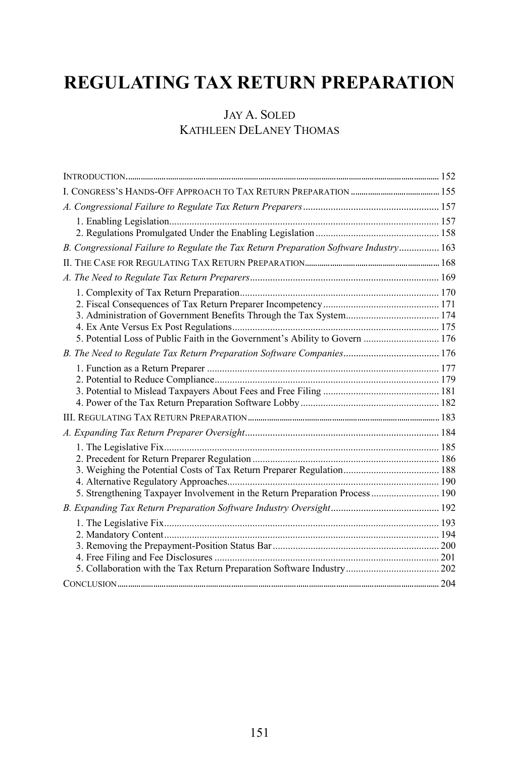# REGULATING TAX RETURN PREPARATION

JAY A. SOLED
KATHLEEN DELANEY THOMAS

INTRODUCTION ... 152

I. CONGRESS'S HANDS-OFF APPROACH TO TAX RETURN PREPARATION ... 155

*A. Congressional Failure to Regulate Tax Return Preparers* ... 157

1. Enabling Legislation ... 157
2. Regulations Promulgated Under the Enabling Legislation ... 158

*B. Congressional Failure to Regulate the Tax Return Preparation Software Industry* ... 163

II. THE CASE FOR REGULATING TAX RETURN PREPARATION ... 168

*A. The Need to Regulate Tax Return Preparers* ... 169

1. Complexity of Tax Return Preparation ... 170
2. Fiscal Consequences of Tax Return Preparer Incompetency ... 171
3. Administration of Government Benefits Through the Tax System ... 174
4. Ex Ante Versus Ex Post Regulations ... 175
5. Potential Loss of Public Faith in the Government's Ability to Govern ... 176

*B. The Need to Regulate Tax Return Preparation Software Companies* ... 176

1. Function as a Return Preparer ... 177
2. Potential to Reduce Compliance ... 179
3. Potential to Mislead Taxpayers About Fees and Free Filing ... 181
4. Power of the Tax Return Preparation Software Lobby ... 182

III. REGULATING TAX RETURN PREPARATION ... 183

*A. Expanding Tax Return Preparer Oversight* ... 184

1. The Legislative Fix ... 185
2. Precedent for Return Preparer Regulation ... 186
3. Weighing the Potential Costs of Tax Return Preparer Regulation ... 188
4. Alternative Regulatory Approaches ... 190
5. Strengthening Taxpayer Involvement in the Return Preparation Process ... 190

*B. Expanding Tax Return Preparation Software Industry Oversight* ... 192

1. The Legislative Fix ... 193
2. Mandatory Content ... 194
3. Removing the Prepayment-Position Status Bar ... 200
4. Free Filing and Fee Disclosures ... 201
5. Collaboration with the Tax Return Preparation Software Industry ... 202

CONCLUSION ... 204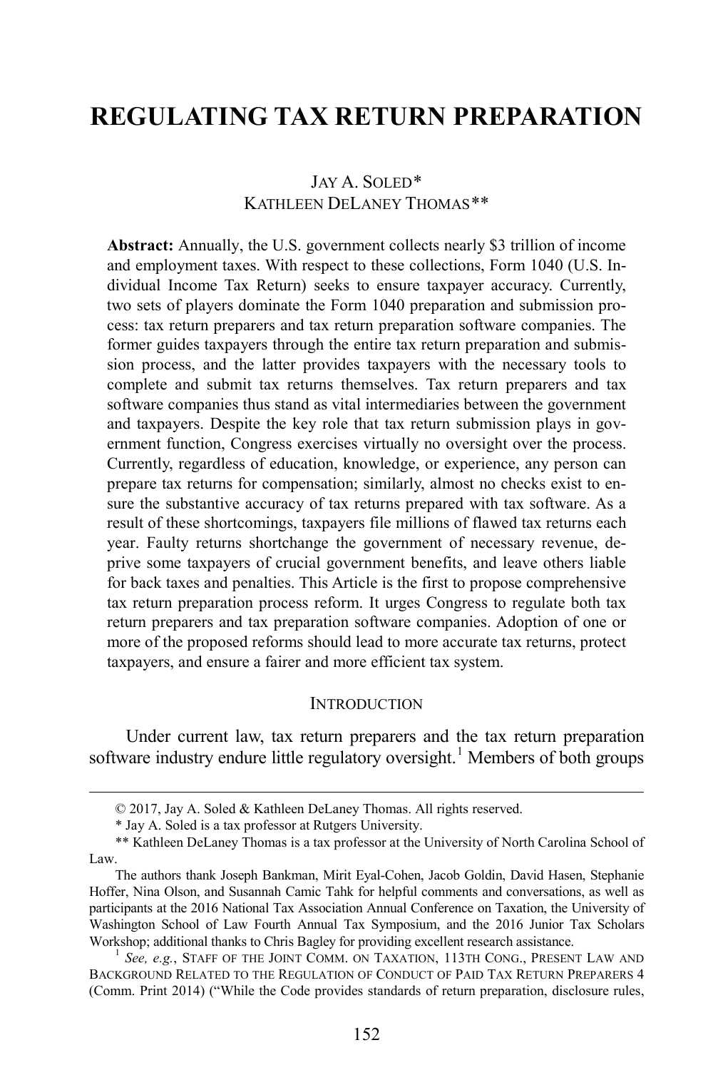# REGULATING TAX RETURN PREPARATION

JAY A. SOLED*
KATHLEEN DELANEY THOMAS**

**Abstract:** Annually, the U.S. government collects nearly $3 trillion of income and employment taxes. With respect to these collections, Form 1040 (U.S. Individual Income Tax Return) seeks to ensure taxpayer accuracy. Currently, two sets of players dominate the Form 1040 preparation and submission process: tax return preparers and tax return preparation software companies. The former guides taxpayers through the entire tax return preparation and submission process, and the latter provides taxpayers with the necessary tools to complete and submit tax returns themselves. Tax return preparers and tax software companies thus stand as vital intermediaries between the government and taxpayers. Despite the key role that tax return submission plays in government function, Congress exercises virtually no oversight over the process. Currently, regardless of education, knowledge, or experience, any person can prepare tax returns for compensation; similarly, almost no checks exist to ensure the substantive accuracy of tax returns prepared with tax software. As a result of these shortcomings, taxpayers file millions of flawed tax returns each year. Faulty returns shortchange the government of necessary revenue, deprive some taxpayers of crucial government benefits, and leave others liable for back taxes and penalties. This Article is the first to propose comprehensive tax return preparation process reform. It urges Congress to regulate both tax return preparers and tax preparation software companies. Adoption of one or more of the proposed reforms should lead to more accurate tax returns, protect taxpayers, and ensure a fairer and more efficient tax system.

## INTRODUCTION

Under current law, tax return preparers and the tax return preparation software industry endure little regulatory oversight.[1] Members of both groups

---

© 2017, Jay A. Soled & Kathleen DeLaney Thomas. All rights reserved.

\* Jay A. Soled is a tax professor at Rutgers University.

\*\* Kathleen DeLaney Thomas is a tax professor at the University of North Carolina School of Law.

The authors thank Joseph Bankman, Mirit Eyal-Cohen, Jacob Goldin, David Hasen, Stephanie Hoffer, Nina Olson, and Susannah Camic Tahk for helpful comments and conversations, as well as participants at the 2016 National Tax Association Annual Conference on Taxation, the University of Washington School of Law Fourth Annual Tax Symposium, and the 2016 Junior Tax Scholars Workshop; additional thanks to Chris Bagley for providing excellent research assistance.

[1] *See, e.g.*, STAFF OF THE JOINT COMM. ON TAXATION, 113TH CONG., PRESENT LAW AND BACKGROUND RELATED TO THE REGULATION OF CONDUCT OF PAID TAX RETURN PREPARERS 4 (Comm. Print 2014) ("While the Code provides standards of return preparation, disclosure rules,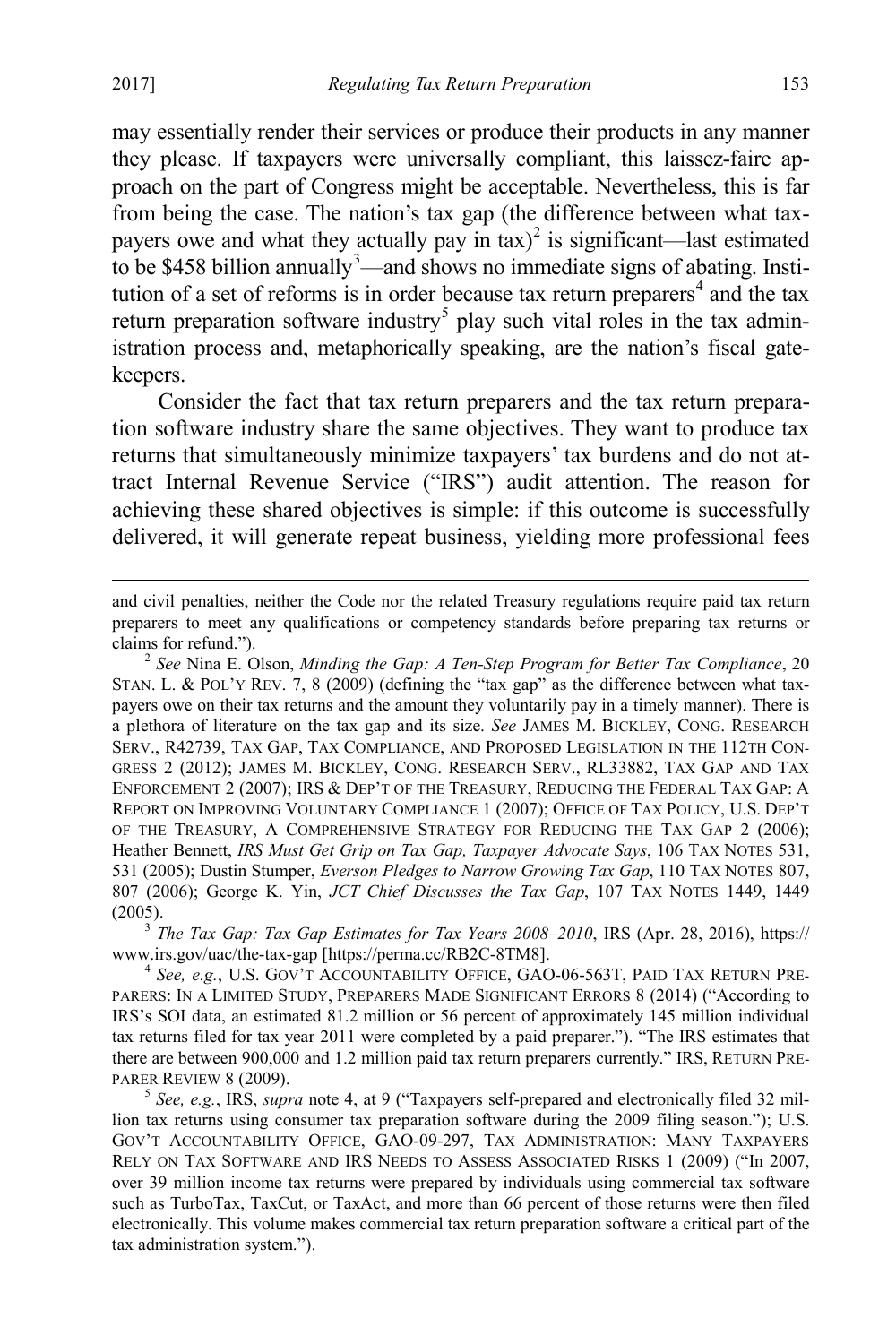may essentially render their services or produce their products in any manner they please. If taxpayers were universally compliant, this laissez-faire approach on the part of Congress might be acceptable. Nevertheless, this is far from being the case. The nation's tax gap (the difference between what taxpayers owe and what they actually pay in tax)[2] is significant—last estimated to be $458 billion annually[3]—and shows no immediate signs of abating. Institution of a set of reforms is in order because tax return preparers[4] and the tax return preparation software industry[5] play such vital roles in the tax administration process and, metaphorically speaking, are the nation's fiscal gatekeepers.

Consider the fact that tax return preparers and the tax return preparation software industry share the same objectives. They want to produce tax returns that simultaneously minimize taxpayers' tax burdens and do not attract Internal Revenue Service ("IRS") audit attention. The reason for achieving these shared objectives is simple: if this outcome is successfully delivered, it will generate repeat business, yielding more professional fees

---

and civil penalties, neither the Code nor the related Treasury regulations require paid tax return preparers to meet any qualifications or competency standards before preparing tax returns or claims for refund.").

[2] *See* Nina E. Olson, *Minding the Gap: A Ten-Step Program for Better Tax Compliance*, 20 STAN. L. & POL'Y REV. 7, 8 (2009) (defining the "tax gap" as the difference between what taxpayers owe on their tax returns and the amount they voluntarily pay in a timely manner). There is a plethora of literature on the tax gap and its size. *See* JAMES M. BICKLEY, CONG. RESEARCH SERV., R42739, TAX GAP, TAX COMPLIANCE, AND PROPOSED LEGISLATION IN THE 112TH CONGRESS 2 (2012); JAMES M. BICKLEY, CONG. RESEARCH SERV., RL33882, TAX GAP AND TAX ENFORCEMENT 2 (2007); IRS & DEP'T OF THE TREASURY, REDUCING THE FEDERAL TAX GAP: A REPORT ON IMPROVING VOLUNTARY COMPLIANCE 1 (2007); OFFICE OF TAX POLICY, U.S. DEP'T OF THE TREASURY, A COMPREHENSIVE STRATEGY FOR REDUCING THE TAX GAP 2 (2006); Heather Bennett, *IRS Must Get Grip on Tax Gap, Taxpayer Advocate Says*, 106 TAX NOTES 531, 531 (2005); Dustin Stumper, *Everson Pledges to Narrow Growing Tax Gap*, 110 TAX NOTES 807, 807 (2006); George K. Yin, *JCT Chief Discusses the Tax Gap*, 107 TAX NOTES 1449, 1449 (2005).

[3] *The Tax Gap: Tax Gap Estimates for Tax Years 2008–2010*, IRS (Apr. 28, 2016), https://www.irs.gov/uac/the-tax-gap [https://perma.cc/RB2C-8TM8].

[4] *See, e.g.*, U.S. GOV'T ACCOUNTABILITY OFFICE, GAO-06-563T, PAID TAX RETURN PREPARERS: IN A LIMITED STUDY, PREPARERS MADE SIGNIFICANT ERRORS 8 (2014) ("According to IRS's SOI data, an estimated 81.2 million or 56 percent of approximately 145 million individual tax returns filed for tax year 2011 were completed by a paid preparer."). "The IRS estimates that there are between 900,000 and 1.2 million paid tax return preparers currently." IRS, RETURN PREPARER REVIEW 8 (2009).

[5] *See, e.g.*, IRS, *supra* note 4, at 9 ("Taxpayers self-prepared and electronically filed 32 million tax returns using consumer tax preparation software during the 2009 filing season."); U.S. GOV'T ACCOUNTABILITY OFFICE, GAO-09-297, TAX ADMINISTRATION: MANY TAXPAYERS RELY ON TAX SOFTWARE AND IRS NEEDS TO ASSESS ASSOCIATED RISKS 1 (2009) ("In 2007, over 39 million income tax returns were prepared by individuals using commercial tax software such as TurboTax, TaxCut, or TaxAct, and more than 66 percent of those returns were then filed electronically. This volume makes commercial tax return preparation software a critical part of the tax administration system.").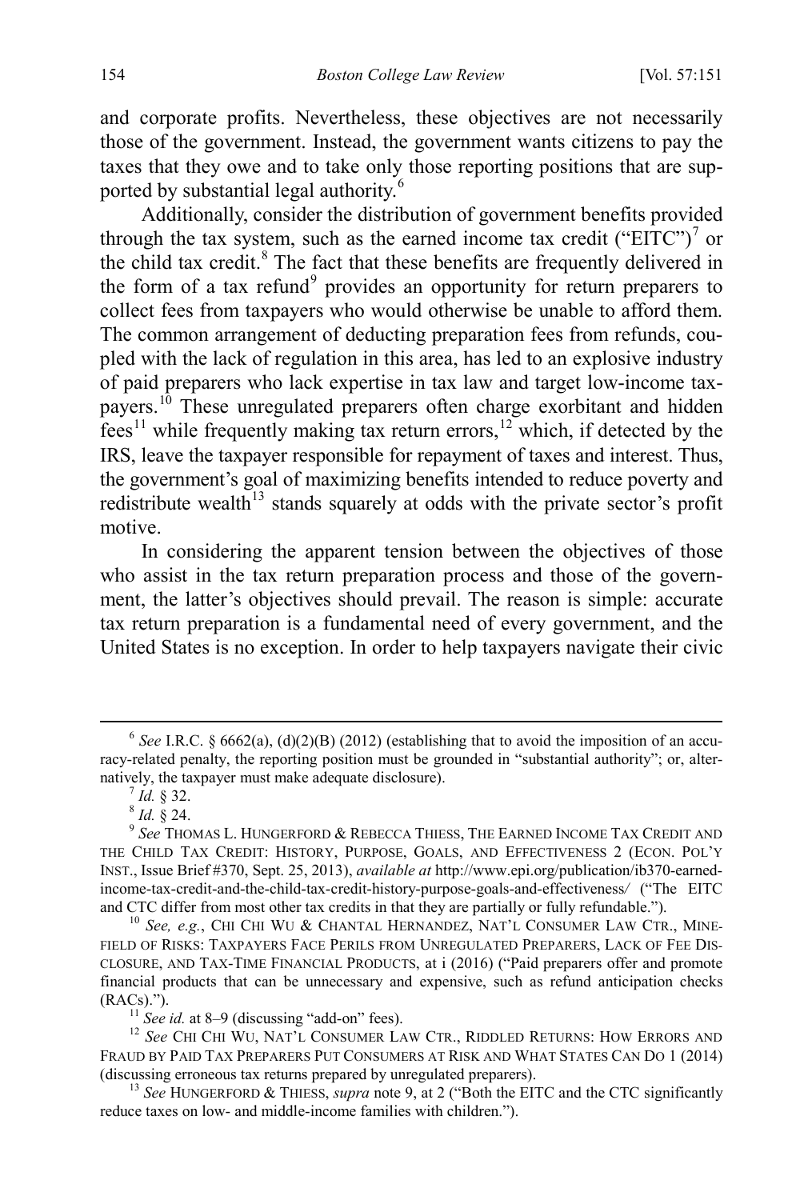and corporate profits. Nevertheless, these objectives are not necessarily those of the government. Instead, the government wants citizens to pay the taxes that they owe and to take only those reporting positions that are supported by substantial legal authority.[6]

Additionally, consider the distribution of government benefits provided through the tax system, such as the earned income tax credit ("EITC")[7] or the child tax credit.[8] The fact that these benefits are frequently delivered in the form of a tax refund[9] provides an opportunity for return preparers to collect fees from taxpayers who would otherwise be unable to afford them. The common arrangement of deducting preparation fees from refunds, coupled with the lack of regulation in this area, has led to an explosive industry of paid preparers who lack expertise in tax law and target low-income taxpayers.[10] These unregulated preparers often charge exorbitant and hidden fees[11] while frequently making tax return errors,[12] which, if detected by the IRS, leave the taxpayer responsible for repayment of taxes and interest. Thus, the government's goal of maximizing benefits intended to reduce poverty and redistribute wealth[13] stands squarely at odds with the private sector's profit motive.

In considering the apparent tension between the objectives of those who assist in the tax return preparation process and those of the government, the latter's objectives should prevail. The reason is simple: accurate tax return preparation is a fundamental need of every government, and the United States is no exception. In order to help taxpayers navigate their civic

---

[6] *See* I.R.C. § 6662(a), (d)(2)(B) (2012) (establishing that to avoid the imposition of an accuracy-related penalty, the reporting position must be grounded in "substantial authority"; or, alternatively, the taxpayer must make adequate disclosure).

[7] *Id.* § 32.

[8] *Id.* § 24.

[9] *See* THOMAS L. HUNGERFORD & REBECCA THIESS, THE EARNED INCOME TAX CREDIT AND THE CHILD TAX CREDIT: HISTORY, PURPOSE, GOALS, AND EFFECTIVENESS 2 (ECON. POL'Y INST., Issue Brief #370, Sept. 25, 2013), *available at* http://www.epi.org/publication/ib370-earned-income-tax-credit-and-the-child-tax-credit-history-purpose-goals-and-effectiveness/ ("The EITC and CTC differ from most other tax credits in that they are partially or fully refundable.").

[10] *See, e.g.*, CHI CHI WU & CHANTAL HERNANDEZ, NAT'L CONSUMER LAW CTR., MINEFIELD OF RISKS: TAXPAYERS FACE PERILS FROM UNREGULATED PREPARERS, LACK OF FEE DISCLOSURE, AND TAX-TIME FINANCIAL PRODUCTS, at i (2016) ("Paid preparers offer and promote financial products that can be unnecessary and expensive, such as refund anticipation checks (RACs).").

[11] *See id.* at 8–9 (discussing "add-on" fees).

[12] *See* CHI CHI WU, NAT'L CONSUMER LAW CTR., RIDDLED RETURNS: HOW ERRORS AND FRAUD BY PAID TAX PREPARERS PUT CONSUMERS AT RISK AND WHAT STATES CAN DO 1 (2014) (discussing erroneous tax returns prepared by unregulated preparers).

[13] *See* HUNGERFORD & THIESS, *supra* note 9, at 2 ("Both the EITC and the CTC significantly reduce taxes on low- and middle-income families with children.").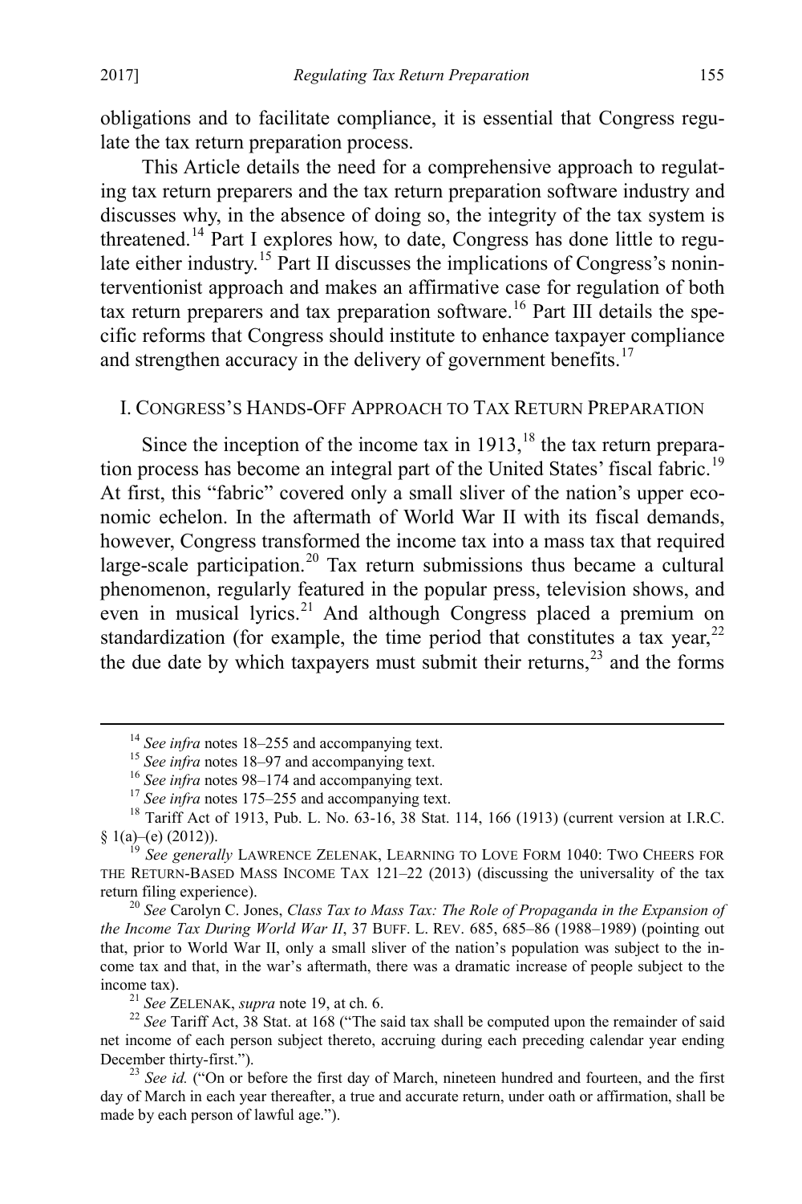obligations and to facilitate compliance, it is essential that Congress regulate the tax return preparation process.

This Article details the need for a comprehensive approach to regulating tax return preparers and the tax return preparation software industry and discusses why, in the absence of doing so, the integrity of the tax system is threatened.[14] Part I explores how, to date, Congress has done little to regulate either industry.[15] Part II discusses the implications of Congress's noninterventionist approach and makes an affirmative case for regulation of both tax return preparers and tax preparation software.[16] Part III details the specific reforms that Congress should institute to enhance taxpayer compliance and strengthen accuracy in the delivery of government benefits.[17]

## I. CONGRESS'S HANDS-OFF APPROACH TO TAX RETURN PREPARATION

Since the inception of the income tax in 1913,[18] the tax return preparation process has become an integral part of the United States' fiscal fabric.[19] At first, this "fabric" covered only a small sliver of the nation's upper economic echelon. In the aftermath of World War II with its fiscal demands, however, Congress transformed the income tax into a mass tax that required large-scale participation.[20] Tax return submissions thus became a cultural phenomenon, regularly featured in the popular press, television shows, and even in musical lyrics.[21] And although Congress placed a premium on standardization (for example, the time period that constitutes a tax year,[22] the due date by which taxpayers must submit their returns,[23] and the forms

---

[14] *See infra* notes 18–255 and accompanying text.

[15] *See infra* notes 18–97 and accompanying text.

[16] *See infra* notes 98–174 and accompanying text.

[17] *See infra* notes 175–255 and accompanying text.

[18] Tariff Act of 1913, Pub. L. No. 63-16, 38 Stat. 114, 166 (1913) (current version at I.R.C. § 1(a)–(e) (2012)).

[19] *See generally* LAWRENCE ZELENAK, LEARNING TO LOVE FORM 1040: TWO CHEERS FOR THE RETURN-BASED MASS INCOME TAX 121–22 (2013) (discussing the universality of the tax return filing experience).

[20] *See* Carolyn C. Jones, *Class Tax to Mass Tax: The Role of Propaganda in the Expansion of the Income Tax During World War II*, 37 BUFF. L. REV. 685, 685–86 (1988–1989) (pointing out that, prior to World War II, only a small sliver of the nation's population was subject to the income tax and that, in the war's aftermath, there was a dramatic increase of people subject to the income tax).

[21] *See* ZELENAK, *supra* note 19, at ch. 6.

[22] *See* Tariff Act, 38 Stat. at 168 ("The said tax shall be computed upon the remainder of said net income of each person subject thereto, accruing during each preceding calendar year ending December thirty-first.").

[23] *See id.* ("On or before the first day of March, nineteen hundred and fourteen, and the first day of March in each year thereafter, a true and accurate return, under oath or affirmation, shall be made by each person of lawful age.").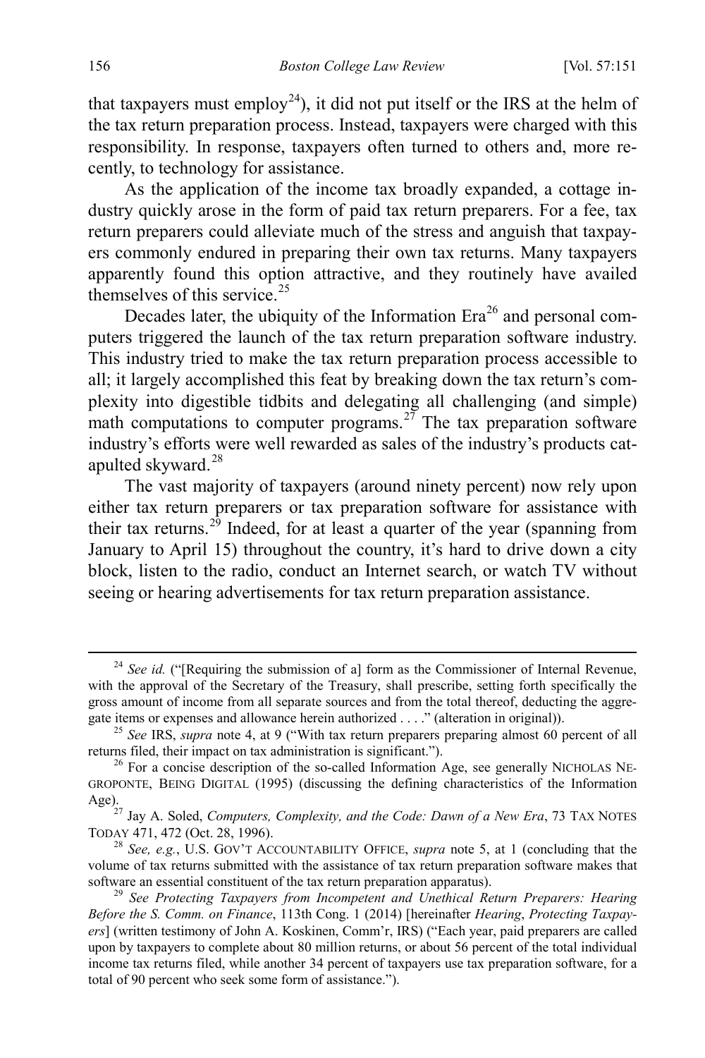that taxpayers must employ[24]), it did not put itself or the IRS at the helm of the tax return preparation process. Instead, taxpayers were charged with this responsibility. In response, taxpayers often turned to others and, more recently, to technology for assistance.

As the application of the income tax broadly expanded, a cottage industry quickly arose in the form of paid tax return preparers. For a fee, tax return preparers could alleviate much of the stress and anguish that taxpayers commonly endured in preparing their own tax returns. Many taxpayers apparently found this option attractive, and they routinely have availed themselves of this service.[25]

Decades later, the ubiquity of the Information Era[26] and personal computers triggered the launch of the tax return preparation software industry. This industry tried to make the tax return preparation process accessible to all; it largely accomplished this feat by breaking down the tax return's complexity into digestible tidbits and delegating all challenging (and simple) math computations to computer programs.[27] The tax preparation software industry's efforts were well rewarded as sales of the industry's products catapulted skyward.[28]

The vast majority of taxpayers (around ninety percent) now rely upon either tax return preparers or tax preparation software for assistance with their tax returns.[29] Indeed, for at least a quarter of the year (spanning from January to April 15) throughout the country, it's hard to drive down a city block, listen to the radio, conduct an Internet search, or watch TV without seeing or hearing advertisements for tax return preparation assistance.

---

[24] *See id.* ("[Requiring the submission of a] form as the Commissioner of Internal Revenue, with the approval of the Secretary of the Treasury, shall prescribe, setting forth specifically the gross amount of income from all separate sources and from the total thereof, deducting the aggregate items or expenses and allowance herein authorized . . . ." (alteration in original)).

[25] *See* IRS, *supra* note 4, at 9 ("With tax return preparers preparing almost 60 percent of all returns filed, their impact on tax administration is significant.").

[26] For a concise description of the so-called Information Age, see generally NICHOLAS NEGROPONTE, BEING DIGITAL (1995) (discussing the defining characteristics of the Information Age).

[27] Jay A. Soled, *Computers, Complexity, and the Code: Dawn of a New Era*, 73 TAX NOTES TODAY 471, 472 (Oct. 28, 1996).

[28] *See, e.g.*, U.S. GOV'T ACCOUNTABILITY OFFICE, *supra* note 5, at 1 (concluding that the volume of tax returns submitted with the assistance of tax return preparation software makes that software an essential constituent of the tax return preparation apparatus).

[29] *See Protecting Taxpayers from Incompetent and Unethical Return Preparers: Hearing Before the S. Comm. on Finance*, 113th Cong. 1 (2014) [hereinafter *Hearing*, *Protecting Taxpayers*] (written testimony of John A. Koskinen, Comm'r, IRS) ("Each year, paid preparers are called upon by taxpayers to complete about 80 million returns, or about 56 percent of the total individual income tax returns filed, while another 34 percent of taxpayers use tax preparation software, for a total of 90 percent who seek some form of assistance.").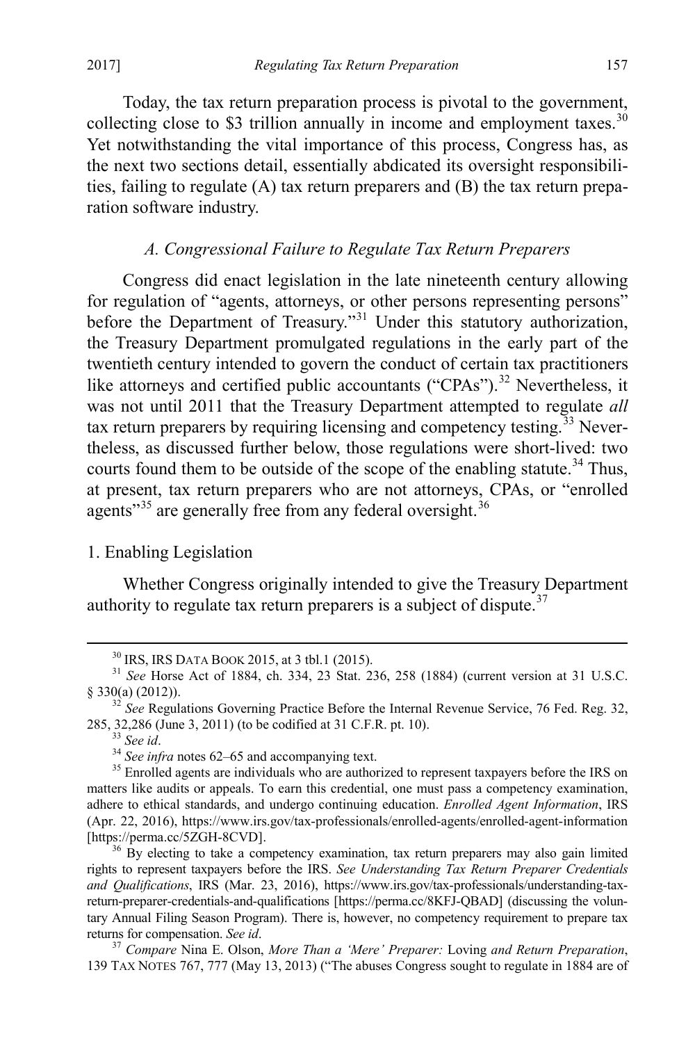Today, the tax return preparation process is pivotal to the government, collecting close to $3 trillion annually in income and employment taxes.[30] Yet notwithstanding the vital importance of this process, Congress has, as the next two sections detail, essentially abdicated its oversight responsibilities, failing to regulate (A) tax return preparers and (B) the tax return preparation software industry.

### *A. Congressional Failure to Regulate Tax Return Preparers*

Congress did enact legislation in the late nineteenth century allowing for regulation of "agents, attorneys, or other persons representing persons" before the Department of Treasury."[31] Under this statutory authorization, the Treasury Department promulgated regulations in the early part of the twentieth century intended to govern the conduct of certain tax practitioners like attorneys and certified public accountants ("CPAs").[32] Nevertheless, it was not until 2011 that the Treasury Department attempted to regulate *all* tax return preparers by requiring licensing and competency testing.[33] Nevertheless, as discussed further below, those regulations were short-lived: two courts found them to be outside of the scope of the enabling statute.[34] Thus, at present, tax return preparers who are not attorneys, CPAs, or "enrolled agents"[35] are generally free from any federal oversight.[36]

#### 1. Enabling Legislation

Whether Congress originally intended to give the Treasury Department authority to regulate tax return preparers is a subject of dispute.[37]

---

[30] IRS, IRS DATA BOOK 2015, at 3 tbl.1 (2015).

[31] *See* Horse Act of 1884, ch. 334, 23 Stat. 236, 258 (1884) (current version at 31 U.S.C. § 330(a) (2012)).

[32] *See* Regulations Governing Practice Before the Internal Revenue Service, 76 Fed. Reg. 32, 285, 32,286 (June 3, 2011) (to be codified at 31 C.F.R. pt. 10).

[33] *See id*.

[34] *See infra* notes 62–65 and accompanying text.

[35] Enrolled agents are individuals who are authorized to represent taxpayers before the IRS on matters like audits or appeals. To earn this credential, one must pass a competency examination, adhere to ethical standards, and undergo continuing education. *Enrolled Agent Information*, IRS (Apr. 22, 2016), https://www.irs.gov/tax-professionals/enrolled-agents/enrolled-agent-information [https://perma.cc/5ZGH-8CVD].

[36] By electing to take a competency examination, tax return preparers may also gain limited rights to represent taxpayers before the IRS. *See Understanding Tax Return Preparer Credentials and Qualifications*, IRS (Mar. 23, 2016), https://www.irs.gov/tax-professionals/understanding-tax-return-preparer-credentials-and-qualifications [https://perma.cc/8KFJ-QBAD] (discussing the voluntary Annual Filing Season Program). There is, however, no competency requirement to prepare tax returns for compensation. *See id*.

[37] *Compare* Nina E. Olson, *More Than a 'Mere' Preparer:* Loving *and Return Preparation*, 139 TAX NOTES 767, 777 (May 13, 2013) ("The abuses Congress sought to regulate in 1884 are of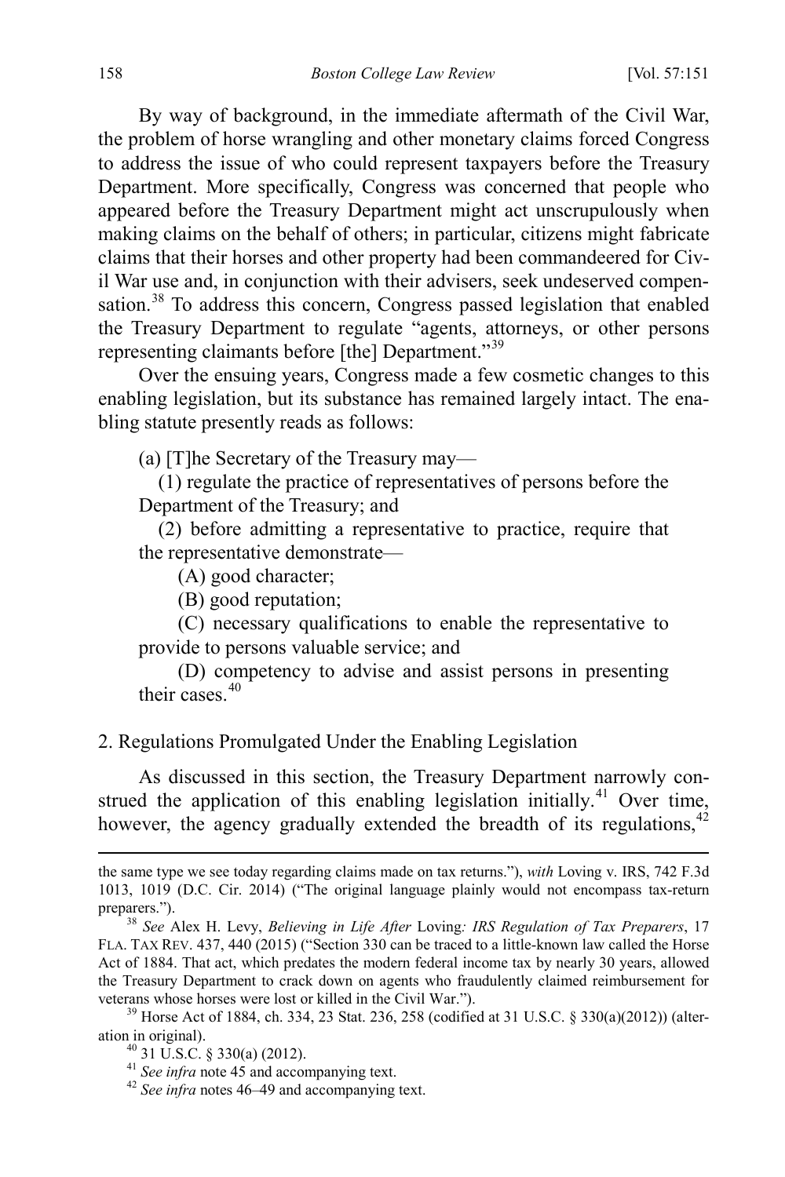By way of background, in the immediate aftermath of the Civil War, the problem of horse wrangling and other monetary claims forced Congress to address the issue of who could represent taxpayers before the Treasury Department. More specifically, Congress was concerned that people who appeared before the Treasury Department might act unscrupulously when making claims on the behalf of others; in particular, citizens might fabricate claims that their horses and other property had been commandeered for Civil War use and, in conjunction with their advisers, seek undeserved compensation.[38] To address this concern, Congress passed legislation that enabled the Treasury Department to regulate "agents, attorneys, or other persons representing claimants before [the] Department."[39]

Over the ensuing years, Congress made a few cosmetic changes to this enabling legislation, but its substance has remained largely intact. The enabling statute presently reads as follows:

> (a) [T]he Secretary of the Treasury may—
>
> (1) regulate the practice of representatives of persons before the Department of the Treasury; and
>
> (2) before admitting a representative to practice, require that the representative demonstrate—
>
> (A) good character;
>
> (B) good reputation;
>
> (C) necessary qualifications to enable the representative to provide to persons valuable service; and
>
> (D) competency to advise and assist persons in presenting their cases.[40]

### 2. Regulations Promulgated Under the Enabling Legislation

As discussed in this section, the Treasury Department narrowly construed the application of this enabling legislation initially.[41] Over time, however, the agency gradually extended the breadth of its regulations,[42]

---

the same type we see today regarding claims made on tax returns."), *with* Loving v. IRS, 742 F.3d 1013, 1019 (D.C. Cir. 2014) ("The original language plainly would not encompass tax-return preparers.").

[38] *See* Alex H. Levy, *Believing in Life After* Loving*: IRS Regulation of Tax Preparers*, 17 FLA. TAX REV. 437, 440 (2015) ("Section 330 can be traced to a little-known law called the Horse Act of 1884. That act, which predates the modern federal income tax by nearly 30 years, allowed the Treasury Department to crack down on agents who fraudulently claimed reimbursement for veterans whose horses were lost or killed in the Civil War.").

[39] Horse Act of 1884, ch. 334, 23 Stat. 236, 258 (codified at 31 U.S.C. § 330(a)(2012)) (alteration in original).

[40] 31 U.S.C. § 330(a) (2012).

[41] *See infra* note 45 and accompanying text.

[42] *See infra* notes 46–49 and accompanying text.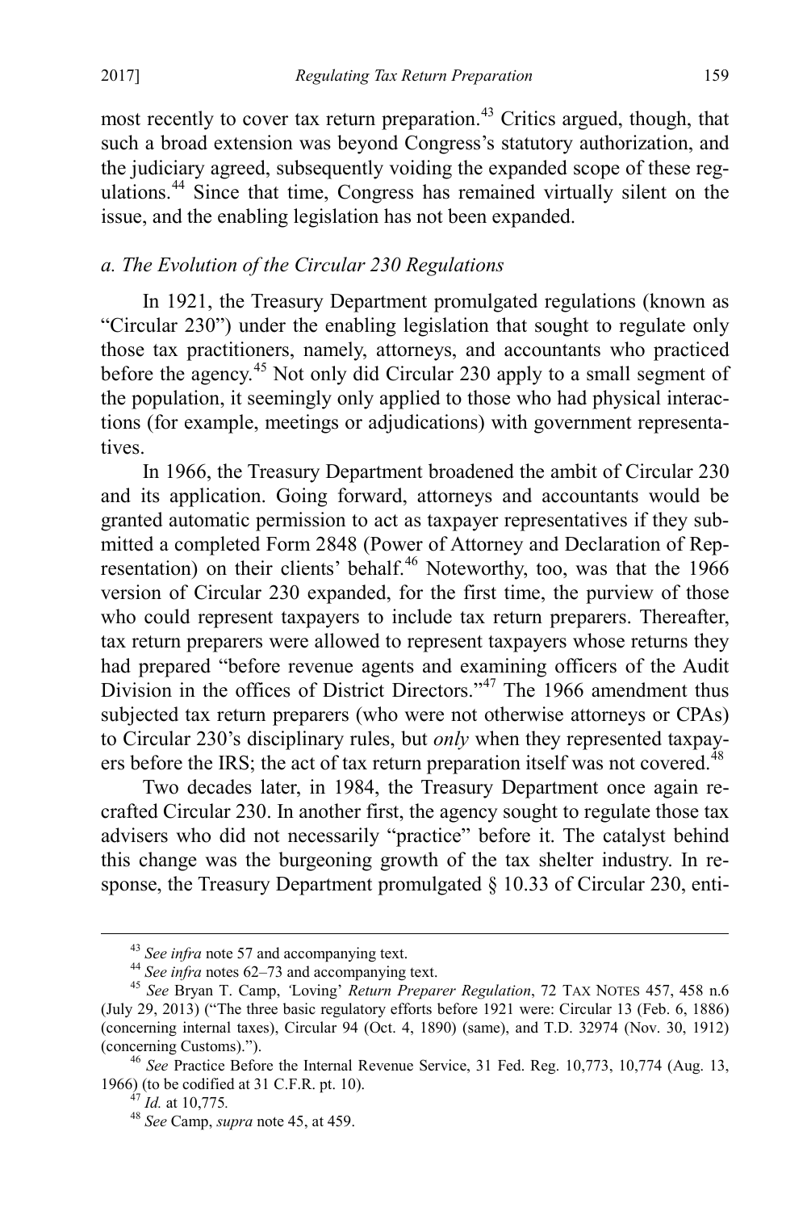most recently to cover tax return preparation.[43] Critics argued, though, that such a broad extension was beyond Congress's statutory authorization, and the judiciary agreed, subsequently voiding the expanded scope of these regulations.[44] Since that time, Congress has remained virtually silent on the issue, and the enabling legislation has not been expanded.

### *a. The Evolution of the Circular 230 Regulations*

In 1921, the Treasury Department promulgated regulations (known as "Circular 230") under the enabling legislation that sought to regulate only those tax practitioners, namely, attorneys, and accountants who practiced before the agency.[45] Not only did Circular 230 apply to a small segment of the population, it seemingly only applied to those who had physical interactions (for example, meetings or adjudications) with government representatives.

In 1966, the Treasury Department broadened the ambit of Circular 230 and its application. Going forward, attorneys and accountants would be granted automatic permission to act as taxpayer representatives if they submitted a completed Form 2848 (Power of Attorney and Declaration of Representation) on their clients' behalf.[46] Noteworthy, too, was that the 1966 version of Circular 230 expanded, for the first time, the purview of those who could represent taxpayers to include tax return preparers. Thereafter, tax return preparers were allowed to represent taxpayers whose returns they had prepared "before revenue agents and examining officers of the Audit Division in the offices of District Directors."[47] The 1966 amendment thus subjected tax return preparers (who were not otherwise attorneys or CPAs) to Circular 230's disciplinary rules, but *only* when they represented taxpayers before the IRS; the act of tax return preparation itself was not covered.[48]

Two decades later, in 1984, the Treasury Department once again recrafted Circular 230. In another first, the agency sought to regulate those tax advisers who did not necessarily "practice" before it. The catalyst behind this change was the burgeoning growth of the tax shelter industry. In response, the Treasury Department promulgated § 10.33 of Circular 230, enti-

---

[43] *See infra* note 57 and accompanying text.

[44] *See infra* notes 62–73 and accompanying text.

[45] *See* Bryan T. Camp, *'Loving' Return Preparer Regulation*, 72 TAX NOTES 457, 458 n.6 (July 29, 2013) ("The three basic regulatory efforts before 1921 were: Circular 13 (Feb. 6, 1886) (concerning internal taxes), Circular 94 (Oct. 4, 1890) (same), and T.D. 32974 (Nov. 30, 1912) (concerning Customs).").

[46] *See* Practice Before the Internal Revenue Service, 31 Fed. Reg. 10,773, 10,774 (Aug. 13, 1966) (to be codified at 31 C.F.R. pt. 10).

[47] *Id.* at 10,775.

[48] *See* Camp, *supra* note 45, at 459.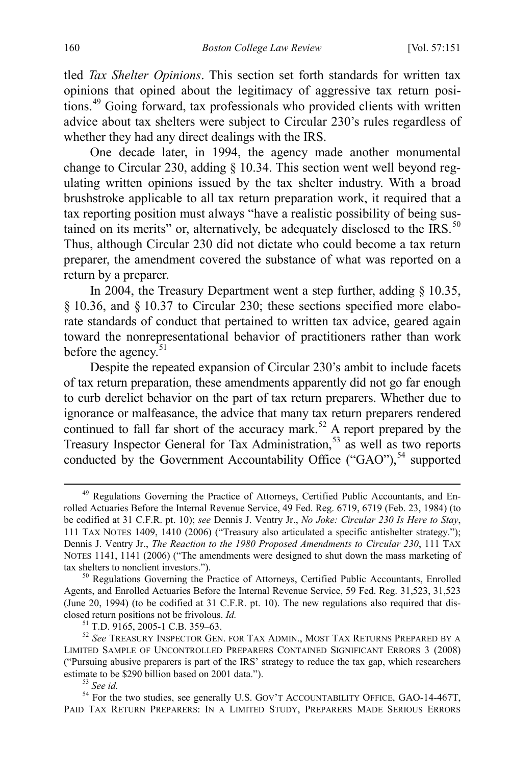tled *Tax Shelter Opinions*. This section set forth standards for written tax opinions that opined about the legitimacy of aggressive tax return positions.[49] Going forward, tax professionals who provided clients with written advice about tax shelters were subject to Circular 230's rules regardless of whether they had any direct dealings with the IRS.

One decade later, in 1994, the agency made another monumental change to Circular 230, adding § 10.34. This section went well beyond regulating written opinions issued by the tax shelter industry. With a broad brushstroke applicable to all tax return preparation work, it required that a tax reporting position must always "have a realistic possibility of being sustained on its merits" or, alternatively, be adequately disclosed to the IRS.[50] Thus, although Circular 230 did not dictate who could become a tax return preparer, the amendment covered the substance of what was reported on a return by a preparer.

In 2004, the Treasury Department went a step further, adding § 10.35, § 10.36, and § 10.37 to Circular 230; these sections specified more elaborate standards of conduct that pertained to written tax advice, geared again toward the nonrepresentational behavior of practitioners rather than work before the agency.[51]

Despite the repeated expansion of Circular 230's ambit to include facets of tax return preparation, these amendments apparently did not go far enough to curb derelict behavior on the part of tax return preparers. Whether due to ignorance or malfeasance, the advice that many tax return preparers rendered continued to fall far short of the accuracy mark.[52] A report prepared by the Treasury Inspector General for Tax Administration,[53] as well as two reports conducted by the Government Accountability Office ("GAO"),[54] supported

---

[49] Regulations Governing the Practice of Attorneys, Certified Public Accountants, and Enrolled Actuaries Before the Internal Revenue Service, 49 Fed. Reg. 6719, 6719 (Feb. 23, 1984) (to be codified at 31 C.F.R. pt. 10); *see* Dennis J. Ventry Jr., *No Joke: Circular 230 Is Here to Stay*, 111 TAX NOTES 1409, 1410 (2006) ("Treasury also articulated a specific antishelter strategy."); Dennis J. Ventry Jr., *The Reaction to the 1980 Proposed Amendments to Circular 230*, 111 TAX NOTES 1141, 1141 (2006) ("The amendments were designed to shut down the mass marketing of tax shelters to nonclient investors.").

[50] Regulations Governing the Practice of Attorneys, Certified Public Accountants, Enrolled Agents, and Enrolled Actuaries Before the Internal Revenue Service, 59 Fed. Reg. 31,523, 31,523 (June 20, 1994) (to be codified at 31 C.F.R. pt. 10). The new regulations also required that disclosed return positions not be frivolous. *Id.*

[51] T.D. 9165, 2005-1 C.B. 359–63.

[52] *See* TREASURY INSPECTOR GEN. FOR TAX ADMIN., MOST TAX RETURNS PREPARED BY A LIMITED SAMPLE OF UNCONTROLLED PREPARERS CONTAINED SIGNIFICANT ERRORS 3 (2008) ("Pursuing abusive preparers is part of the IRS' strategy to reduce the tax gap, which researchers estimate to be $290 billion based on 2001 data.").

[53] *See id.*

[54] For the two studies, see generally U.S. GOV'T ACCOUNTABILITY OFFICE, GAO-14-467T, PAID TAX RETURN PREPARERS: IN A LIMITED STUDY, PREPARERS MADE SERIOUS ERRORS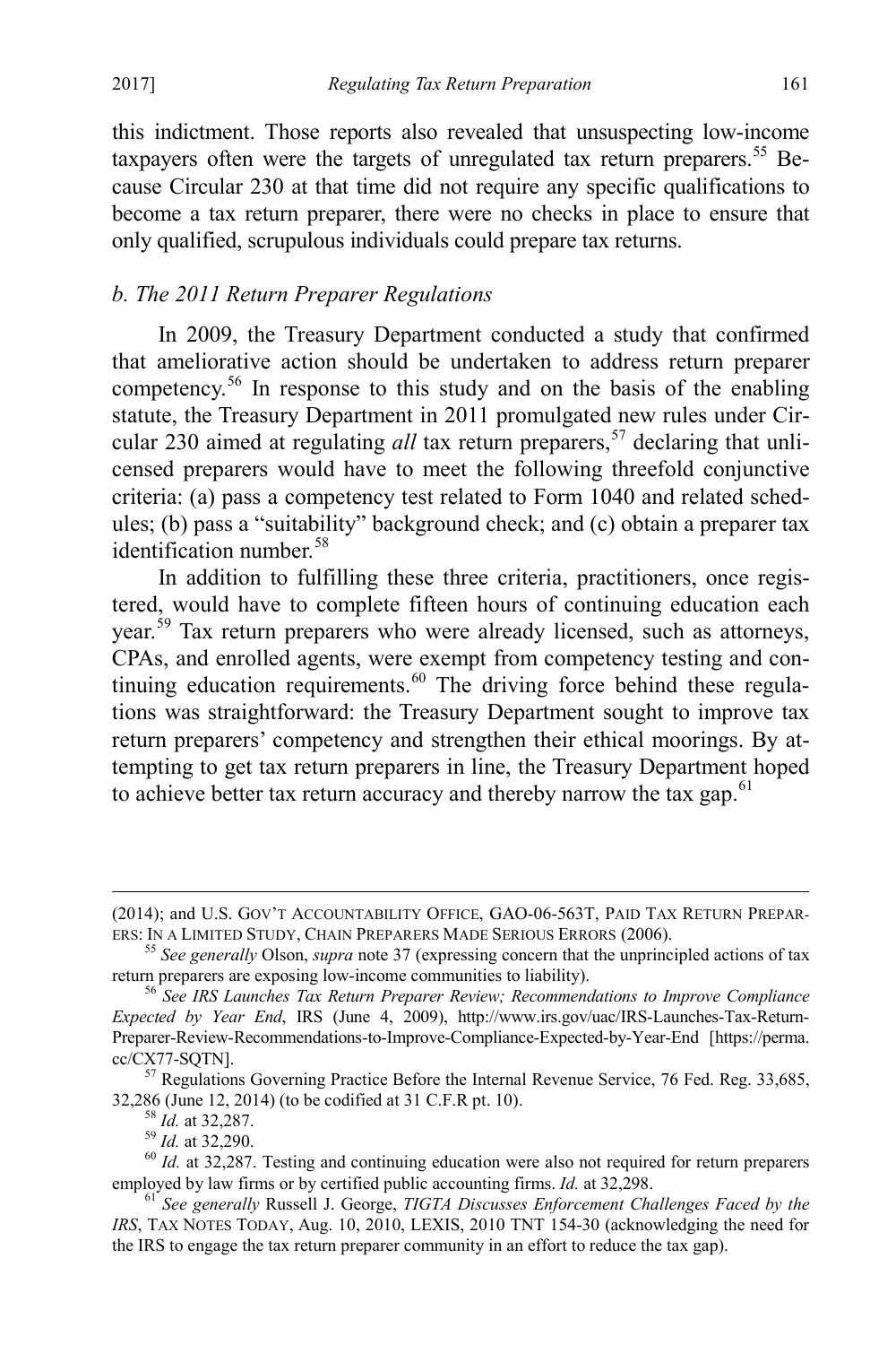this indictment. Those reports also revealed that unsuspecting low-income taxpayers often were the targets of unregulated tax return preparers.[55] Because Circular 230 at that time did not require any specific qualifications to become a tax return preparer, there were no checks in place to ensure that only qualified, scrupulous individuals could prepare tax returns.

### *b. The 2011 Return Preparer Regulations*

In 2009, the Treasury Department conducted a study that confirmed that ameliorative action should be undertaken to address return preparer competency.[56] In response to this study and on the basis of the enabling statute, the Treasury Department in 2011 promulgated new rules under Circular 230 aimed at regulating *all* tax return preparers,[57] declaring that unlicensed preparers would have to meet the following threefold conjunctive criteria: (a) pass a competency test related to Form 1040 and related schedules; (b) pass a "suitability" background check; and (c) obtain a preparer tax identification number.[58]

In addition to fulfilling these three criteria, practitioners, once registered, would have to complete fifteen hours of continuing education each year.[59] Tax return preparers who were already licensed, such as attorneys, CPAs, and enrolled agents, were exempt from competency testing and continuing education requirements.[60] The driving force behind these regulations was straightforward: the Treasury Department sought to improve tax return preparers' competency and strengthen their ethical moorings. By attempting to get tax return preparers in line, the Treasury Department hoped to achieve better tax return accuracy and thereby narrow the tax gap.[61]

---

(2014); and U.S. GOV'T ACCOUNTABILITY OFFICE, GAO-06-563T, PAID TAX RETURN PREPARERS: IN A LIMITED STUDY, CHAIN PREPARERS MADE SERIOUS ERRORS (2006).

[55] *See generally* Olson, *supra* note 37 (expressing concern that the unprincipled actions of tax return preparers are exposing low-income communities to liability).

[56] *See IRS Launches Tax Return Preparer Review; Recommendations to Improve Compliance Expected by Year End*, IRS (June 4, 2009), http://www.irs.gov/uac/IRS-Launches-Tax-Return-Preparer-Review-Recommendations-to-Improve-Compliance-Expected-by-Year-End [https://perma.cc/CX77-SQTN].

[57] Regulations Governing Practice Before the Internal Revenue Service, 76 Fed. Reg. 33,685, 32,286 (June 12, 2014) (to be codified at 31 C.F.R pt. 10).

[58] *Id.* at 32,287.

[59] *Id.* at 32,290.

[60] *Id.* at 32,287. Testing and continuing education were also not required for return preparers employed by law firms or by certified public accounting firms. *Id.* at 32,298.

[61] *See generally* Russell J. George, *TIGTA Discusses Enforcement Challenges Faced by the IRS*, TAX NOTES TODAY, Aug. 10, 2010, LEXIS, 2010 TNT 154-30 (acknowledging the need for the IRS to engage the tax return preparer community in an effort to reduce the tax gap).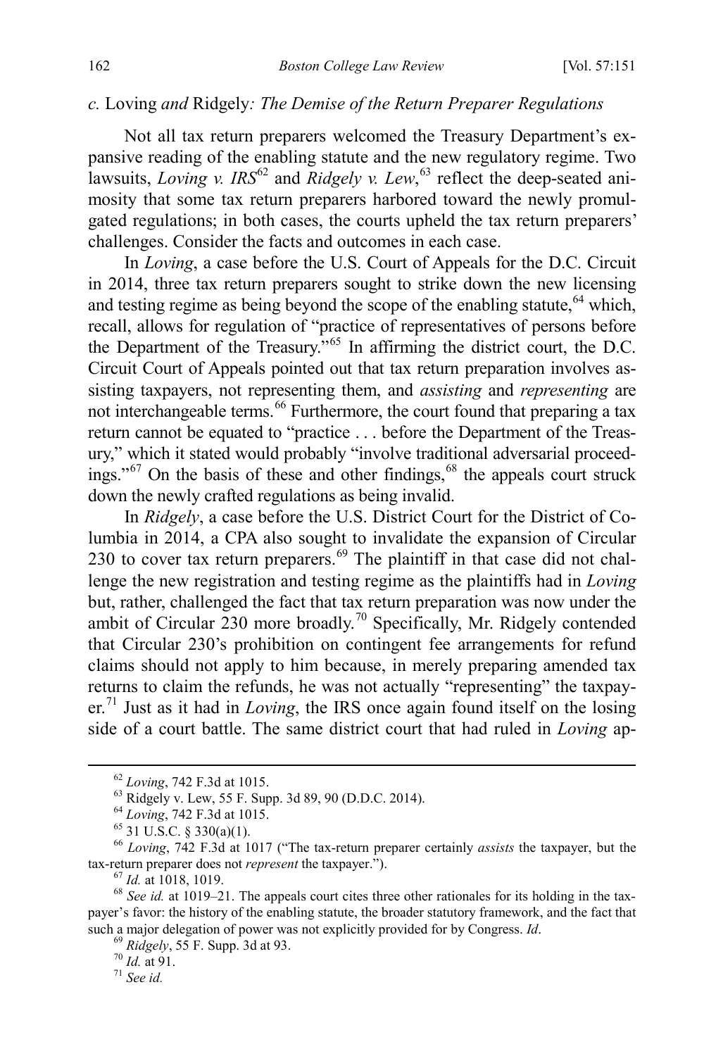### *c.* Loving *and* Ridgely*: The Demise of the Return Preparer Regulations*

Not all tax return preparers welcomed the Treasury Department's expansive reading of the enabling statute and the new regulatory regime. Two lawsuits, *Loving v. IRS*[62] and *Ridgely v. Lew*,[63] reflect the deep-seated animosity that some tax return preparers harbored toward the newly promulgated regulations; in both cases, the courts upheld the tax return preparers' challenges. Consider the facts and outcomes in each case.

In *Loving*, a case before the U.S. Court of Appeals for the D.C. Circuit in 2014, three tax return preparers sought to strike down the new licensing and testing regime as being beyond the scope of the enabling statute,[64] which, recall, allows for regulation of "practice of representatives of persons before the Department of the Treasury."[65] In affirming the district court, the D.C. Circuit Court of Appeals pointed out that tax return preparation involves assisting taxpayers, not representing them, and *assisting* and *representing* are not interchangeable terms.[66] Furthermore, the court found that preparing a tax return cannot be equated to "practice . . . before the Department of the Treasury," which it stated would probably "involve traditional adversarial proceedings."[67] On the basis of these and other findings,[68] the appeals court struck down the newly crafted regulations as being invalid.

In *Ridgely*, a case before the U.S. District Court for the District of Columbia in 2014, a CPA also sought to invalidate the expansion of Circular 230 to cover tax return preparers.[69] The plaintiff in that case did not challenge the new registration and testing regime as the plaintiffs had in *Loving* but, rather, challenged the fact that tax return preparation was now under the ambit of Circular 230 more broadly.[70] Specifically, Mr. Ridgely contended that Circular 230's prohibition on contingent fee arrangements for refund claims should not apply to him because, in merely preparing amended tax returns to claim the refunds, he was not actually "representing" the taxpayer.[71] Just as it had in *Loving*, the IRS once again found itself on the losing side of a court battle. The same district court that had ruled in *Loving* ap-

[62] *Loving*, 742 F.3d at 1015.

[63] Ridgely v. Lew, 55 F. Supp. 3d 89, 90 (D.D.C. 2014).

[64] *Loving*, 742 F.3d at 1015.

[65] 31 U.S.C. § 330(a)(1).

[66] *Loving*, 742 F.3d at 1017 ("The tax-return preparer certainly *assists* the taxpayer, but the tax-return preparer does not *represent* the taxpayer.").

[67] *Id.* at 1018, 1019.

[68] *See id.* at 1019–21. The appeals court cites three other rationales for its holding in the taxpayer's favor: the history of the enabling statute, the broader statutory framework, and the fact that such a major delegation of power was not explicitly provided for by Congress. *Id*.

[69] *Ridgely*, 55 F. Supp. 3d at 93.

[70] *Id.* at 91.

[71] *See id.*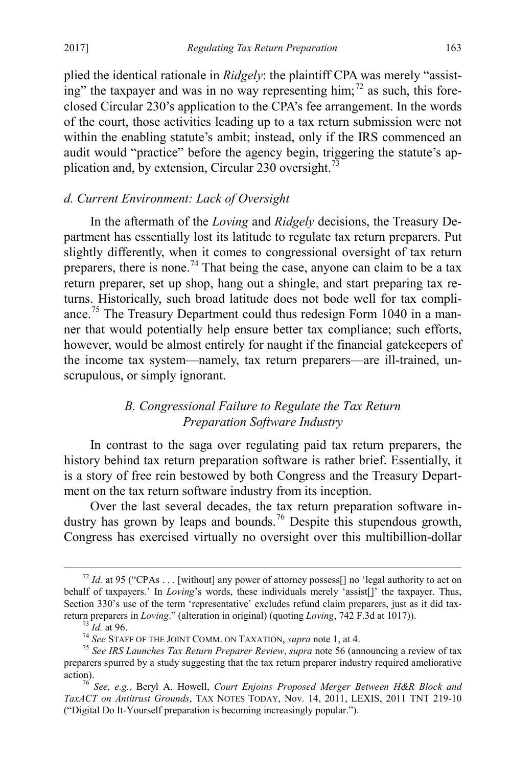plied the identical rationale in *Ridgely*: the plaintiff CPA was merely "assisting" the taxpayer and was in no way representing him;[72] as such, this foreclosed Circular 230's application to the CPA's fee arrangement. In the words of the court, those activities leading up to a tax return submission were not within the enabling statute's ambit; instead, only if the IRS commenced an audit would "practice" before the agency begin, triggering the statute's application and, by extension, Circular 230 oversight.[73]

#### *d. Current Environment: Lack of Oversight*

In the aftermath of the *Loving* and *Ridgely* decisions, the Treasury Department has essentially lost its latitude to regulate tax return preparers. Put slightly differently, when it comes to congressional oversight of tax return preparers, there is none.[74] That being the case, anyone can claim to be a tax return preparer, set up shop, hang out a shingle, and start preparing tax returns. Historically, such broad latitude does not bode well for tax compliance.[75] The Treasury Department could thus redesign Form 1040 in a manner that would potentially help ensure better tax compliance; such efforts, however, would be almost entirely for naught if the financial gatekeepers of the income tax system—namely, tax return preparers—are ill-trained, unscrupulous, or simply ignorant.

### *B. Congressional Failure to Regulate the Tax Return Preparation Software Industry*

In contrast to the saga over regulating paid tax return preparers, the history behind tax return preparation software is rather brief. Essentially, it is a story of free rein bestowed by both Congress and the Treasury Department on the tax return software industry from its inception.

Over the last several decades, the tax return preparation software industry has grown by leaps and bounds.[76] Despite this stupendous growth, Congress has exercised virtually no oversight over this multibillion-dollar

---

[72] *Id.* at 95 ("CPAs . . . [without] any power of attorney possess[] no 'legal authority to act on behalf of taxpayers.' In *Loving*'s words, these individuals merely 'assist[]' the taxpayer. Thus, Section 330's use of the term 'representative' excludes refund claim preparers, just as it did tax-return preparers in *Loving*." (alteration in original) (quoting *Loving*, 742 F.3d at 1017)).

[73] *Id.* at 96.

[74] *See* STAFF OF THE JOINT COMM. ON TAXATION, *supra* note 1, at 4.

[75] *See IRS Launches Tax Return Preparer Review*, *supra* note 56 (announcing a review of tax preparers spurred by a study suggesting that the tax return preparer industry required ameliorative action).

[76] *See, e.g.*, Beryl A. Howell, *Court Enjoins Proposed Merger Between H&R Block and TaxACT on Antitrust Grounds*, TAX NOTES TODAY, Nov. 14, 2011, LEXIS, 2011 TNT 219-10 ("Digital Do It-Yourself preparation is becoming increasingly popular.").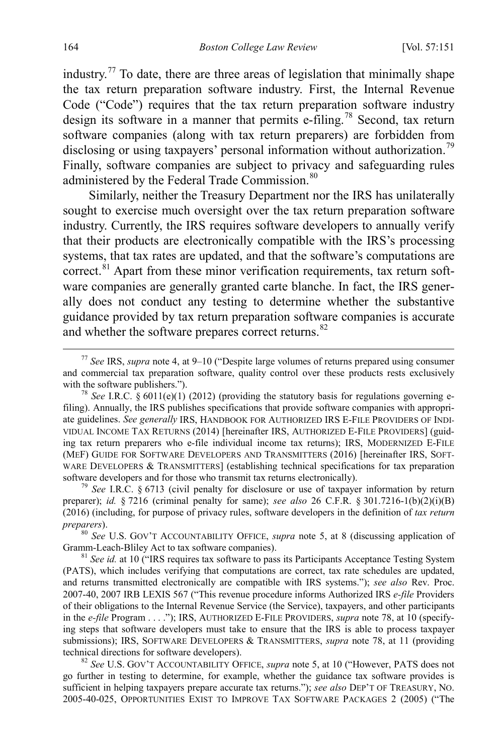industry.[77] To date, there are three areas of legislation that minimally shape the tax return preparation software industry. First, the Internal Revenue Code ("Code") requires that the tax return preparation software industry design its software in a manner that permits e-filing.[78] Second, tax return software companies (along with tax return preparers) are forbidden from disclosing or using taxpayers' personal information without authorization.[79] Finally, software companies are subject to privacy and safeguarding rules administered by the Federal Trade Commission.[80]

Similarly, neither the Treasury Department nor the IRS has unilaterally sought to exercise much oversight over the tax return preparation software industry. Currently, the IRS requires software developers to annually verify that their products are electronically compatible with the IRS's processing systems, that tax rates are updated, and that the software's computations are correct.[81] Apart from these minor verification requirements, tax return software companies are generally granted carte blanche. In fact, the IRS generally does not conduct any testing to determine whether the substantive guidance provided by tax return preparation software companies is accurate and whether the software prepares correct returns.[82]

---

[77] *See* IRS, *supra* note 4, at 9–10 ("Despite large volumes of returns prepared using consumer and commercial tax preparation software, quality control over these products rests exclusively with the software publishers.").

[78] *See* I.R.C. § 6011(e)(1) (2012) (providing the statutory basis for regulations governing e-filing). Annually, the IRS publishes specifications that provide software companies with appropriate guidelines. *See generally* IRS, HANDBOOK FOR AUTHORIZED IRS E-FILE PROVIDERS OF INDIVIDUAL INCOME TAX RETURNS (2014) [hereinafter IRS, AUTHORIZED E-FILE PROVIDERS] (guiding tax return preparers who e-file individual income tax returns); IRS, MODERNIZED E-FILE (MEF) GUIDE FOR SOFTWARE DEVELOPERS AND TRANSMITTERS (2016) [hereinafter IRS, SOFTWARE DEVELOPERS & TRANSMITTERS] (establishing technical specifications for tax preparation software developers and for those who transmit tax returns electronically).

[79] *See* I.R.C. § 6713 (civil penalty for disclosure or use of taxpayer information by return preparer); *id.* § 7216 (criminal penalty for same); *see also* 26 C.F.R. § 301.7216-1(b)(2)(i)(B) (2016) (including, for purpose of privacy rules, software developers in the definition of *tax return preparers*).

[80] *See* U.S. GOV'T ACCOUNTABILITY OFFICE, *supra* note 5, at 8 (discussing application of Gramm-Leach-Bliley Act to tax software companies).

[81] *See id.* at 10 ("IRS requires tax software to pass its Participants Acceptance Testing System (PATS), which includes verifying that computations are correct, tax rate schedules are updated, and returns transmitted electronically are compatible with IRS systems."); *see also* Rev. Proc. 2007-40, 2007 IRB LEXIS 567 ("This revenue procedure informs Authorized IRS *e-file* Providers of their obligations to the Internal Revenue Service (the Service), taxpayers, and other participants in the *e-file* Program . . . ."); IRS, AUTHORIZED E-FILE PROVIDERS, *supra* note 78, at 10 (specifying steps that software developers must take to ensure that the IRS is able to process taxpayer submissions); IRS, SOFTWARE DEVELOPERS & TRANSMITTERS, *supra* note 78, at 11 (providing technical directions for software developers).

[82] *See* U.S. GOV'T ACCOUNTABILITY OFFICE, *supra* note 5, at 10 ("However, PATS does not go further in testing to determine, for example, whether the guidance tax software provides is sufficient in helping taxpayers prepare accurate tax returns."); *see also* DEP'T OF TREASURY, NO. 2005-40-025, OPPORTUNITIES EXIST TO IMPROVE TAX SOFTWARE PACKAGES 2 (2005) ("The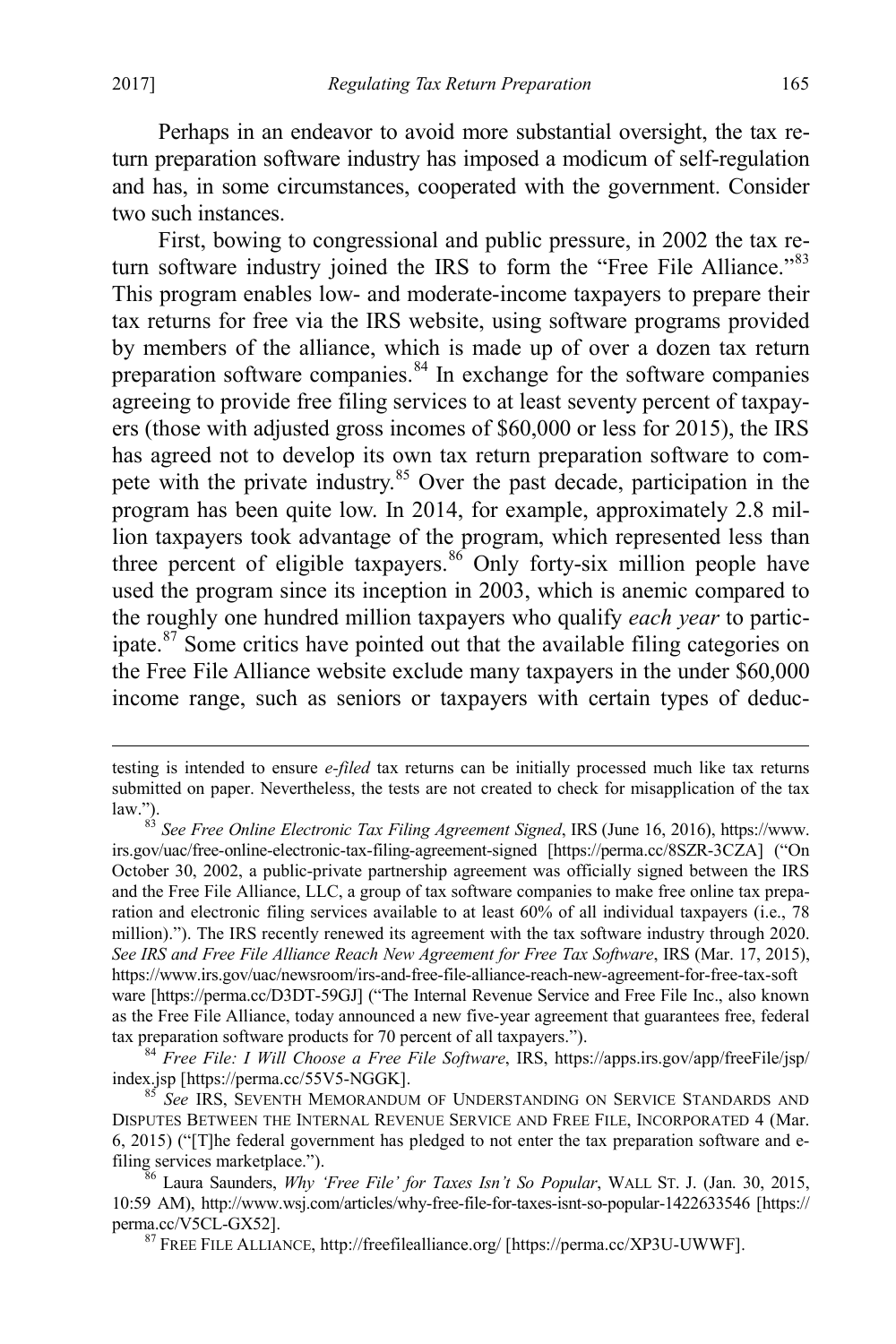Perhaps in an endeavor to avoid more substantial oversight, the tax return preparation software industry has imposed a modicum of self-regulation and has, in some circumstances, cooperated with the government. Consider two such instances.

First, bowing to congressional and public pressure, in 2002 the tax return software industry joined the IRS to form the "Free File Alliance."[83] This program enables low- and moderate-income taxpayers to prepare their tax returns for free via the IRS website, using software programs provided by members of the alliance, which is made up of over a dozen tax return preparation software companies.[84] In exchange for the software companies agreeing to provide free filing services to at least seventy percent of taxpayers (those with adjusted gross incomes of $60,000 or less for 2015), the IRS has agreed not to develop its own tax return preparation software to compete with the private industry.[85] Over the past decade, participation in the program has been quite low. In 2014, for example, approximately 2.8 million taxpayers took advantage of the program, which represented less than three percent of eligible taxpayers.[86] Only forty-six million people have used the program since its inception in 2003, which is anemic compared to the roughly one hundred million taxpayers who qualify *each year* to participate.[87] Some critics have pointed out that the available filing categories on the Free File Alliance website exclude many taxpayers in the under $60,000 income range, such as seniors or taxpayers with certain types of deduc-

---

testing is intended to ensure *e-filed* tax returns can be initially processed much like tax returns submitted on paper. Nevertheless, the tests are not created to check for misapplication of the tax law.").

[83] *See Free Online Electronic Tax Filing Agreement Signed*, IRS (June 16, 2016), https://www.irs.gov/uac/free-online-electronic-tax-filing-agreement-signed [https://perma.cc/8SZR-3CZA] ("On October 30, 2002, a public-private partnership agreement was officially signed between the IRS and the Free File Alliance, LLC, a group of tax software companies to make free online tax preparation and electronic filing services available to at least 60% of all individual taxpayers (i.e., 78 million)."). The IRS recently renewed its agreement with the tax software industry through 2020. *See IRS and Free File Alliance Reach New Agreement for Free Tax Software*, IRS (Mar. 17, 2015), https://www.irs.gov/uac/newsroom/irs-and-free-file-alliance-reach-new-agreement-for-free-tax-software [https://perma.cc/D3DT-59GJ] ("The Internal Revenue Service and Free File Inc., also known as the Free File Alliance, today announced a new five-year agreement that guarantees free, federal tax preparation software products for 70 percent of all taxpayers.").

[84] *Free File: I Will Choose a Free File Software*, IRS, https://apps.irs.gov/app/freeFile/jsp/index.jsp [https://perma.cc/55V5-NGGK].

[85] *See* IRS, SEVENTH MEMORANDUM OF UNDERSTANDING ON SERVICE STANDARDS AND DISPUTES BETWEEN THE INTERNAL REVENUE SERVICE AND FREE FILE, INCORPORATED 4 (Mar. 6, 2015) ("[T]he federal government has pledged to not enter the tax preparation software and e-filing services marketplace.").

[86] Laura Saunders, *Why 'Free File' for Taxes Isn't So Popular*, WALL ST. J. (Jan. 30, 2015, 10:59 AM), http://www.wsj.com/articles/why-free-file-for-taxes-isnt-so-popular-1422633546 [https://perma.cc/V5CL-GX52].

[87] FREE FILE ALLIANCE, http://freefilealliance.org/ [https://perma.cc/XP3U-UWWF].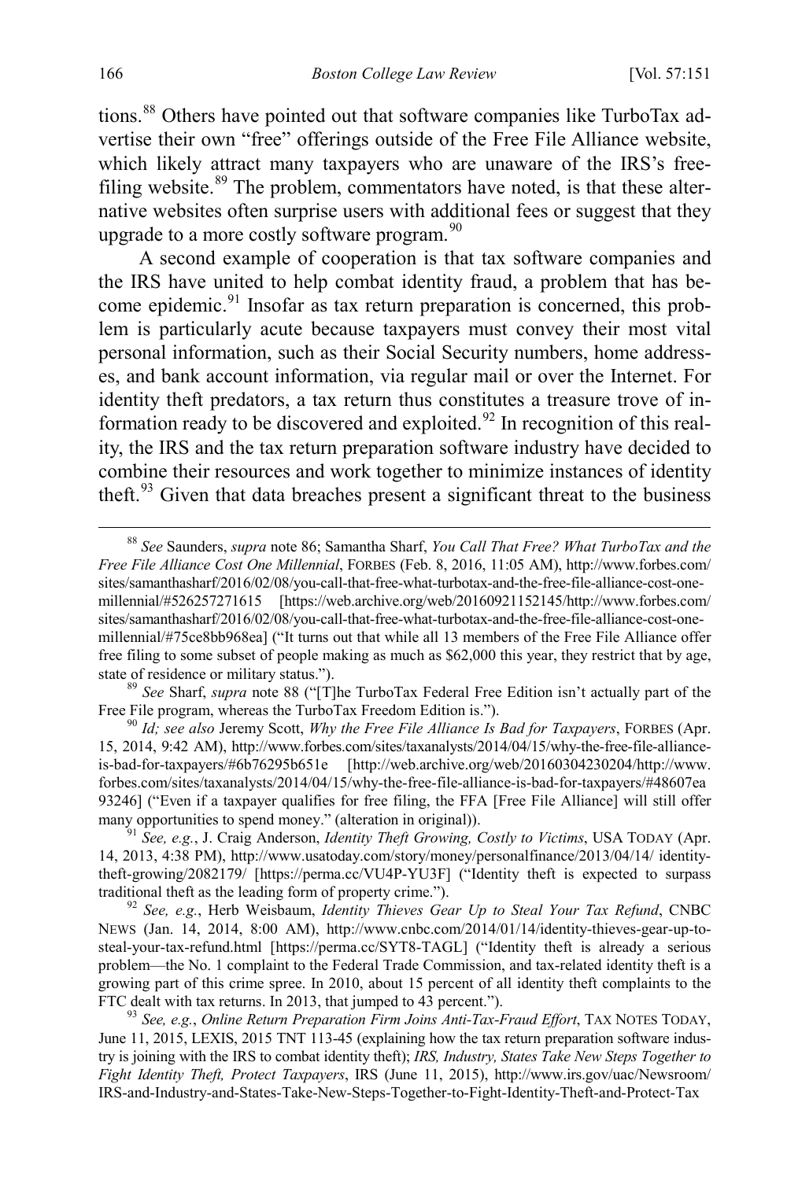tions.[88] Others have pointed out that software companies like TurboTax advertise their own "free" offerings outside of the Free File Alliance website, which likely attract many taxpayers who are unaware of the IRS's free-filing website.[89] The problem, commentators have noted, is that these alternative websites often surprise users with additional fees or suggest that they upgrade to a more costly software program.[90]

A second example of cooperation is that tax software companies and the IRS have united to help combat identity fraud, a problem that has become epidemic.[91] Insofar as tax return preparation is concerned, this problem is particularly acute because taxpayers must convey their most vital personal information, such as their Social Security numbers, home addresses, and bank account information, via regular mail or over the Internet. For identity theft predators, a tax return thus constitutes a treasure trove of information ready to be discovered and exploited.[92] In recognition of this reality, the IRS and the tax return preparation software industry have decided to combine their resources and work together to minimize instances of identity theft.[93] Given that data breaches present a significant threat to the business

---

[88] *See* Saunders, *supra* note 86; Samantha Sharf, *You Call That Free? What TurboTax and the Free File Alliance Cost One Millennial*, FORBES (Feb. 8, 2016, 11:05 AM), http://www.forbes.com/sites/samanthasharf/2016/02/08/you-call-that-free-what-turbotax-and-the-free-file-alliance-cost-one-millennial/#526257271615 [https://web.archive.org/web/20160921152145/http://www.forbes.com/sites/samanthasharf/2016/02/08/you-call-that-free-what-turbotax-and-the-free-file-alliance-cost-one-millennial/#75ce8bb968ea] ("It turns out that while all 13 members of the Free File Alliance offer free filing to some subset of people making as much as $62,000 this year, they restrict that by age, state of residence or military status.").

[89] *See* Sharf, *supra* note 88 ("[T]he TurboTax Federal Free Edition isn't actually part of the Free File program, whereas the TurboTax Freedom Edition is.").

[90] *Id; see also* Jeremy Scott, *Why the Free File Alliance Is Bad for Taxpayers*, FORBES (Apr. 15, 2014, 9:42 AM), http://www.forbes.com/sites/taxanalysts/2014/04/15/why-the-free-file-alliance-is-bad-for-taxpayers/#6b76295b651e [http://web.archive.org/web/20160304230204/http://www.forbes.com/sites/taxanalysts/2014/04/15/why-the-free-file-alliance-is-bad-for-taxpayers/#48607ea93246] ("Even if a taxpayer qualifies for free filing, the FFA [Free File Alliance] will still offer many opportunities to spend money." (alteration in original)).

[91] *See, e.g.*, J. Craig Anderson, *Identity Theft Growing, Costly to Victims*, USA TODAY (Apr. 14, 2013, 4:38 PM), http://www.usatoday.com/story/money/personalfinance/2013/04/14/identity-theft-growing/2082179/ [https://perma.cc/VU4P-YU3F] ("Identity theft is expected to surpass traditional theft as the leading form of property crime.").

[92] *See, e.g.*, Herb Weisbaum, *Identity Thieves Gear Up to Steal Your Tax Refund*, CNBC NEWS (Jan. 14, 2014, 8:00 AM), http://www.cnbc.com/2014/01/14/identity-thieves-gear-up-to-steal-your-tax-refund.html [https://perma.cc/SYT8-TAGL] ("Identity theft is already a serious problem—the No. 1 complaint to the Federal Trade Commission, and tax-related identity theft is a growing part of this crime spree. In 2010, about 15 percent of all identity theft complaints to the FTC dealt with tax returns. In 2013, that jumped to 43 percent.").

[93] *See, e.g.*, *Online Return Preparation Firm Joins Anti-Tax-Fraud Effort*, TAX NOTES TODAY, June 11, 2015, LEXIS, 2015 TNT 113-45 (explaining how the tax return preparation software industry is joining with the IRS to combat identity theft); *IRS, Industry, States Take New Steps Together to Fight Identity Theft, Protect Taxpayers*, IRS (June 11, 2015), http://www.irs.gov/uac/Newsroom/IRS-and-Industry-and-States-Take-New-Steps-Together-to-Fight-Identity-Theft-and-Protect-Tax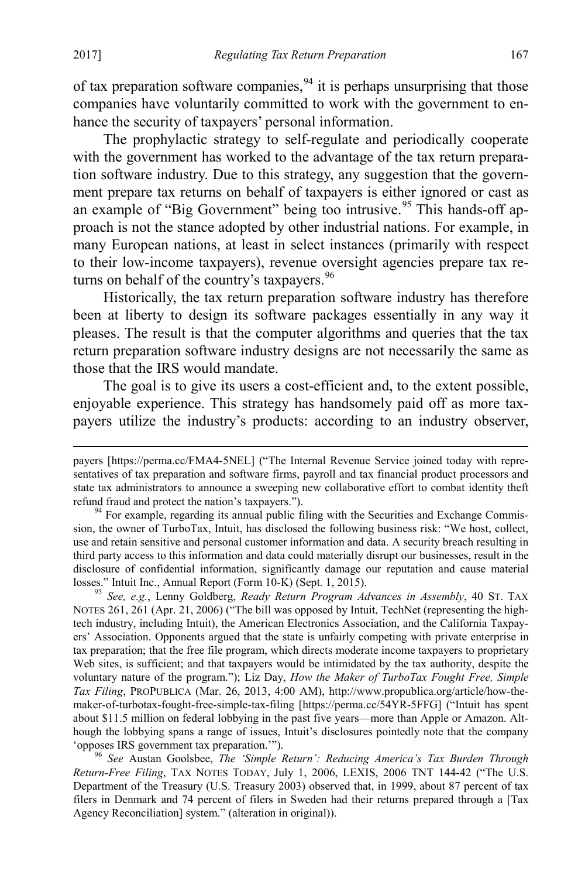of tax preparation software companies,[94] it is perhaps unsurprising that those companies have voluntarily committed to work with the government to enhance the security of taxpayers' personal information.

The prophylactic strategy to self-regulate and periodically cooperate with the government has worked to the advantage of the tax return preparation software industry. Due to this strategy, any suggestion that the government prepare tax returns on behalf of taxpayers is either ignored or cast as an example of "Big Government" being too intrusive.[95] This hands-off approach is not the stance adopted by other industrial nations. For example, in many European nations, at least in select instances (primarily with respect to their low-income taxpayers), revenue oversight agencies prepare tax returns on behalf of the country's taxpayers.[96]

Historically, the tax return preparation software industry has therefore been at liberty to design its software packages essentially in any way it pleases. The result is that the computer algorithms and queries that the tax return preparation software industry designs are not necessarily the same as those that the IRS would mandate.

The goal is to give its users a cost-efficient and, to the extent possible, enjoyable experience. This strategy has handsomely paid off as more taxpayers utilize the industry's products: according to an industry observer,

---

payers [https://perma.cc/FMA4-5NEL] ("The Internal Revenue Service joined today with representatives of tax preparation and software firms, payroll and tax financial product processors and state tax administrators to announce a sweeping new collaborative effort to combat identity theft refund fraud and protect the nation's taxpayers.").

[94] For example, regarding its annual public filing with the Securities and Exchange Commission, the owner of TurboTax, Intuit, has disclosed the following business risk: "We host, collect, use and retain sensitive and personal customer information and data. A security breach resulting in third party access to this information and data could materially disrupt our businesses, result in the disclosure of confidential information, significantly damage our reputation and cause material losses." Intuit Inc., Annual Report (Form 10-K) (Sept. 1, 2015).

[95] *See, e.g.*, Lenny Goldberg, *Ready Return Program Advances in Assembly*, 40 ST. TAX NOTES 261, 261 (Apr. 21, 2006) ("The bill was opposed by Intuit, TechNet (representing the high-tech industry, including Intuit), the American Electronics Association, and the California Taxpayers' Association. Opponents argued that the state is unfairly competing with private enterprise in tax preparation; that the free file program, which directs moderate income taxpayers to proprietary Web sites, is sufficient; and that taxpayers would be intimidated by the tax authority, despite the voluntary nature of the program."); Liz Day, *How the Maker of TurboTax Fought Free, Simple Tax Filing*, PROPUBLICA (Mar. 26, 2013, 4:00 AM), http://www.propublica.org/article/how-the-maker-of-turbotax-fought-free-simple-tax-filing [https://perma.cc/54YR-5FFG] ("Intuit has spent about $11.5 million on federal lobbying in the past five years—more than Apple or Amazon. Although the lobbying spans a range of issues, Intuit's disclosures pointedly note that the company 'opposes IRS government tax preparation.'").

[96] *See* Austan Goolsbee, *The 'Simple Return': Reducing America's Tax Burden Through Return-Free Filing*, TAX NOTES TODAY, July 1, 2006, LEXIS, 2006 TNT 144-42 ("The U.S. Department of the Treasury (U.S. Treasury 2003) observed that, in 1999, about 87 percent of tax filers in Denmark and 74 percent of filers in Sweden had their returns prepared through a [Tax Agency Reconciliation] system." (alteration in original)).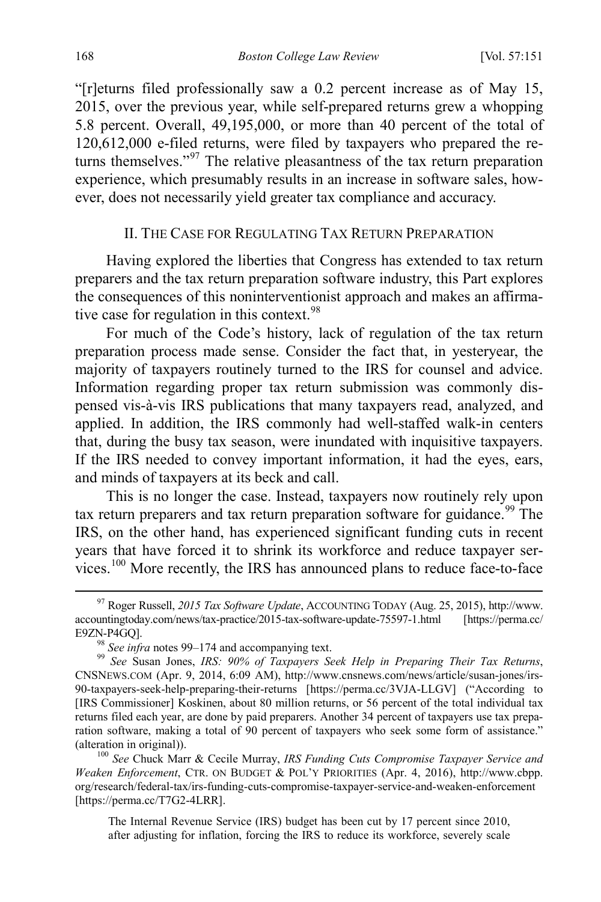"[r]eturns filed professionally saw a 0.2 percent increase as of May 15, 2015, over the previous year, while self-prepared returns grew a whopping 5.8 percent. Overall, 49,195,000, or more than 40 percent of the total of 120,612,000 e-filed returns, were filed by taxpayers who prepared the returns themselves."[97] The relative pleasantness of the tax return preparation experience, which presumably results in an increase in software sales, however, does not necessarily yield greater tax compliance and accuracy.

## II. The Case for Regulating Tax Return Preparation

Having explored the liberties that Congress has extended to tax return preparers and the tax return preparation software industry, this Part explores the consequences of this noninterventionist approach and makes an affirmative case for regulation in this context.[98]

For much of the Code's history, lack of regulation of the tax return preparation process made sense. Consider the fact that, in yesteryear, the majority of taxpayers routinely turned to the IRS for counsel and advice. Information regarding proper tax return submission was commonly dispensed vis-à-vis IRS publications that many taxpayers read, analyzed, and applied. In addition, the IRS commonly had well-staffed walk-in centers that, during the busy tax season, were inundated with inquisitive taxpayers. If the IRS needed to convey important information, it had the eyes, ears, and minds of taxpayers at its beck and call.

This is no longer the case. Instead, taxpayers now routinely rely upon tax return preparers and tax return preparation software for guidance.[99] The IRS, on the other hand, has experienced significant funding cuts in recent years that have forced it to shrink its workforce and reduce taxpayer services.[100] More recently, the IRS has announced plans to reduce face-to-face

---

[97] Roger Russell, *2015 Tax Software Update*, Accounting Today (Aug. 25, 2015), http://www.accountingtoday.com/news/tax-practice/2015-tax-software-update-75597-1.html [https://perma.cc/E9ZN-P4GQ].

[98] *See infra* notes 99–174 and accompanying text.

[99] *See* Susan Jones, *IRS: 90% of Taxpayers Seek Help in Preparing Their Tax Returns*, CNSNews.com (Apr. 9, 2014, 6:09 AM), http://www.cnsnews.com/news/article/susan-jones/irs-90-taxpayers-seek-help-preparing-their-returns [https://perma.cc/3VJA-LLGV] ("According to [IRS Commissioner] Koskinen, about 80 million returns, or 56 percent of the total individual tax returns filed each year, are done by paid preparers. Another 34 percent of taxpayers use tax preparation software, making a total of 90 percent of taxpayers who seek some form of assistance." (alteration in original)).

[100] *See* Chuck Marr & Cecile Murray, *IRS Funding Cuts Compromise Taxpayer Service and Weaken Enforcement*, Ctr. on Budget & Pol'y Priorities (Apr. 4, 2016), http://www.cbpp.org/research/federal-tax/irs-funding-cuts-compromise-taxpayer-service-and-weaken-enforcement [https://perma.cc/T7G2-4LRR].

> The Internal Revenue Service (IRS) budget has been cut by 17 percent since 2010, after adjusting for inflation, forcing the IRS to reduce its workforce, severely scale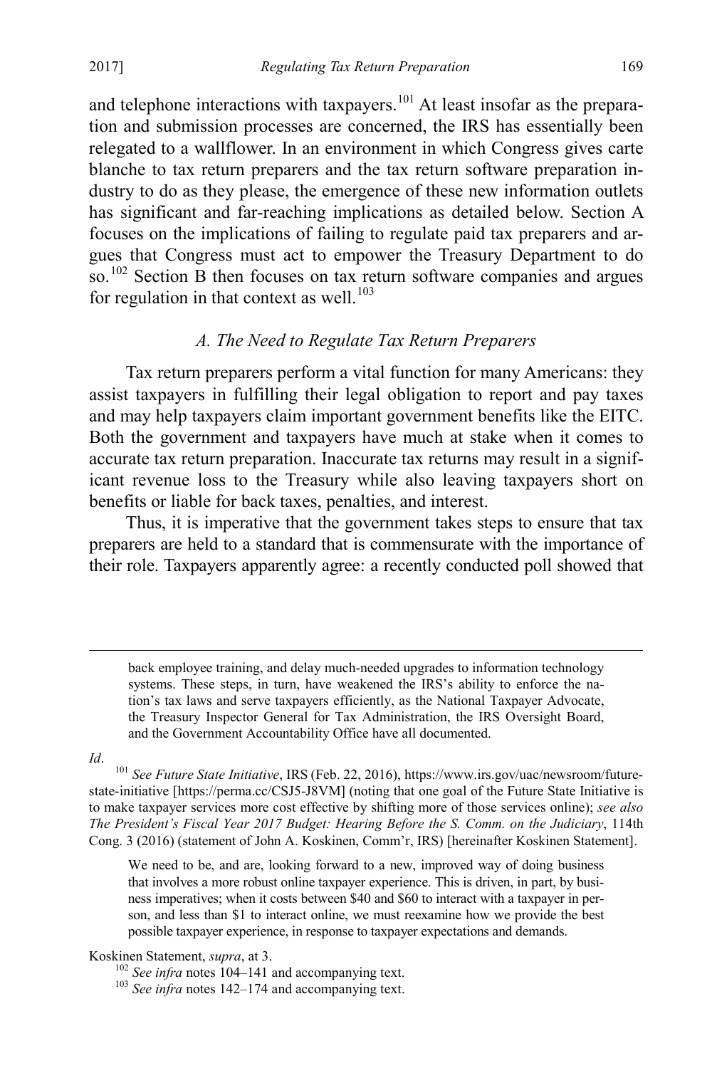and telephone interactions with taxpayers.[101] At least insofar as the preparation and submission processes are concerned, the IRS has essentially been relegated to a wallflower. In an environment in which Congress gives carte blanche to tax return preparers and the tax return software preparation industry to do as they please, the emergence of these new information outlets has significant and far-reaching implications as detailed below. Section A focuses on the implications of failing to regulate paid tax preparers and argues that Congress must act to empower the Treasury Department to do so.[102] Section B then focuses on tax return software companies and argues for regulation in that context as well.[103]

### *A. The Need to Regulate Tax Return Preparers*

Tax return preparers perform a vital function for many Americans: they assist taxpayers in fulfilling their legal obligation to report and pay taxes and may help taxpayers claim important government benefits like the EITC. Both the government and taxpayers have much at stake when it comes to accurate tax return preparation. Inaccurate tax returns may result in a significant revenue loss to the Treasury while also leaving taxpayers short on benefits or liable for back taxes, penalties, and interest.

Thus, it is imperative that the government takes steps to ensure that tax preparers are held to a standard that is commensurate with the importance of their role. Taxpayers apparently agree: a recently conducted poll showed that

---

> back employee training, and delay much-needed upgrades to information technology systems. These steps, in turn, have weakened the IRS's ability to enforce the nation's tax laws and serve taxpayers efficiently, as the National Taxpayer Advocate, the Treasury Inspector General for Tax Administration, the IRS Oversight Board, and the Government Accountability Office have all documented.

*Id*.

[101] *See Future State Initiative*, IRS (Feb. 22, 2016), https://www.irs.gov/uac/newsroom/future-state-initiative [https://perma.cc/CSJ5-J8VM] (noting that one goal of the Future State Initiative is to make taxpayer services more cost effective by shifting more of those services online); *see also The President's Fiscal Year 2017 Budget: Hearing Before the S. Comm. on the Judiciary*, 114th Cong. 3 (2016) (statement of John A. Koskinen, Comm'r, IRS) [hereinafter Koskinen Statement].

> We need to be, and are, looking forward to a new, improved way of doing business that involves a more robust online taxpayer experience. This is driven, in part, by business imperatives; when it costs between $40 and $60 to interact with a taxpayer in person, and less than $1 to interact online, we must reexamine how we provide the best possible taxpayer experience, in response to taxpayer expectations and demands.

Koskinen Statement, *supra*, at 3.

[102] *See infra* notes 104–141 and accompanying text.

[103] *See infra* notes 142–174 and accompanying text.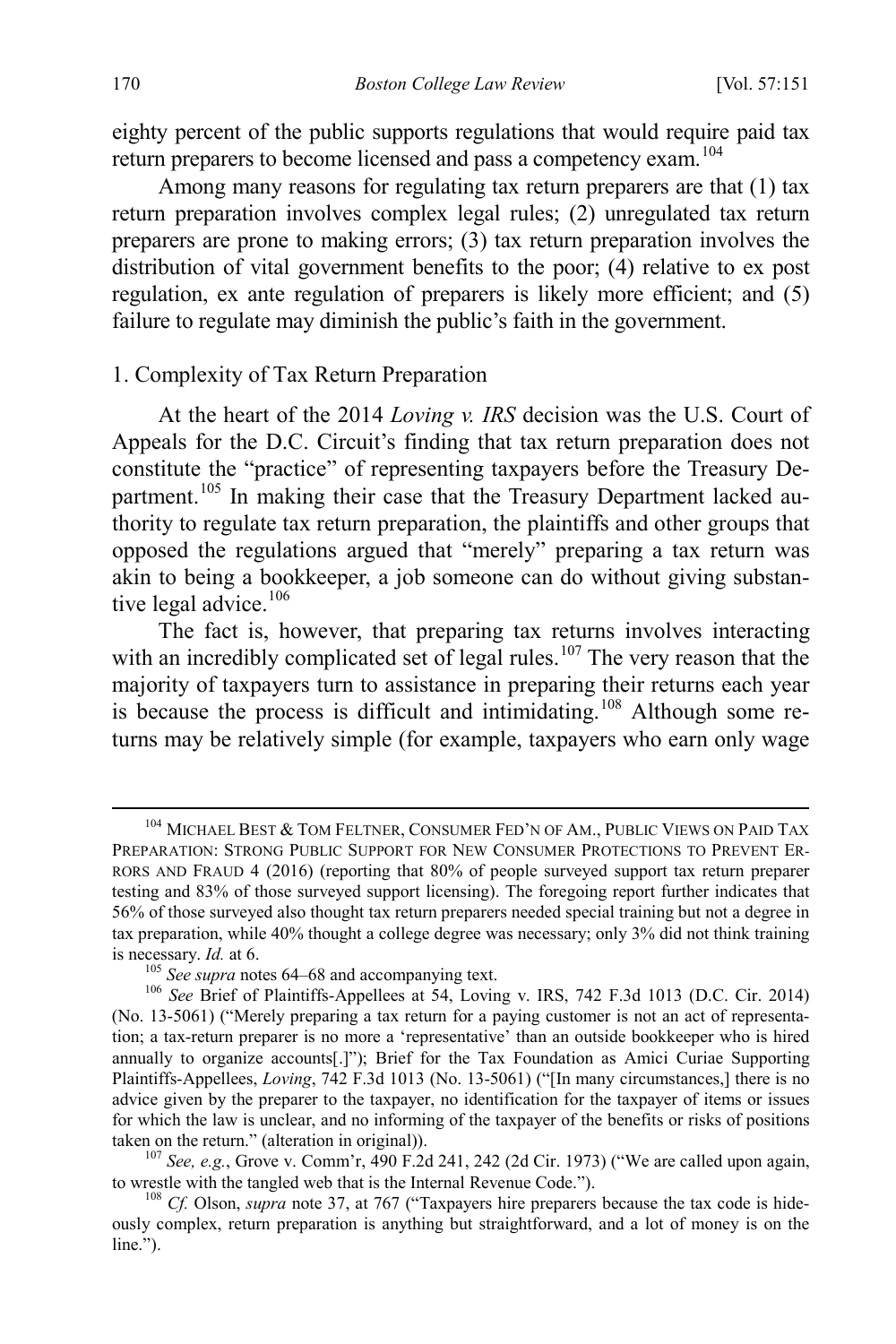eighty percent of the public supports regulations that would require paid tax return preparers to become licensed and pass a competency exam.[104]

Among many reasons for regulating tax return preparers are that (1) tax return preparation involves complex legal rules; (2) unregulated tax return preparers are prone to making errors; (3) tax return preparation involves the distribution of vital government benefits to the poor; (4) relative to ex post regulation, ex ante regulation of preparers is likely more efficient; and (5) failure to regulate may diminish the public's faith in the government.

### 1. Complexity of Tax Return Preparation

At the heart of the 2014 *Loving v. IRS* decision was the U.S. Court of Appeals for the D.C. Circuit's finding that tax return preparation does not constitute the "practice" of representing taxpayers before the Treasury Department.[105] In making their case that the Treasury Department lacked authority to regulate tax return preparation, the plaintiffs and other groups that opposed the regulations argued that "merely" preparing a tax return was akin to being a bookkeeper, a job someone can do without giving substantive legal advice.[106]

The fact is, however, that preparing tax returns involves interacting with an incredibly complicated set of legal rules.[107] The very reason that the majority of taxpayers turn to assistance in preparing their returns each year is because the process is difficult and intimidating.[108] Although some returns may be relatively simple (for example, taxpayers who earn only wage

---

[104] Michael Best & Tom Feltner, Consumer Fed'n of Am., Public Views on Paid Tax Preparation: Strong Public Support for New Consumer Protections to Prevent Errors and Fraud 4 (2016) (reporting that 80% of people surveyed support tax return preparer testing and 83% of those surveyed support licensing). The foregoing report further indicates that 56% of those surveyed also thought tax return preparers needed special training but not a degree in tax preparation, while 40% thought a college degree was necessary; only 3% did not think training is necessary. *Id.* at 6.

[105] *See supra* notes 64–68 and accompanying text.

[106] *See* Brief of Plaintiffs-Appellees at 54, Loving v. IRS, 742 F.3d 1013 (D.C. Cir. 2014) (No. 13-5061) ("Merely preparing a tax return for a paying customer is not an act of representation; a tax-return preparer is no more a 'representative' than an outside bookkeeper who is hired annually to organize accounts[.]"); Brief for the Tax Foundation as Amici Curiae Supporting Plaintiffs-Appellees, *Loving*, 742 F.3d 1013 (No. 13-5061) ("[In many circumstances,] there is no advice given by the preparer to the taxpayer, no identification for the taxpayer of items or issues for which the law is unclear, and no informing of the taxpayer of the benefits or risks of positions taken on the return." (alteration in original)).

[107] *See, e.g.*, Grove v. Comm'r, 490 F.2d 241, 242 (2d Cir. 1973) ("We are called upon again, to wrestle with the tangled web that is the Internal Revenue Code.").

[108] *Cf.* Olson, *supra* note 37, at 767 ("Taxpayers hire preparers because the tax code is hideously complex, return preparation is anything but straightforward, and a lot of money is on the line.").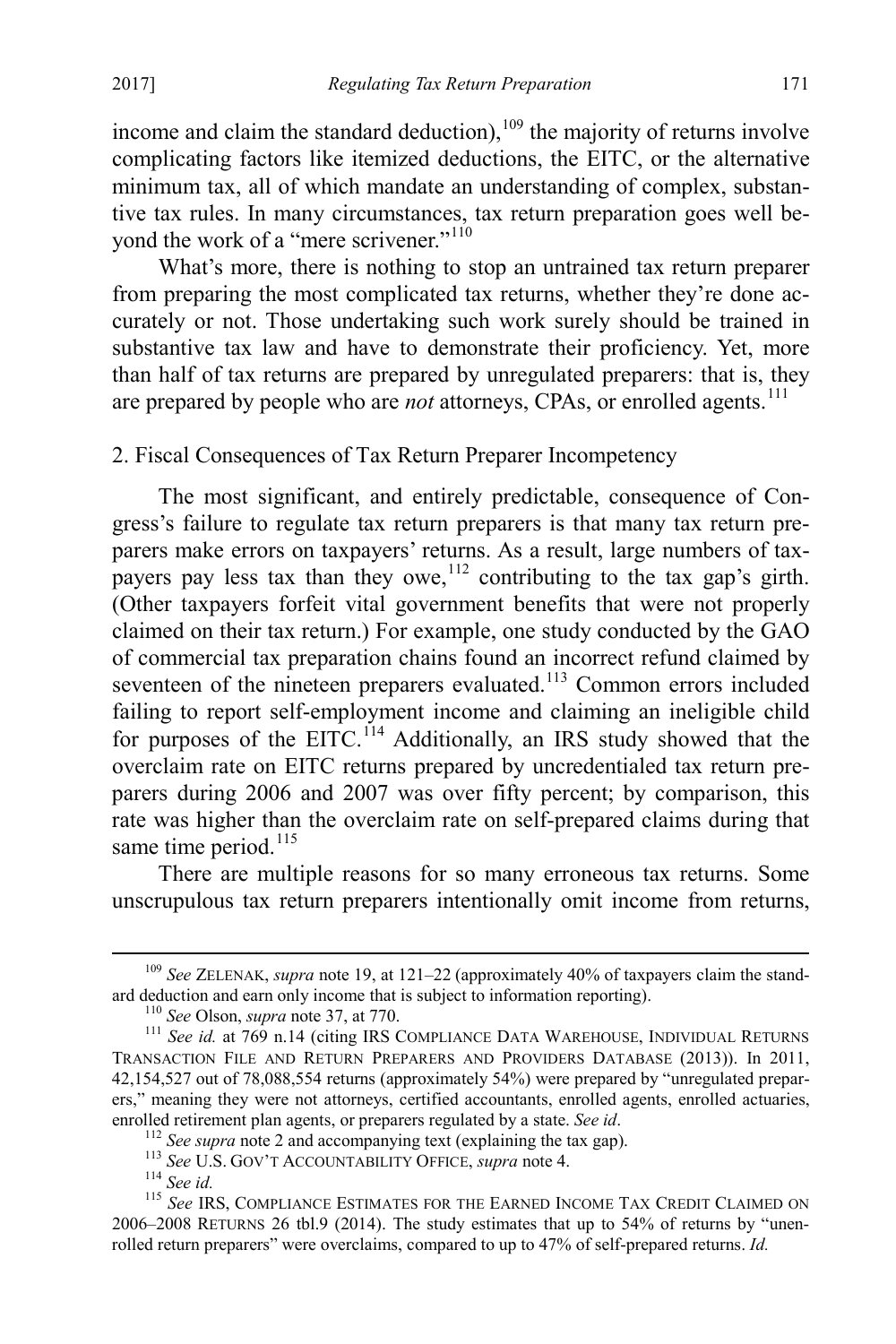income and claim the standard deduction),[109] the majority of returns involve complicating factors like itemized deductions, the EITC, or the alternative minimum tax, all of which mandate an understanding of complex, substantive tax rules. In many circumstances, tax return preparation goes well beyond the work of a "mere scrivener."[110]

What's more, there is nothing to stop an untrained tax return preparer from preparing the most complicated tax returns, whether they're done accurately or not. Those undertaking such work surely should be trained in substantive tax law and have to demonstrate their proficiency. Yet, more than half of tax returns are prepared by unregulated preparers: that is, they are prepared by people who are *not* attorneys, CPAs, or enrolled agents.[111]

### 2. Fiscal Consequences of Tax Return Preparer Incompetency

The most significant, and entirely predictable, consequence of Congress's failure to regulate tax return preparers is that many tax return preparers make errors on taxpayers' returns. As a result, large numbers of taxpayers pay less tax than they owe,[112] contributing to the tax gap's girth. (Other taxpayers forfeit vital government benefits that were not properly claimed on their tax return.) For example, one study conducted by the GAO of commercial tax preparation chains found an incorrect refund claimed by seventeen of the nineteen preparers evaluated.[113] Common errors included failing to report self-employment income and claiming an ineligible child for purposes of the EITC.[114] Additionally, an IRS study showed that the overclaim rate on EITC returns prepared by uncredentialed tax return preparers during 2006 and 2007 was over fifty percent; by comparison, this rate was higher than the overclaim rate on self-prepared claims during that same time period.[115]

There are multiple reasons for so many erroneous tax returns. Some unscrupulous tax return preparers intentionally omit income from returns,

---

[109] *See* ZELENAK, *supra* note 19, at 121–22 (approximately 40% of taxpayers claim the standard deduction and earn only income that is subject to information reporting).

[110] *See* Olson, *supra* note 37, at 770.

[111] *See id.* at 769 n.14 (citing IRS COMPLIANCE DATA WAREHOUSE, INDIVIDUAL RETURNS TRANSACTION FILE AND RETURN PREPARERS AND PROVIDERS DATABASE (2013)). In 2011, 42,154,527 out of 78,088,554 returns (approximately 54%) were prepared by "unregulated preparers," meaning they were not attorneys, certified accountants, enrolled agents, enrolled actuaries, enrolled retirement plan agents, or preparers regulated by a state. *See id*.

[112] *See supra* note 2 and accompanying text (explaining the tax gap).

[113] *See* U.S. GOV'T ACCOUNTABILITY OFFICE, *supra* note 4.

[114] *See id.*

[115] *See* IRS, COMPLIANCE ESTIMATES FOR THE EARNED INCOME TAX CREDIT CLAIMED ON 2006–2008 RETURNS 26 tbl.9 (2014). The study estimates that up to 54% of returns by "unenrolled return preparers" were overclaims, compared to up to 47% of self-prepared returns. *Id.*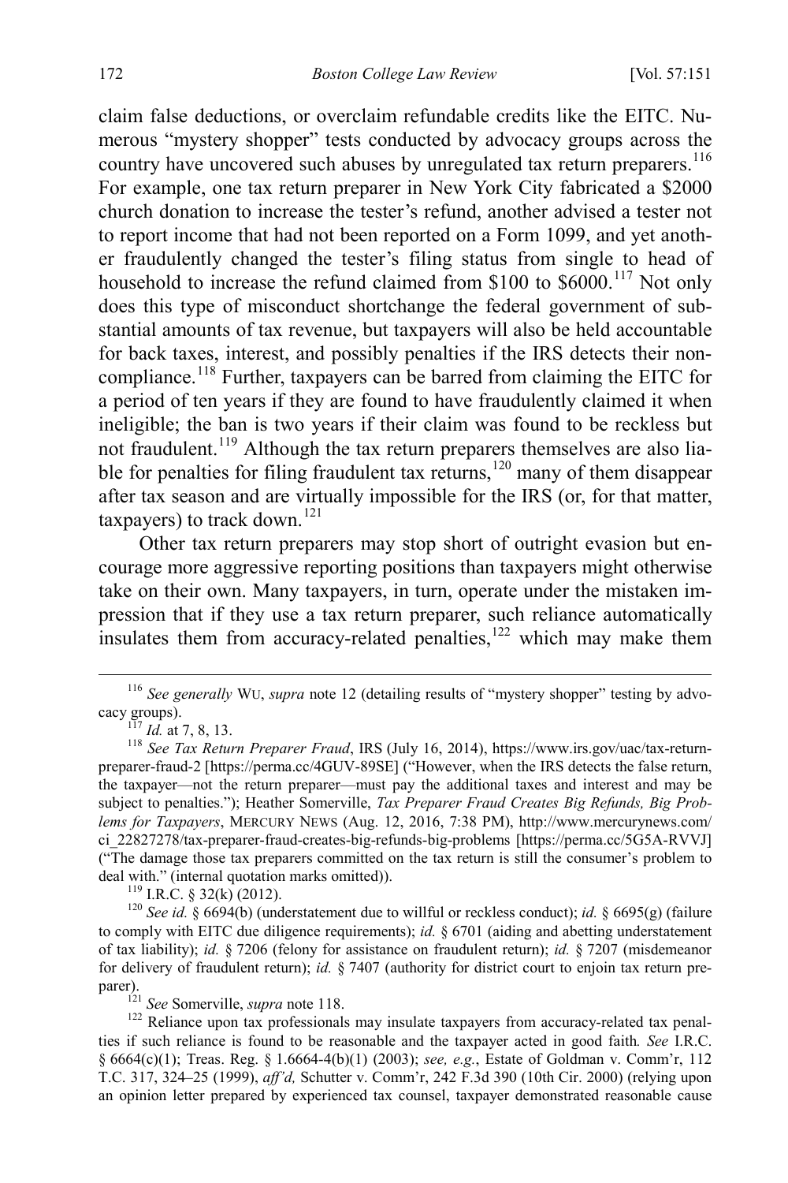claim false deductions, or overclaim refundable credits like the EITC. Numerous "mystery shopper" tests conducted by advocacy groups across the country have uncovered such abuses by unregulated tax return preparers.[116] For example, one tax return preparer in New York City fabricated a $2000 church donation to increase the tester's refund, another advised a tester not to report income that had not been reported on a Form 1099, and yet another fraudulently changed the tester's filing status from single to head of household to increase the refund claimed from $100 to $6000.[117] Not only does this type of misconduct shortchange the federal government of substantial amounts of tax revenue, but taxpayers will also be held accountable for back taxes, interest, and possibly penalties if the IRS detects their noncompliance.[118] Further, taxpayers can be barred from claiming the EITC for a period of ten years if they are found to have fraudulently claimed it when ineligible; the ban is two years if their claim was found to be reckless but not fraudulent.[119] Although the tax return preparers themselves are also liable for penalties for filing fraudulent tax returns,[120] many of them disappear after tax season and are virtually impossible for the IRS (or, for that matter, taxpayers) to track down.[121]

Other tax return preparers may stop short of outright evasion but encourage more aggressive reporting positions than taxpayers might otherwise take on their own. Many taxpayers, in turn, operate under the mistaken impression that if they use a tax return preparer, such reliance automatically insulates them from accuracy-related penalties,[122] which may make them

---

[116] *See generally* WU, *supra* note 12 (detailing results of "mystery shopper" testing by advocacy groups).

[117] *Id.* at 7, 8, 13.

[118] *See Tax Return Preparer Fraud*, IRS (July 16, 2014), https://www.irs.gov/uac/tax-return-preparer-fraud-2 [https://perma.cc/4GUV-89SE] ("However, when the IRS detects the false return, the taxpayer—not the return preparer—must pay the additional taxes and interest and may be subject to penalties."); Heather Somerville, *Tax Preparer Fraud Creates Big Refunds, Big Problems for Taxpayers*, MERCURY NEWS (Aug. 12, 2016, 7:38 PM), http://www.mercurynews.com/ci_22827278/tax-preparer-fraud-creates-big-refunds-big-problems [https://perma.cc/5G5A-RVVJ] ("The damage those tax preparers committed on the tax return is still the consumer's problem to deal with." (internal quotation marks omitted)).

[119] I.R.C. § 32(k) (2012).

[120] *See id.* § 6694(b) (understatement due to willful or reckless conduct); *id.* § 6695(g) (failure to comply with EITC due diligence requirements); *id.* § 6701 (aiding and abetting understatement of tax liability); *id.* § 7206 (felony for assistance on fraudulent return); *id.* § 7207 (misdemeanor for delivery of fraudulent return); *id.* § 7407 (authority for district court to enjoin tax return preparer).

[121] *See* Somerville, *supra* note 118.

[122] Reliance upon tax professionals may insulate taxpayers from accuracy-related tax penalties if such reliance is found to be reasonable and the taxpayer acted in good faith*.* *See* I.R.C. § 6664(c)(1); Treas. Reg. § 1.6664-4(b)(1) (2003); *see, e.g.*, Estate of Goldman v. Comm'r, 112 T.C. 317, 324–25 (1999), *aff'd,* Schutter v. Comm'r, 242 F.3d 390 (10th Cir. 2000) (relying upon an opinion letter prepared by experienced tax counsel, taxpayer demonstrated reasonable cause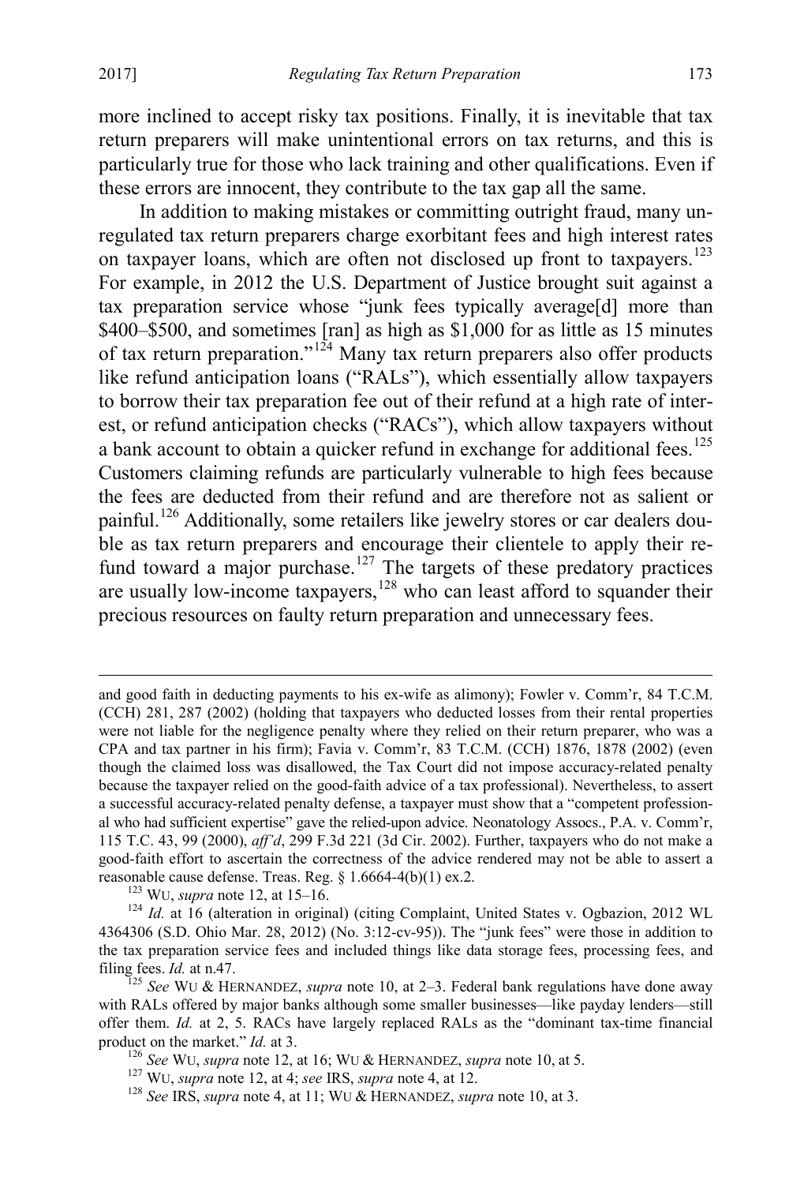more inclined to accept risky tax positions. Finally, it is inevitable that tax return preparers will make unintentional errors on tax returns, and this is particularly true for those who lack training and other qualifications. Even if these errors are innocent, they contribute to the tax gap all the same.

In addition to making mistakes or committing outright fraud, many unregulated tax return preparers charge exorbitant fees and high interest rates on taxpayer loans, which are often not disclosed up front to taxpayers.[123] For example, in 2012 the U.S. Department of Justice brought suit against a tax preparation service whose "junk fees typically average[d] more than \$400–\$500, and sometimes [ran] as high as \$1,000 for as little as 15 minutes of tax return preparation."[124] Many tax return preparers also offer products like refund anticipation loans ("RALs"), which essentially allow taxpayers to borrow their tax preparation fee out of their refund at a high rate of interest, or refund anticipation checks ("RACs"), which allow taxpayers without a bank account to obtain a quicker refund in exchange for additional fees.[125] Customers claiming refunds are particularly vulnerable to high fees because the fees are deducted from their refund and are therefore not as salient or painful.[126] Additionally, some retailers like jewelry stores or car dealers double as tax return preparers and encourage their clientele to apply their refund toward a major purchase.[127] The targets of these predatory practices are usually low-income taxpayers,[128] who can least afford to squander their precious resources on faulty return preparation and unnecessary fees.

---

and good faith in deducting payments to his ex-wife as alimony); Fowler v. Comm'r, 84 T.C.M. (CCH) 281, 287 (2002) (holding that taxpayers who deducted losses from their rental properties were not liable for the negligence penalty where they relied on their return preparer, who was a CPA and tax partner in his firm); Favia v. Comm'r, 83 T.C.M. (CCH) 1876, 1878 (2002) (even though the claimed loss was disallowed, the Tax Court did not impose accuracy-related penalty because the taxpayer relied on the good-faith advice of a tax professional). Nevertheless, to assert a successful accuracy-related penalty defense, a taxpayer must show that a "competent professional who had sufficient expertise" gave the relied-upon advice. Neonatology Assocs., P.A. v. Comm'r, 115 T.C. 43, 99 (2000), *aff'd*, 299 F.3d 221 (3d Cir. 2002). Further, taxpayers who do not make a good-faith effort to ascertain the correctness of the advice rendered may not be able to assert a reasonable cause defense. Treas. Reg. § 1.6664-4(b)(1) ex.2.

[123] WU, *supra* note 12, at 15–16.

[124] *Id.* at 16 (alteration in original) (citing Complaint, United States v. Ogbazion, 2012 WL 4364306 (S.D. Ohio Mar. 28, 2012) (No. 3:12-cv-95)). The "junk fees" were those in addition to the tax preparation service fees and included things like data storage fees, processing fees, and filing fees. *Id.* at n.47.

[125] *See* WU & HERNANDEZ, *supra* note 10, at 2–3. Federal bank regulations have done away with RALs offered by major banks although some smaller businesses—like payday lenders—still offer them. *Id.* at 2, 5. RACs have largely replaced RALs as the "dominant tax-time financial product on the market." *Id.* at 3.

[126] *See* WU, *supra* note 12, at 16; WU & HERNANDEZ, *supra* note 10, at 5.

[127] WU, *supra* note 12, at 4; *see* IRS, *supra* note 4, at 12.

[128] *See* IRS, *supra* note 4, at 11; WU & HERNANDEZ, *supra* note 10, at 3.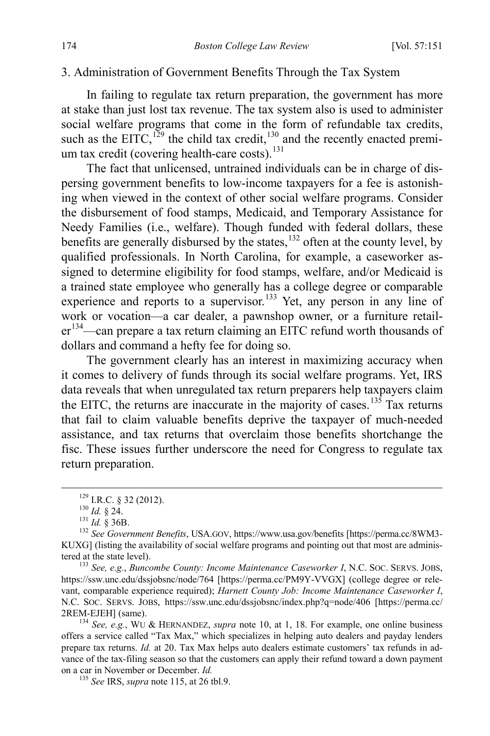### 3. Administration of Government Benefits Through the Tax System

In failing to regulate tax return preparation, the government has more at stake than just lost tax revenue. The tax system also is used to administer social welfare programs that come in the form of refundable tax credits, such as the EITC,[129] the child tax credit,[130] and the recently enacted premium tax credit (covering health-care costs).[131]

The fact that unlicensed, untrained individuals can be in charge of dispersing government benefits to low-income taxpayers for a fee is astonishing when viewed in the context of other social welfare programs. Consider the disbursement of food stamps, Medicaid, and Temporary Assistance for Needy Families (i.e., welfare). Though funded with federal dollars, these benefits are generally disbursed by the states,[132] often at the county level, by qualified professionals. In North Carolina, for example, a caseworker assigned to determine eligibility for food stamps, welfare, and/or Medicaid is a trained state employee who generally has a college degree or comparable experience and reports to a supervisor.[133] Yet, any person in any line of work or vocation—a car dealer, a pawnshop owner, or a furniture retailer[134]—can prepare a tax return claiming an EITC refund worth thousands of dollars and command a hefty fee for doing so.

The government clearly has an interest in maximizing accuracy when it comes to delivery of funds through its social welfare programs. Yet, IRS data reveals that when unregulated tax return preparers help taxpayers claim the EITC, the returns are inaccurate in the majority of cases.[135] Tax returns that fail to claim valuable benefits deprive the taxpayer of much-needed assistance, and tax returns that overclaim those benefits shortchange the fisc. These issues further underscore the need for Congress to regulate tax return preparation.

---

[129] I.R.C. § 32 (2012).

[130] *Id.* § 24.

[131] *Id.* § 36B.

[132] *See Government Benefits*, USA.GOV, https://www.usa.gov/benefits [https://perma.cc/8WM3-KUXG] (listing the availability of social welfare programs and pointing out that most are administered at the state level).

[133] *See, e.g.*, *Buncombe County: Income Maintenance Caseworker I*, N.C. SOC. SERVS. JOBS, https://ssw.unc.edu/dssjobsnc/node/764 [https://perma.cc/PM9Y-VVGX] (college degree or relevant, comparable experience required); *Harnett County Job: Income Maintenance Caseworker I*, N.C. SOC. SERVS. JOBS, https://ssw.unc.edu/dssjobsnc/index.php?q=node/406 [https://perma.cc/2REM-EJEH] (same).

[134] *See, e.g.*, WU & HERNANDEZ, *supra* note 10, at 1, 18. For example, one online business offers a service called "Tax Max," which specializes in helping auto dealers and payday lenders prepare tax returns. *Id.* at 20. Tax Max helps auto dealers estimate customers' tax refunds in advance of the tax-filing season so that the customers can apply their refund toward a down payment on a car in November or December. *Id.*

[135] *See* IRS, *supra* note 115, at 26 tbl.9.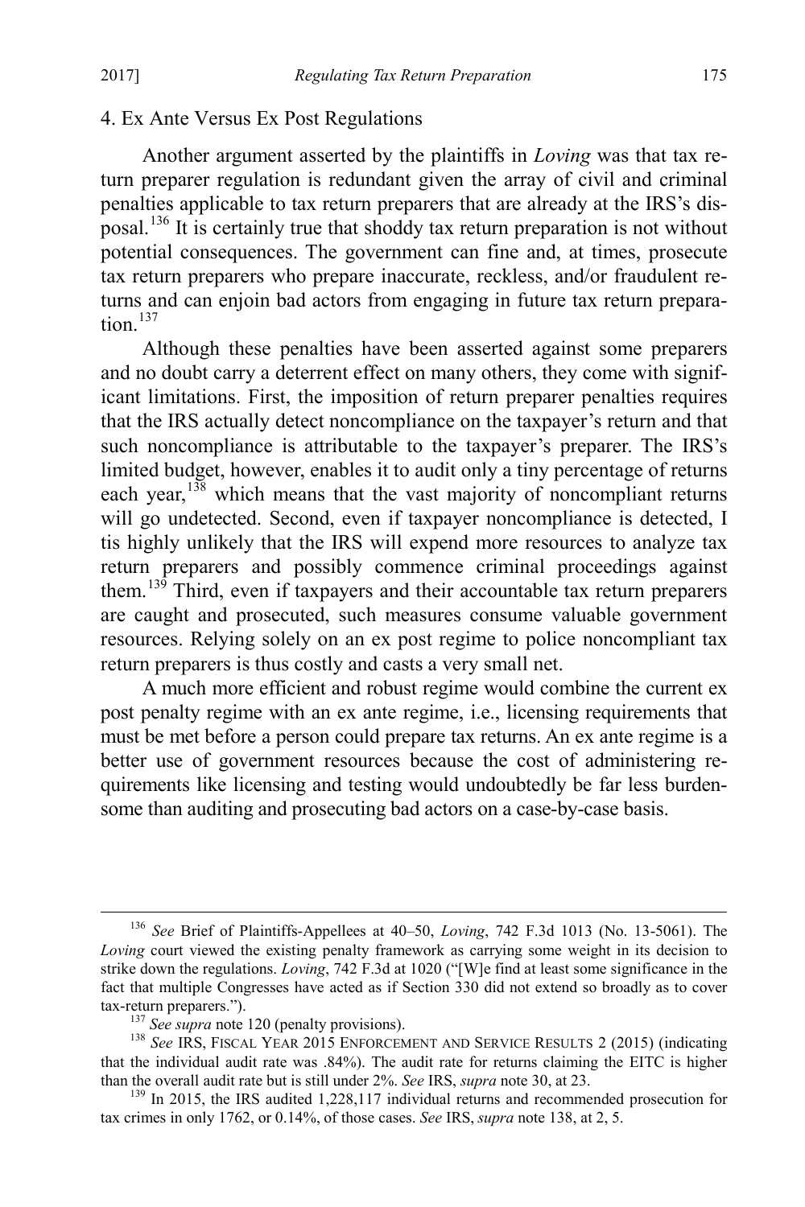#### 4. Ex Ante Versus Ex Post Regulations

Another argument asserted by the plaintiffs in *Loving* was that tax return preparer regulation is redundant given the array of civil and criminal penalties applicable to tax return preparers that are already at the IRS's disposal.[136] It is certainly true that shoddy tax return preparation is not without potential consequences. The government can fine and, at times, prosecute tax return preparers who prepare inaccurate, reckless, and/or fraudulent returns and can enjoin bad actors from engaging in future tax return preparation.[137]

Although these penalties have been asserted against some preparers and no doubt carry a deterrent effect on many others, they come with significant limitations. First, the imposition of return preparer penalties requires that the IRS actually detect noncompliance on the taxpayer's return and that such noncompliance is attributable to the taxpayer's preparer. The IRS's limited budget, however, enables it to audit only a tiny percentage of returns each year,[138] which means that the vast majority of noncompliant returns will go undetected. Second, even if taxpayer noncompliance is detected, I tis highly unlikely that the IRS will expend more resources to analyze tax return preparers and possibly commence criminal proceedings against them.[139] Third, even if taxpayers and their accountable tax return preparers are caught and prosecuted, such measures consume valuable government resources. Relying solely on an ex post regime to police noncompliant tax return preparers is thus costly and casts a very small net.

A much more efficient and robust regime would combine the current ex post penalty regime with an ex ante regime, i.e., licensing requirements that must be met before a person could prepare tax returns. An ex ante regime is a better use of government resources because the cost of administering requirements like licensing and testing would undoubtedly be far less burdensome than auditing and prosecuting bad actors on a case-by-case basis.

---

[136] *See* Brief of Plaintiffs-Appellees at 40–50, *Loving*, 742 F.3d 1013 (No. 13-5061). The *Loving* court viewed the existing penalty framework as carrying some weight in its decision to strike down the regulations. *Loving*, 742 F.3d at 1020 ("[W]e find at least some significance in the fact that multiple Congresses have acted as if Section 330 did not extend so broadly as to cover tax-return preparers.").

[137] *See supra* note 120 (penalty provisions).

[138] *See* IRS, FISCAL YEAR 2015 ENFORCEMENT AND SERVICE RESULTS 2 (2015) (indicating that the individual audit rate was .84%). The audit rate for returns claiming the EITC is higher than the overall audit rate but is still under 2%. *See* IRS, *supra* note 30, at 23.

[139] In 2015, the IRS audited 1,228,117 individual returns and recommended prosecution for tax crimes in only 1762, or 0.14%, of those cases. *See* IRS, *supra* note 138, at 2, 5.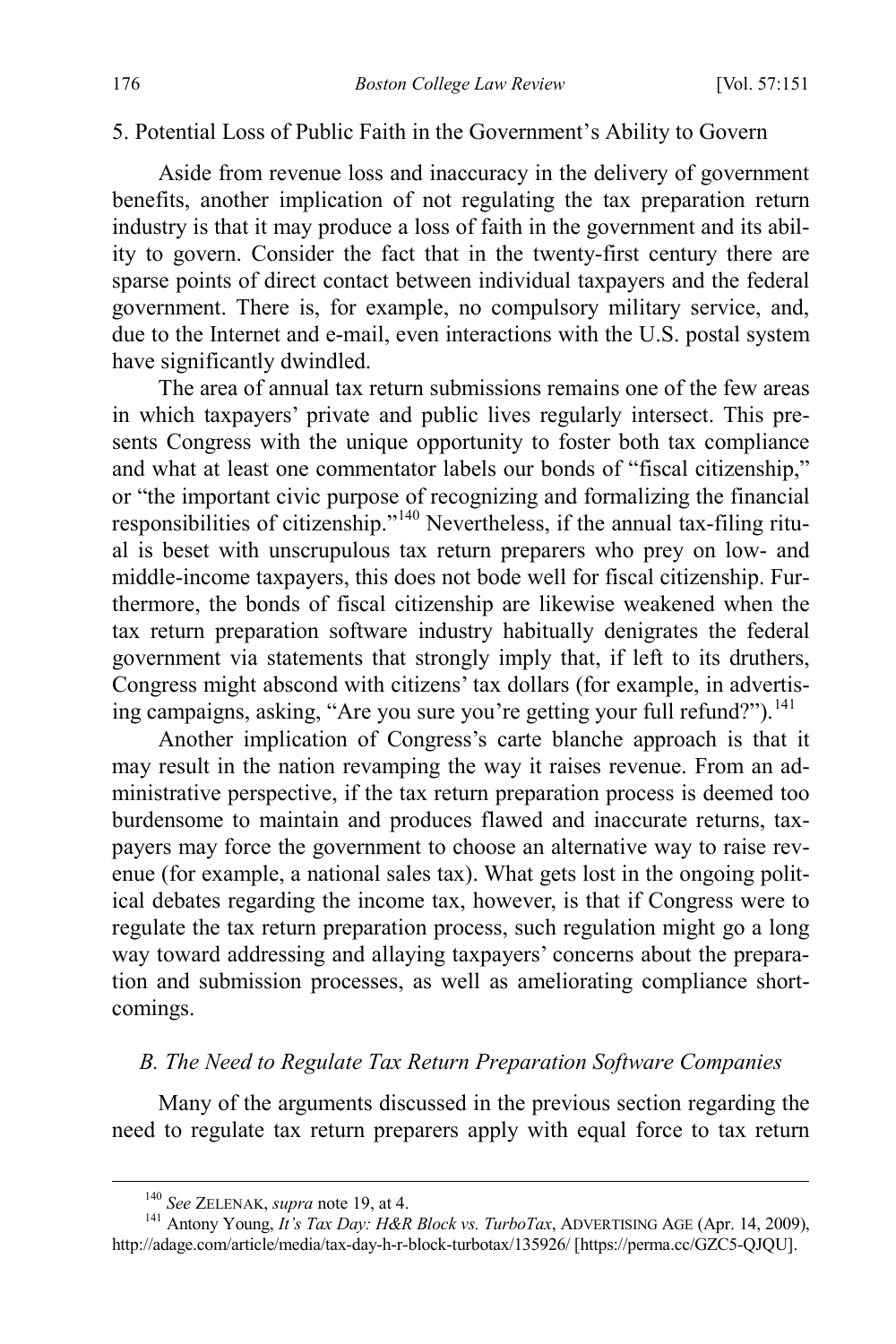5. Potential Loss of Public Faith in the Government's Ability to Govern

Aside from revenue loss and inaccuracy in the delivery of government benefits, another implication of not regulating the tax preparation return industry is that it may produce a loss of faith in the government and its ability to govern. Consider the fact that in the twenty-first century there are sparse points of direct contact between individual taxpayers and the federal government. There is, for example, no compulsory military service, and, due to the Internet and e-mail, even interactions with the U.S. postal system have significantly dwindled.

The area of annual tax return submissions remains one of the few areas in which taxpayers' private and public lives regularly intersect. This presents Congress with the unique opportunity to foster both tax compliance and what at least one commentator labels our bonds of "fiscal citizenship," or "the important civic purpose of recognizing and formalizing the financial responsibilities of citizenship."[140] Nevertheless, if the annual tax-filing ritual is beset with unscrupulous tax return preparers who prey on low- and middle-income taxpayers, this does not bode well for fiscal citizenship. Furthermore, the bonds of fiscal citizenship are likewise weakened when the tax return preparation software industry habitually denigrates the federal government via statements that strongly imply that, if left to its druthers, Congress might abscond with citizens' tax dollars (for example, in advertising campaigns, asking, "Are you sure you're getting your full refund?").[141]

Another implication of Congress's carte blanche approach is that it may result in the nation revamping the way it raises revenue. From an administrative perspective, if the tax return preparation process is deemed too burdensome to maintain and produces flawed and inaccurate returns, taxpayers may force the government to choose an alternative way to raise revenue (for example, a national sales tax). What gets lost in the ongoing political debates regarding the income tax, however, is that if Congress were to regulate the tax return preparation process, such regulation might go a long way toward addressing and allaying taxpayers' concerns about the preparation and submission processes, as well as ameliorating compliance shortcomings.

### *B. The Need to Regulate Tax Return Preparation Software Companies*

Many of the arguments discussed in the previous section regarding the need to regulate tax return preparers apply with equal force to tax return

---

[140] *See* ZELENAK, *supra* note 19, at 4.

[141] Antony Young, *It's Tax Day: H&R Block vs. TurboTax*, ADVERTISING AGE (Apr. 14, 2009), http://adage.com/article/media/tax-day-h-r-block-turbotax/135926/ [https://perma.cc/GZC5-QJQU].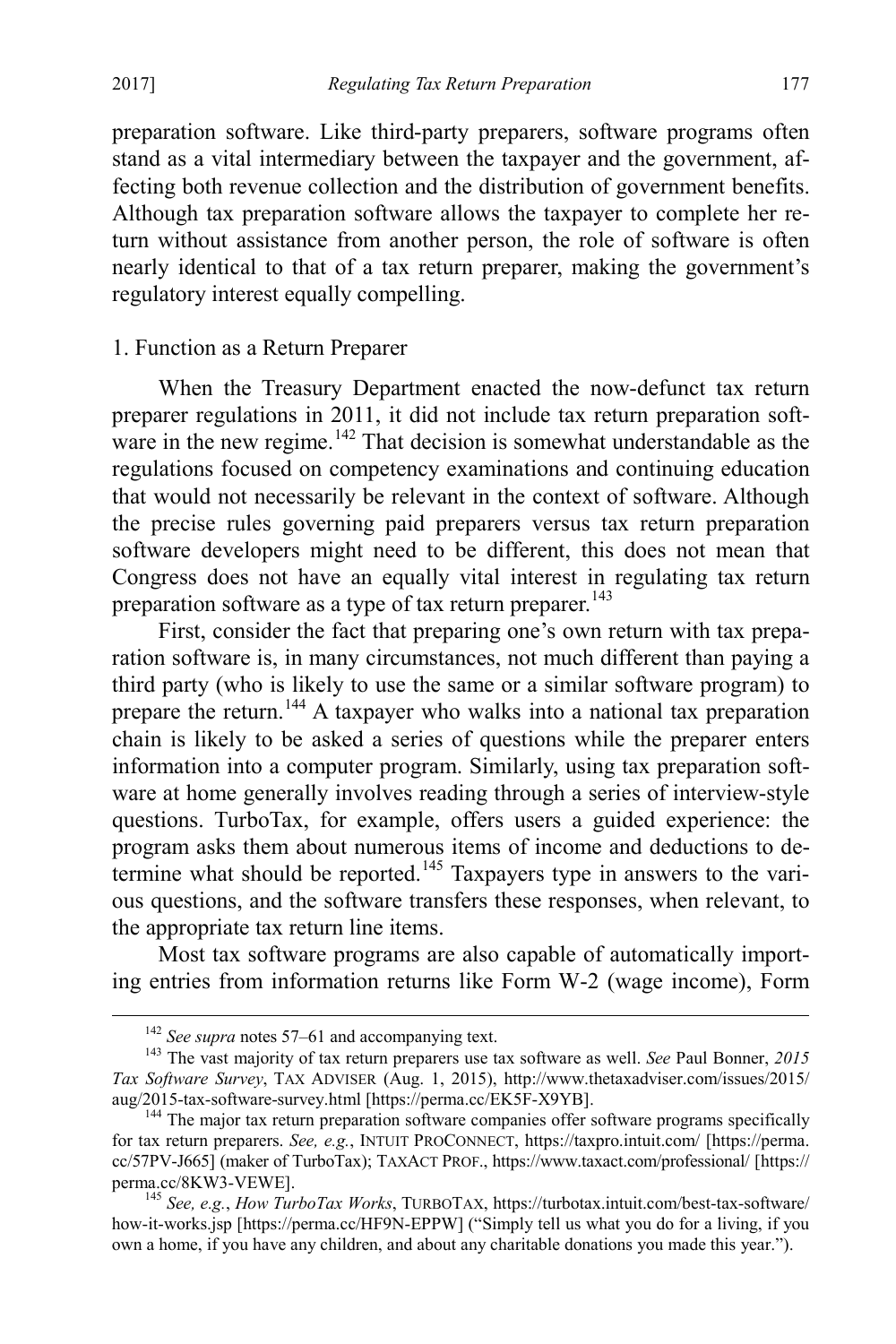preparation software. Like third-party preparers, software programs often stand as a vital intermediary between the taxpayer and the government, affecting both revenue collection and the distribution of government benefits. Although tax preparation software allows the taxpayer to complete her return without assistance from another person, the role of software is often nearly identical to that of a tax return preparer, making the government's regulatory interest equally compelling.

### 1. Function as a Return Preparer

When the Treasury Department enacted the now-defunct tax return preparer regulations in 2011, it did not include tax return preparation software in the new regime.[142] That decision is somewhat understandable as the regulations focused on competency examinations and continuing education that would not necessarily be relevant in the context of software. Although the precise rules governing paid preparers versus tax return preparation software developers might need to be different, this does not mean that Congress does not have an equally vital interest in regulating tax return preparation software as a type of tax return preparer.[143]

First, consider the fact that preparing one's own return with tax preparation software is, in many circumstances, not much different than paying a third party (who is likely to use the same or a similar software program) to prepare the return.[144] A taxpayer who walks into a national tax preparation chain is likely to be asked a series of questions while the preparer enters information into a computer program. Similarly, using tax preparation software at home generally involves reading through a series of interview-style questions. TurboTax, for example, offers users a guided experience: the program asks them about numerous items of income and deductions to determine what should be reported.[145] Taxpayers type in answers to the various questions, and the software transfers these responses, when relevant, to the appropriate tax return line items.

Most tax software programs are also capable of automatically importing entries from information returns like Form W-2 (wage income), Form

---

[142] *See supra* notes 57–61 and accompanying text.

[143] The vast majority of tax return preparers use tax software as well. *See* Paul Bonner, *2015 Tax Software Survey*, TAX ADVISER (Aug. 1, 2015), http://www.thetaxadviser.com/issues/2015/aug/2015-tax-software-survey.html [https://perma.cc/EK5F-X9YB].

[144] The major tax return preparation software companies offer software programs specifically for tax return preparers. *See, e.g.*, INTUIT PROCONNECT, https://taxpro.intuit.com/ [https://perma.cc/57PV-J665] (maker of TurboTax); TAXACT PROF., https://www.taxact.com/professional/ [https://perma.cc/8KW3-VEWE].

[145] *See, e.g.*, *How TurboTax Works*, TURBOTAX, https://turbotax.intuit.com/best-tax-software/how-it-works.jsp [https://perma.cc/HF9N-EPPW] ("Simply tell us what you do for a living, if you own a home, if you have any children, and about any charitable donations you made this year.").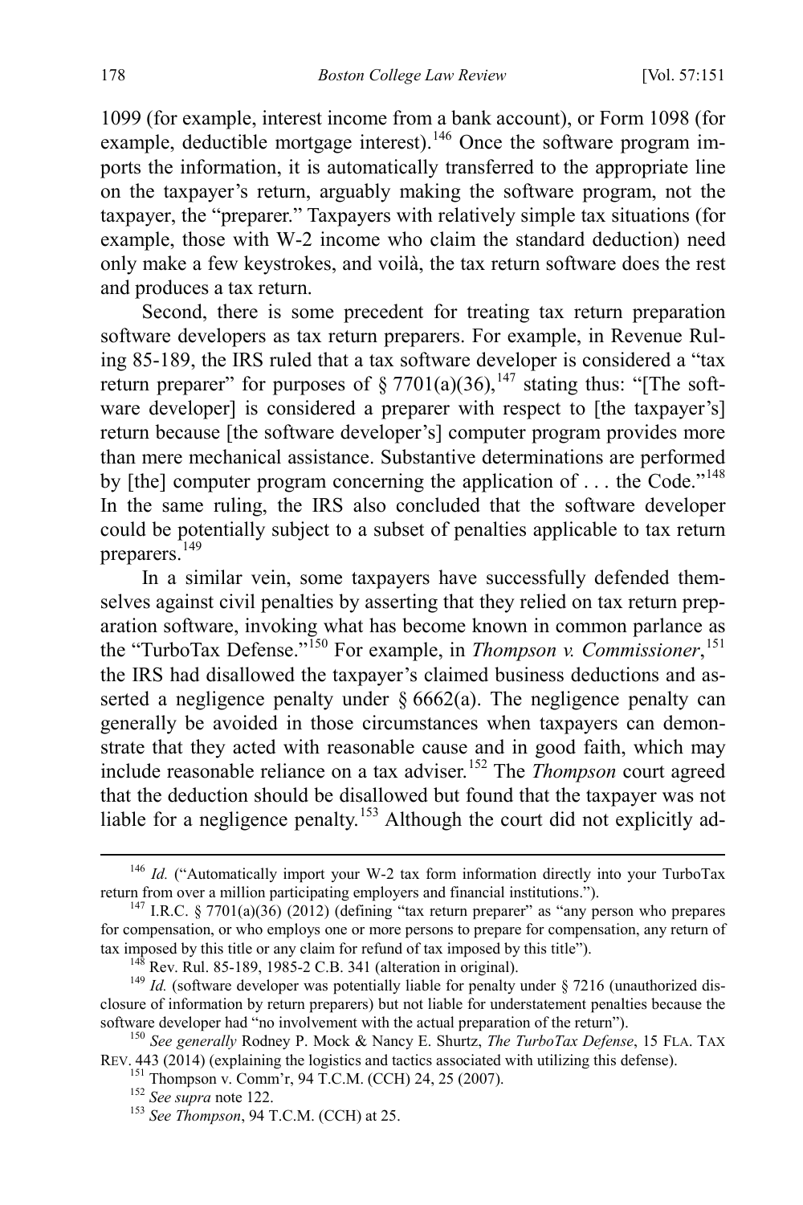1099 (for example, interest income from a bank account), or Form 1098 (for example, deductible mortgage interest).[146] Once the software program imports the information, it is automatically transferred to the appropriate line on the taxpayer's return, arguably making the software program, not the taxpayer, the "preparer." Taxpayers with relatively simple tax situations (for example, those with W-2 income who claim the standard deduction) need only make a few keystrokes, and voilà, the tax return software does the rest and produces a tax return.

Second, there is some precedent for treating tax return preparation software developers as tax return preparers. For example, in Revenue Ruling 85-189, the IRS ruled that a tax software developer is considered a "tax return preparer" for purposes of § 7701(a)(36),[147] stating thus: "[The software developer] is considered a preparer with respect to [the taxpayer's] return because [the software developer's] computer program provides more than mere mechanical assistance. Substantive determinations are performed by [the] computer program concerning the application of . . . the Code."[148] In the same ruling, the IRS also concluded that the software developer could be potentially subject to a subset of penalties applicable to tax return preparers.[149]

In a similar vein, some taxpayers have successfully defended themselves against civil penalties by asserting that they relied on tax return preparation software, invoking what has become known in common parlance as the "TurboTax Defense."[150] For example, in *Thompson v. Commissioner*,[151] the IRS had disallowed the taxpayer's claimed business deductions and asserted a negligence penalty under § 6662(a). The negligence penalty can generally be avoided in those circumstances when taxpayers can demonstrate that they acted with reasonable cause and in good faith, which may include reasonable reliance on a tax adviser.[152] The *Thompson* court agreed that the deduction should be disallowed but found that the taxpayer was not liable for a negligence penalty.[153] Although the court did not explicitly ad-

---

[146] *Id.* ("Automatically import your W-2 tax form information directly into your TurboTax return from over a million participating employers and financial institutions.").

[147] I.R.C. § 7701(a)(36) (2012) (defining "tax return preparer" as "any person who prepares for compensation, or who employs one or more persons to prepare for compensation, any return of tax imposed by this title or any claim for refund of tax imposed by this title").

[148] Rev. Rul. 85-189, 1985-2 C.B. 341 (alteration in original).

[149] *Id.* (software developer was potentially liable for penalty under § 7216 (unauthorized disclosure of information by return preparers) but not liable for understatement penalties because the software developer had "no involvement with the actual preparation of the return").

[150] *See generally* Rodney P. Mock & Nancy E. Shurtz, *The TurboTax Defense*, 15 FLA. TAX REV. 443 (2014) (explaining the logistics and tactics associated with utilizing this defense).

[151] Thompson v. Comm'r, 94 T.C.M. (CCH) 24, 25 (2007).

[152] *See supra* note 122.

[153] *See Thompson*, 94 T.C.M. (CCH) at 25.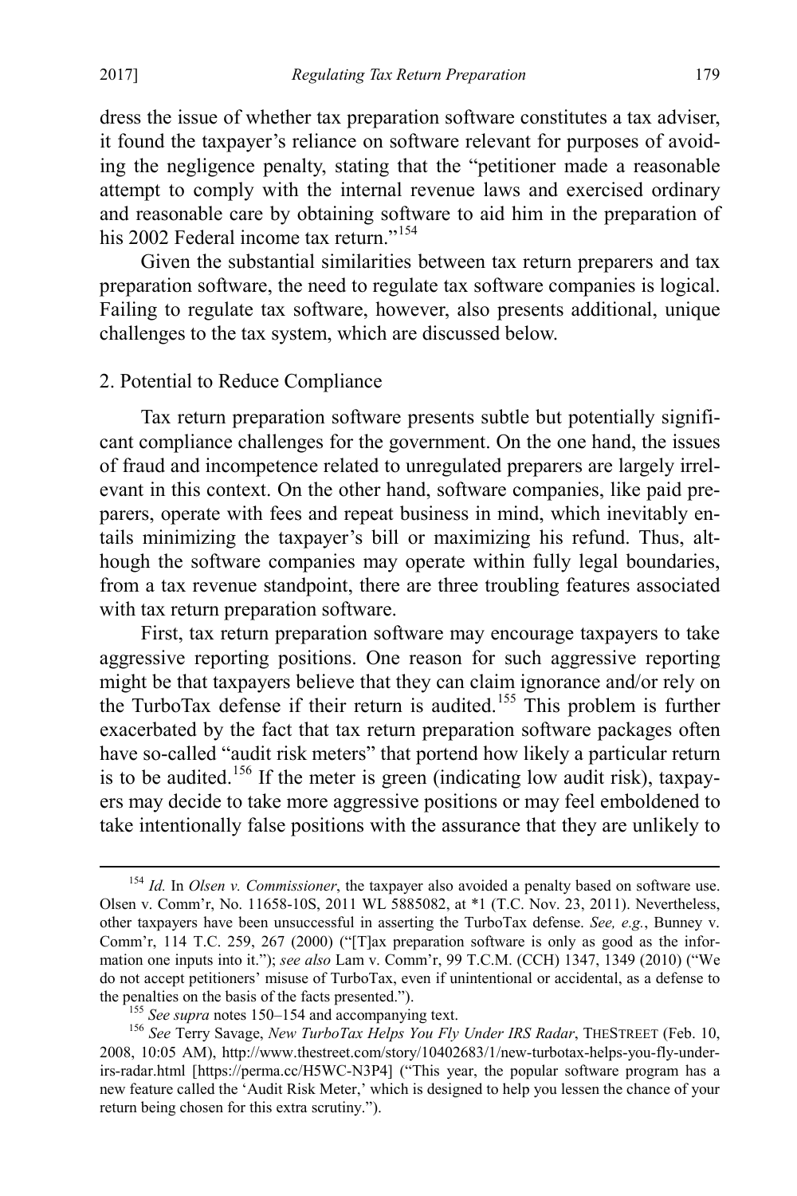dress the issue of whether tax preparation software constitutes a tax adviser, it found the taxpayer's reliance on software relevant for purposes of avoiding the negligence penalty, stating that the "petitioner made a reasonable attempt to comply with the internal revenue laws and exercised ordinary and reasonable care by obtaining software to aid him in the preparation of his 2002 Federal income tax return."[154]

Given the substantial similarities between tax return preparers and tax preparation software, the need to regulate tax software companies is logical. Failing to regulate tax software, however, also presents additional, unique challenges to the tax system, which are discussed below.

### 2. Potential to Reduce Compliance

Tax return preparation software presents subtle but potentially significant compliance challenges for the government. On the one hand, the issues of fraud and incompetence related to unregulated preparers are largely irrelevant in this context. On the other hand, software companies, like paid preparers, operate with fees and repeat business in mind, which inevitably entails minimizing the taxpayer's bill or maximizing his refund. Thus, although the software companies may operate within fully legal boundaries, from a tax revenue standpoint, there are three troubling features associated with tax return preparation software.

First, tax return preparation software may encourage taxpayers to take aggressive reporting positions. One reason for such aggressive reporting might be that taxpayers believe that they can claim ignorance and/or rely on the TurboTax defense if their return is audited.[155] This problem is further exacerbated by the fact that tax return preparation software packages often have so-called "audit risk meters" that portend how likely a particular return is to be audited.[156] If the meter is green (indicating low audit risk), taxpayers may decide to take more aggressive positions or may feel emboldened to take intentionally false positions with the assurance that they are unlikely to

---

[154] *Id.* In *Olsen v. Commissioner*, the taxpayer also avoided a penalty based on software use. Olsen v. Comm'r, No. 11658-10S, 2011 WL 5885082, at *1 (T.C. Nov. 23, 2011). Nevertheless, other taxpayers have been unsuccessful in asserting the TurboTax defense. *See, e.g.*, Bunney v. Comm'r, 114 T.C. 259, 267 (2000) ("[T]ax preparation software is only as good as the information one inputs into it."); *see also* Lam v. Comm'r, 99 T.C.M. (CCH) 1347, 1349 (2010) ("We do not accept petitioners' misuse of TurboTax, even if unintentional or accidental, as a defense to the penalties on the basis of the facts presented.").

[155] *See supra* notes 150–154 and accompanying text.

[156] *See* Terry Savage, *New TurboTax Helps You Fly Under IRS Radar*, THESTREET (Feb. 10, 2008, 10:05 AM), http://www.thestreet.com/story/10402683/1/new-turbotax-helps-you-fly-under-irs-radar.html [https://perma.cc/H5WC-N3P4] ("This year, the popular software program has a new feature called the 'Audit Risk Meter,' which is designed to help you lessen the chance of your return being chosen for this extra scrutiny.").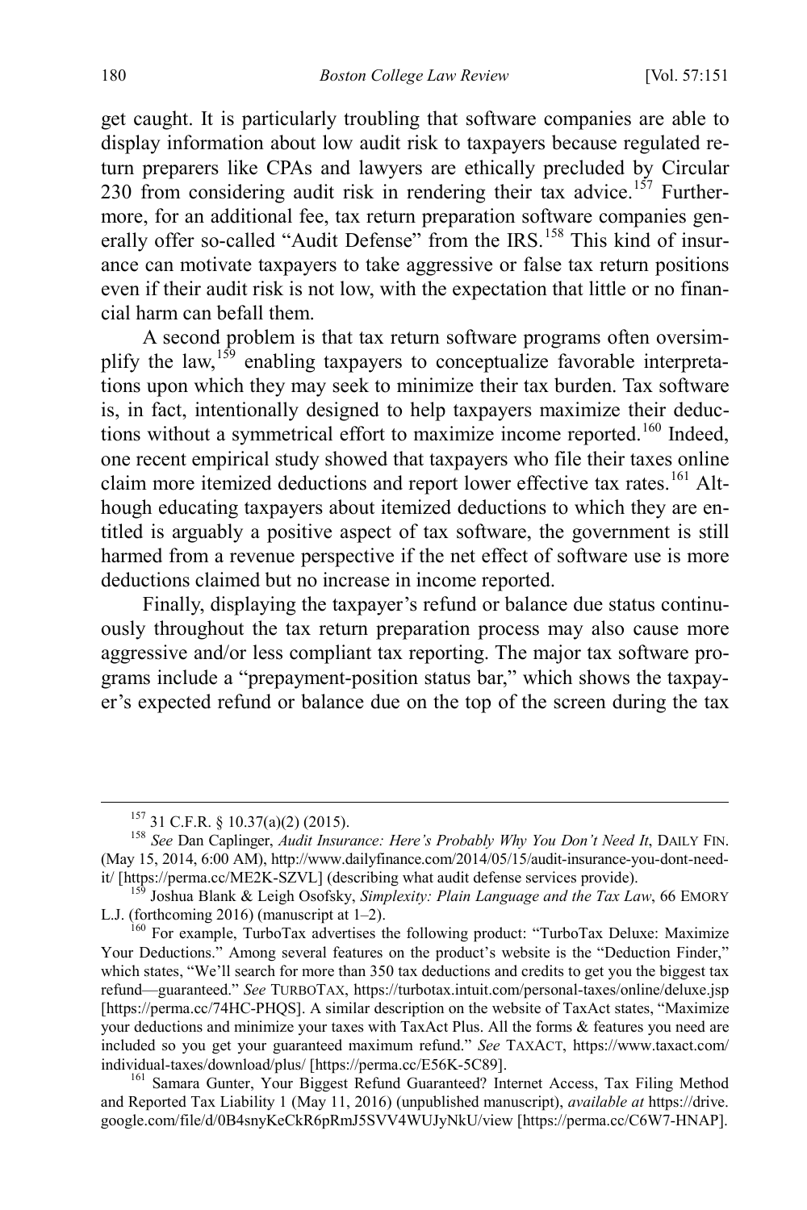get caught. It is particularly troubling that software companies are able to display information about low audit risk to taxpayers because regulated return preparers like CPAs and lawyers are ethically precluded by Circular 230 from considering audit risk in rendering their tax advice.[157] Furthermore, for an additional fee, tax return preparation software companies generally offer so-called "Audit Defense" from the IRS.[158] This kind of insurance can motivate taxpayers to take aggressive or false tax return positions even if their audit risk is not low, with the expectation that little or no financial harm can befall them.

A second problem is that tax return software programs often oversimplify the law,[159] enabling taxpayers to conceptualize favorable interpretations upon which they may seek to minimize their tax burden. Tax software is, in fact, intentionally designed to help taxpayers maximize their deductions without a symmetrical effort to maximize income reported.[160] Indeed, one recent empirical study showed that taxpayers who file their taxes online claim more itemized deductions and report lower effective tax rates.[161] Although educating taxpayers about itemized deductions to which they are entitled is arguably a positive aspect of tax software, the government is still harmed from a revenue perspective if the net effect of software use is more deductions claimed but no increase in income reported.

Finally, displaying the taxpayer's refund or balance due status continuously throughout the tax return preparation process may also cause more aggressive and/or less compliant tax reporting. The major tax software programs include a "prepayment-position status bar," which shows the taxpayer's expected refund or balance due on the top of the screen during the tax

---

[157] 31 C.F.R. § 10.37(a)(2) (2015).

[158] *See* Dan Caplinger, *Audit Insurance: Here's Probably Why You Don't Need It*, DAILY FIN. (May 15, 2014, 6:00 AM), http://www.dailyfinance.com/2014/05/15/audit-insurance-you-dont-need-it/ [https://perma.cc/ME2K-SZVL] (describing what audit defense services provide).

[159] Joshua Blank & Leigh Osofsky, *Simplexity: Plain Language and the Tax Law*, 66 EMORY L.J. (forthcoming 2016) (manuscript at 1–2).

[160] For example, TurboTax advertises the following product: "TurboTax Deluxe: Maximize Your Deductions." Among several features on the product's website is the "Deduction Finder," which states, "We'll search for more than 350 tax deductions and credits to get you the biggest tax refund—guaranteed." *See* TURBOTAX, https://turbotax.intuit.com/personal-taxes/online/deluxe.jsp [https://perma.cc/74HC-PHQS]. A similar description on the website of TaxAct states, "Maximize your deductions and minimize your taxes with TaxAct Plus. All the forms & features you need are included so you get your guaranteed maximum refund." *See* TAXACT, https://www.taxact.com/individual-taxes/download/plus/ [https://perma.cc/E56K-5C89].

[161] Samara Gunter, Your Biggest Refund Guaranteed? Internet Access, Tax Filing Method and Reported Tax Liability 1 (May 11, 2016) (unpublished manuscript), *available at* https://drive.google.com/file/d/0B4snyKeCkR6pRmJ5SVV4WUJyNkU/view [https://perma.cc/C6W7-HNAP].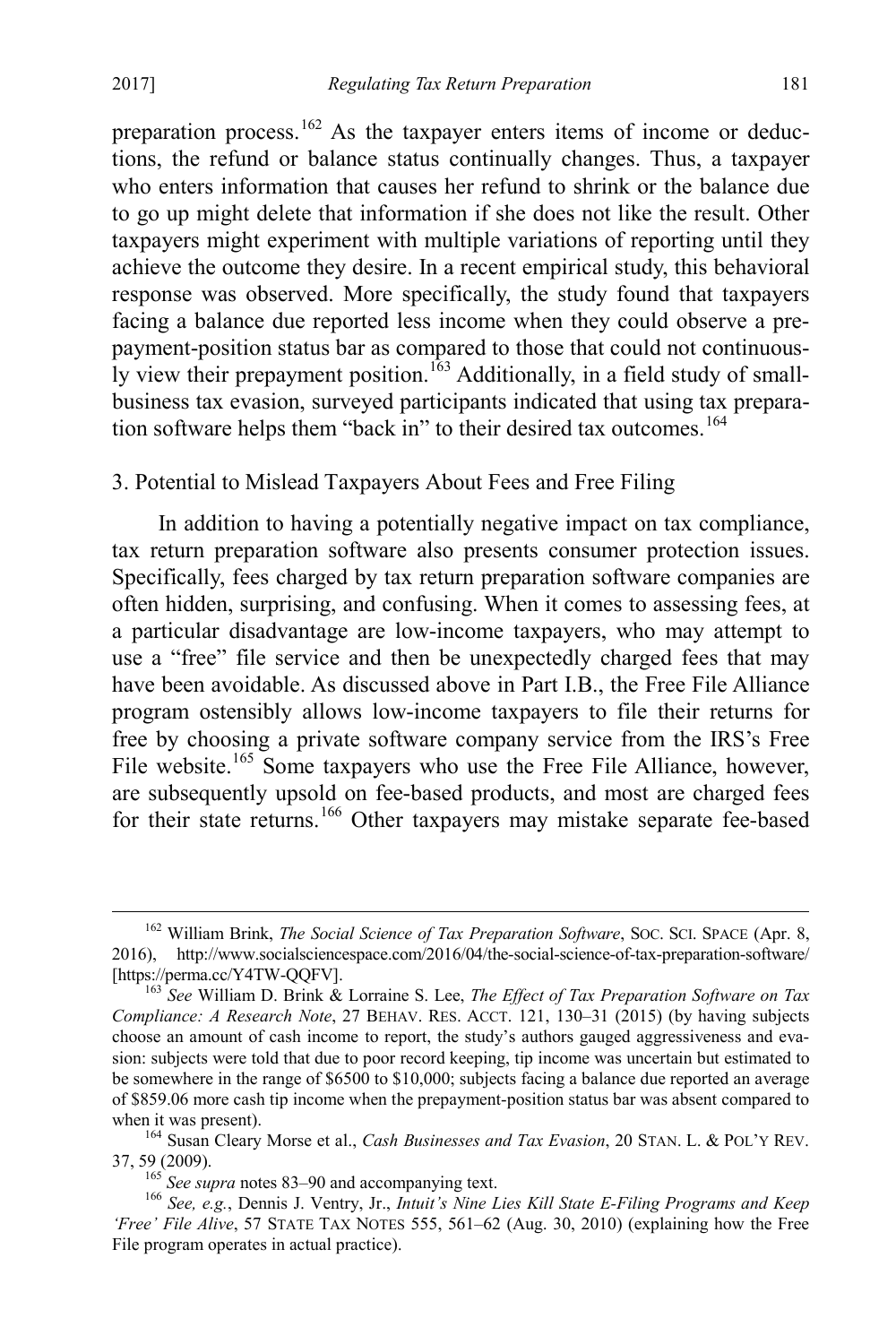preparation process.[162] As the taxpayer enters items of income or deductions, the refund or balance status continually changes. Thus, a taxpayer who enters information that causes her refund to shrink or the balance due to go up might delete that information if she does not like the result. Other taxpayers might experiment with multiple variations of reporting until they achieve the outcome they desire. In a recent empirical study, this behavioral response was observed. More specifically, the study found that taxpayers facing a balance due reported less income when they could observe a prepayment-position status bar as compared to those that could not continuously view their prepayment position.[163] Additionally, in a field study of small-business tax evasion, surveyed participants indicated that using tax preparation software helps them "back in" to their desired tax outcomes.[164]

### 3. Potential to Mislead Taxpayers About Fees and Free Filing

In addition to having a potentially negative impact on tax compliance, tax return preparation software also presents consumer protection issues. Specifically, fees charged by tax return preparation software companies are often hidden, surprising, and confusing. When it comes to assessing fees, at a particular disadvantage are low-income taxpayers, who may attempt to use a "free" file service and then be unexpectedly charged fees that may have been avoidable. As discussed above in Part I.B., the Free File Alliance program ostensibly allows low-income taxpayers to file their returns for free by choosing a private software company service from the IRS's Free File website.[165] Some taxpayers who use the Free File Alliance, however, are subsequently upsold on fee-based products, and most are charged fees for their state returns.[166] Other taxpayers may mistake separate fee-based

---

[162] William Brink, *The Social Science of Tax Preparation Software*, SOC. SCI. SPACE (Apr. 8, 2016), http://www.socialsciencespace.com/2016/04/the-social-science-of-tax-preparation-software/ [https://perma.cc/Y4TW-QQFV].

[163] *See* William D. Brink & Lorraine S. Lee, *The Effect of Tax Preparation Software on Tax Compliance: A Research Note*, 27 BEHAV. RES. ACCT. 121, 130–31 (2015) (by having subjects choose an amount of cash income to report, the study's authors gauged aggressiveness and evasion: subjects were told that due to poor record keeping, tip income was uncertain but estimated to be somewhere in the range of $6500 to $10,000; subjects facing a balance due reported an average of $859.06 more cash tip income when the prepayment-position status bar was absent compared to when it was present).

[164] Susan Cleary Morse et al., *Cash Businesses and Tax Evasion*, 20 STAN. L. & POL'Y REV. 37, 59 (2009).

[165] *See supra* notes 83–90 and accompanying text.

[166] *See, e.g.*, Dennis J. Ventry, Jr., *Intuit's Nine Lies Kill State E-Filing Programs and Keep 'Free' File Alive*, 57 STATE TAX NOTES 555, 561–62 (Aug. 30, 2010) (explaining how the Free File program operates in actual practice).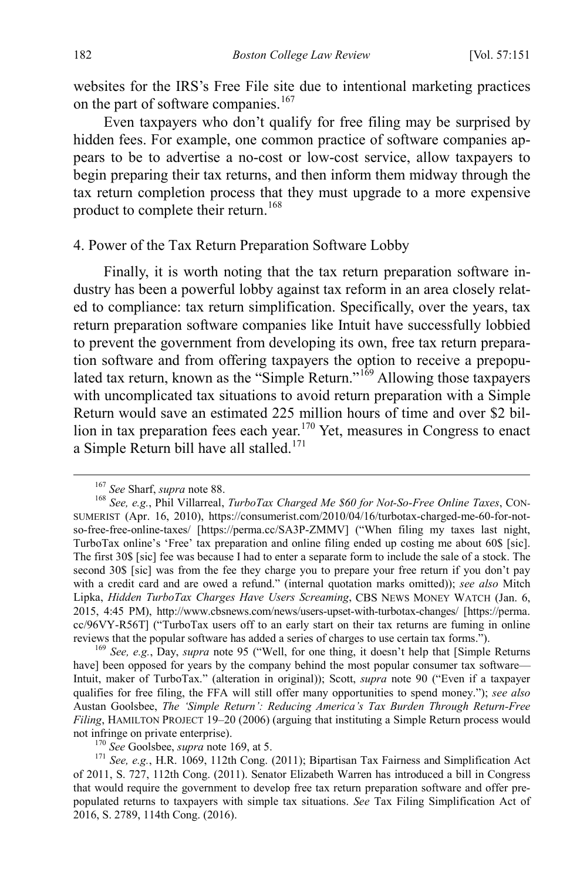websites for the IRS's Free File site due to intentional marketing practices on the part of software companies.[167]

Even taxpayers who don't qualify for free filing may be surprised by hidden fees. For example, one common practice of software companies appears to be to advertise a no-cost or low-cost service, allow taxpayers to begin preparing their tax returns, and then inform them midway through the tax return completion process that they must upgrade to a more expensive product to complete their return.[168]

#### 4. Power of the Tax Return Preparation Software Lobby

Finally, it is worth noting that the tax return preparation software industry has been a powerful lobby against tax reform in an area closely related to compliance: tax return simplification. Specifically, over the years, tax return preparation software companies like Intuit have successfully lobbied to prevent the government from developing its own, free tax return preparation software and from offering taxpayers the option to receive a prepopulated tax return, known as the "Simple Return."[169] Allowing those taxpayers with uncomplicated tax situations to avoid return preparation with a Simple Return would save an estimated 225 million hours of time and over $2 billion in tax preparation fees each year.[170] Yet, measures in Congress to enact a Simple Return bill have all stalled.[171]

---

[167] *See* Sharf, *supra* note 88.

[168] *See, e.g.*, Phil Villarreal, *TurboTax Charged Me $60 for Not-So-Free Online Taxes*, CONSUMERIST (Apr. 16, 2010), https://consumerist.com/2010/04/16/turbotax-charged-me-60-for-not-so-free-free-online-taxes/ [https://perma.cc/SA3P-ZMMV] ("When filing my taxes last night, TurboTax online's 'Free' tax preparation and online filing ended up costing me about 60$ [sic]. The first 30$ [sic] fee was because I had to enter a separate form to include the sale of a stock. The second 30$ [sic] was from the fee they charge you to prepare your free return if you don't pay with a credit card and are owed a refund." (internal quotation marks omitted)); *see also* Mitch Lipka, *Hidden TurboTax Charges Have Users Screaming*, CBS NEWS MONEY WATCH (Jan. 6, 2015, 4:45 PM), http://www.cbsnews.com/news/users-upset-with-turbotax-changes/ [https://perma.cc/96VY-R56T] ("TurboTax users off to an early start on their tax returns are fuming in online reviews that the popular software has added a series of charges to use certain tax forms.").

[169] *See, e.g.*, Day, *supra* note 95 ("Well, for one thing, it doesn't help that [Simple Returns have] been opposed for years by the company behind the most popular consumer tax software—Intuit, maker of TurboTax." (alteration in original)); Scott, *supra* note 90 ("Even if a taxpayer qualifies for free filing, the FFA will still offer many opportunities to spend money."); *see also* Austan Goolsbee, *The 'Simple Return': Reducing America's Tax Burden Through Return-Free Filing*, HAMILTON PROJECT 19–20 (2006) (arguing that instituting a Simple Return process would not infringe on private enterprise).

[170] *See* Goolsbee, *supra* note 169, at 5.

[171] *See, e.g.*, H.R. 1069, 112th Cong. (2011); Bipartisan Tax Fairness and Simplification Act of 2011, S. 727, 112th Cong. (2011). Senator Elizabeth Warren has introduced a bill in Congress that would require the government to develop free tax return preparation software and offer prepopulated returns to taxpayers with simple tax situations. *See* Tax Filing Simplification Act of 2016, S. 2789, 114th Cong. (2016).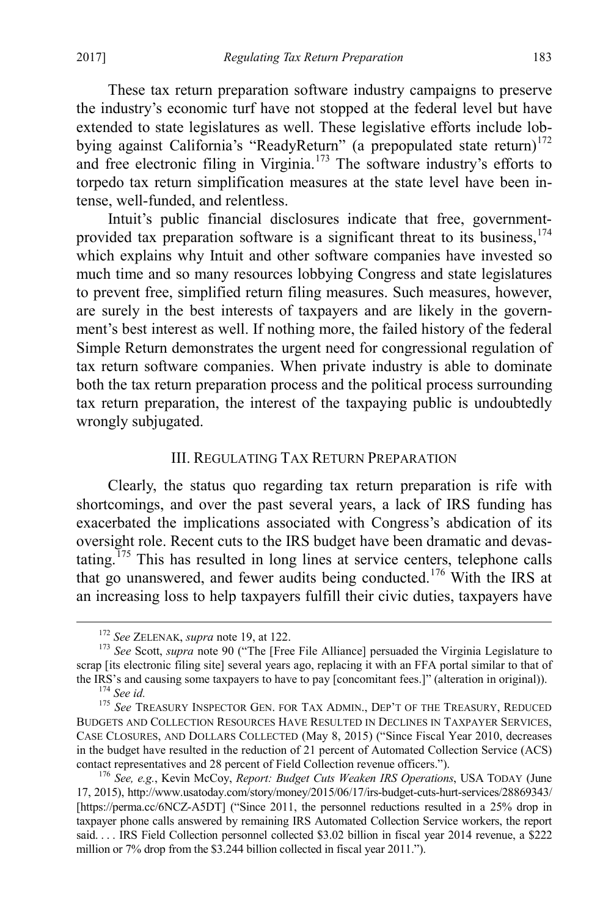These tax return preparation software industry campaigns to preserve the industry's economic turf have not stopped at the federal level but have extended to state legislatures as well. These legislative efforts include lobbying against California's "ReadyReturn" (a prepopulated state return)[172] and free electronic filing in Virginia.[173] The software industry's efforts to torpedo tax return simplification measures at the state level have been intense, well-funded, and relentless.

Intuit's public financial disclosures indicate that free, government-provided tax preparation software is a significant threat to its business,[174] which explains why Intuit and other software companies have invested so much time and so many resources lobbying Congress and state legislatures to prevent free, simplified return filing measures. Such measures, however, are surely in the best interests of taxpayers and are likely in the government's best interest as well. If nothing more, the failed history of the federal Simple Return demonstrates the urgent need for congressional regulation of tax return software companies. When private industry is able to dominate both the tax return preparation process and the political process surrounding tax return preparation, the interest of the taxpaying public is undoubtedly wrongly subjugated.

## III. REGULATING TAX RETURN PREPARATION

Clearly, the status quo regarding tax return preparation is rife with shortcomings, and over the past several years, a lack of IRS funding has exacerbated the implications associated with Congress's abdication of its oversight role. Recent cuts to the IRS budget have been dramatic and devastating.[175] This has resulted in long lines at service centers, telephone calls that go unanswered, and fewer audits being conducted.[176] With the IRS at an increasing loss to help taxpayers fulfill their civic duties, taxpayers have

---

[172] *See* ZELENAK, *supra* note 19, at 122.

[173] *See* Scott, *supra* note 90 ("The [Free File Alliance] persuaded the Virginia Legislature to scrap [its electronic filing site] several years ago, replacing it with an FFA portal similar to that of the IRS's and causing some taxpayers to have to pay [concomitant fees.]" (alteration in original)).

[174] *See id.*

[175] *See* TREASURY INSPECTOR GEN. FOR TAX ADMIN., DEP'T OF THE TREASURY, REDUCED BUDGETS AND COLLECTION RESOURCES HAVE RESULTED IN DECLINES IN TAXPAYER SERVICES, CASE CLOSURES, AND DOLLARS COLLECTED (May 8, 2015) ("Since Fiscal Year 2010, decreases in the budget have resulted in the reduction of 21 percent of Automated Collection Service (ACS) contact representatives and 28 percent of Field Collection revenue officers.").

[176] *See, e.g.*, Kevin McCoy, *Report: Budget Cuts Weaken IRS Operations*, USA TODAY (June 17, 2015), http://www.usatoday.com/story/money/2015/06/17/irs-budget-cuts-hurt-services/28869343/ [https://perma.cc/6NCZ-A5DT] ("Since 2011, the personnel reductions resulted in a 25% drop in taxpayer phone calls answered by remaining IRS Automated Collection Service workers, the report said. . . . IRS Field Collection personnel collected $3.02 billion in fiscal year 2014 revenue, a $222 million or 7% drop from the $3.244 billion collected in fiscal year 2011.").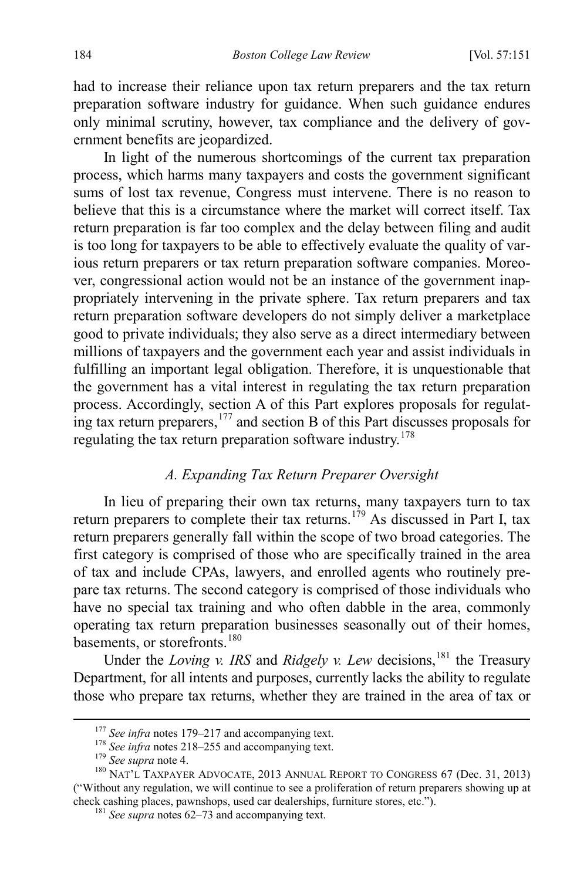had to increase their reliance upon tax return preparers and the tax return preparation software industry for guidance. When such guidance endures only minimal scrutiny, however, tax compliance and the delivery of government benefits are jeopardized.

In light of the numerous shortcomings of the current tax preparation process, which harms many taxpayers and costs the government significant sums of lost tax revenue, Congress must intervene. There is no reason to believe that this is a circumstance where the market will correct itself. Tax return preparation is far too complex and the delay between filing and audit is too long for taxpayers to be able to effectively evaluate the quality of various return preparers or tax return preparation software companies. Moreover, congressional action would not be an instance of the government inappropriately intervening in the private sphere. Tax return preparers and tax return preparation software developers do not simply deliver a marketplace good to private individuals; they also serve as a direct intermediary between millions of taxpayers and the government each year and assist individuals in fulfilling an important legal obligation. Therefore, it is unquestionable that the government has a vital interest in regulating the tax return preparation process. Accordingly, section A of this Part explores proposals for regulating tax return preparers,[177] and section B of this Part discusses proposals for regulating the tax return preparation software industry.[178]

### *A. Expanding Tax Return Preparer Oversight*

In lieu of preparing their own tax returns, many taxpayers turn to tax return preparers to complete their tax returns.[179] As discussed in Part I, tax return preparers generally fall within the scope of two broad categories. The first category is comprised of those who are specifically trained in the area of tax and include CPAs, lawyers, and enrolled agents who routinely prepare tax returns. The second category is comprised of those individuals who have no special tax training and who often dabble in the area, commonly operating tax return preparation businesses seasonally out of their homes, basements, or storefronts.[180]

Under the *Loving v. IRS* and *Ridgely v. Lew* decisions,[181] the Treasury Department, for all intents and purposes, currently lacks the ability to regulate those who prepare tax returns, whether they are trained in the area of tax or

---

[177] *See infra* notes 179–217 and accompanying text.

[178] *See infra* notes 218–255 and accompanying text.

[179] *See supra* note 4.

[180] NAT'L TAXPAYER ADVOCATE, 2013 ANNUAL REPORT TO CONGRESS 67 (Dec. 31, 2013) ("Without any regulation, we will continue to see a proliferation of return preparers showing up at check cashing places, pawnshops, used car dealerships, furniture stores, etc.").

[181] *See supra* notes 62–73 and accompanying text.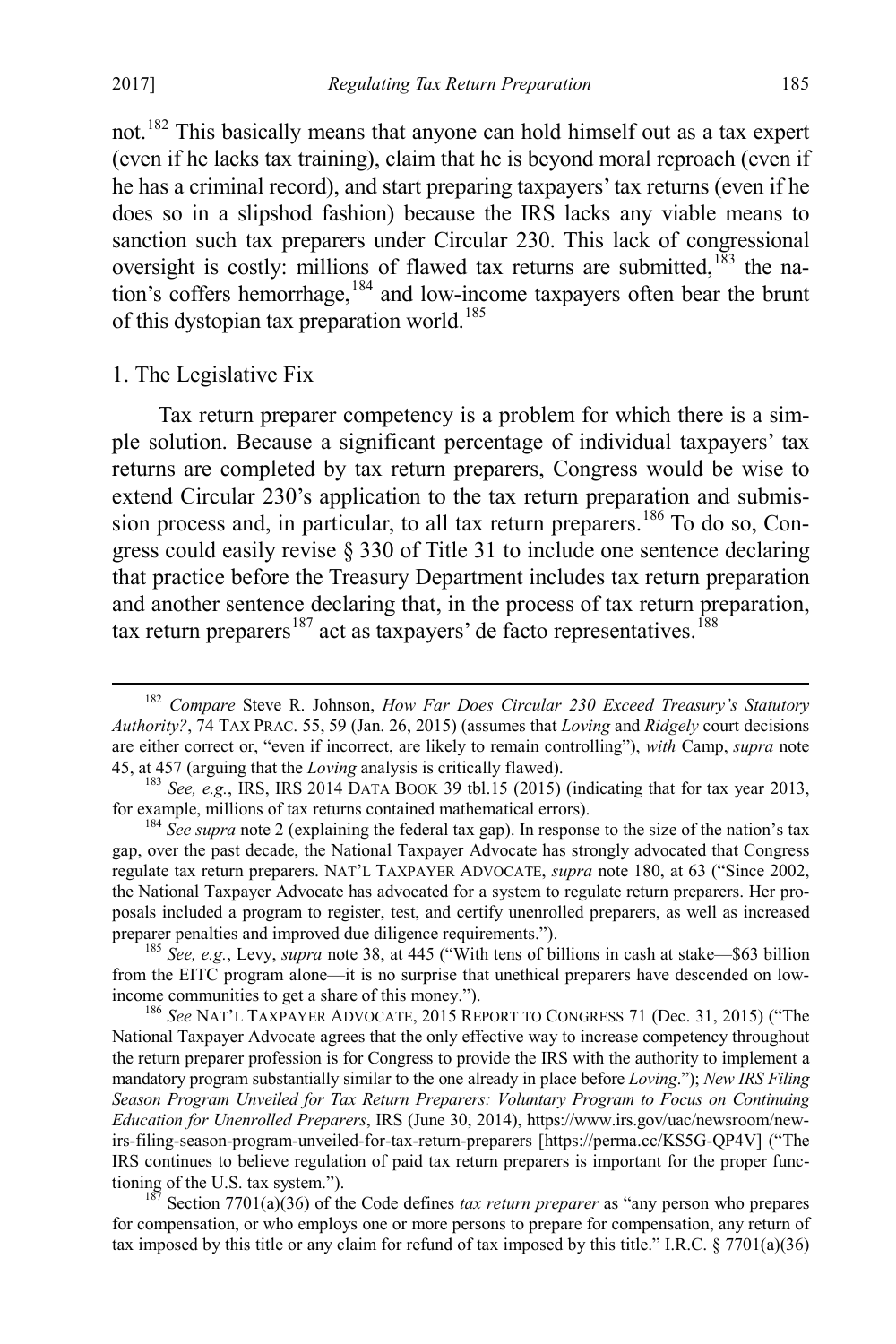not.[182] This basically means that anyone can hold himself out as a tax expert (even if he lacks tax training), claim that he is beyond moral reproach (even if he has a criminal record), and start preparing taxpayers' tax returns (even if he does so in a slipshod fashion) because the IRS lacks any viable means to sanction such tax preparers under Circular 230. This lack of congressional oversight is costly: millions of flawed tax returns are submitted,[183] the nation's coffers hemorrhage,[184] and low-income taxpayers often bear the brunt of this dystopian tax preparation world.[185]

### 1. The Legislative Fix

Tax return preparer competency is a problem for which there is a simple solution. Because a significant percentage of individual taxpayers' tax returns are completed by tax return preparers, Congress would be wise to extend Circular 230's application to the tax return preparation and submission process and, in particular, to all tax return preparers.[186] To do so, Congress could easily revise § 330 of Title 31 to include one sentence declaring that practice before the Treasury Department includes tax return preparation and another sentence declaring that, in the process of tax return preparation, tax return preparers[187] act as taxpayers' de facto representatives.[188]

---

[182] *Compare* Steve R. Johnson, *How Far Does Circular 230 Exceed Treasury's Statutory Authority?*, 74 TAX PRAC. 55, 59 (Jan. 26, 2015) (assumes that *Loving* and *Ridgely* court decisions are either correct or, "even if incorrect, are likely to remain controlling"), *with* Camp, *supra* note 45, at 457 (arguing that the *Loving* analysis is critically flawed).

[183] *See, e.g.*, IRS, IRS 2014 DATA BOOK 39 tbl.15 (2015) (indicating that for tax year 2013, for example, millions of tax returns contained mathematical errors).

[184] *See supra* note 2 (explaining the federal tax gap). In response to the size of the nation's tax gap, over the past decade, the National Taxpayer Advocate has strongly advocated that Congress regulate tax return preparers. NAT'L TAXPAYER ADVOCATE, *supra* note 180, at 63 ("Since 2002, the National Taxpayer Advocate has advocated for a system to register, test, and certify unenrolled preparers. Her proposals included a program to register, test, and certify unenrolled preparers, as well as increased preparer penalties and improved due diligence requirements.").

[185] *See, e.g.*, Levy, *supra* note 38, at 445 ("With tens of billions in cash at stake—$63 billion from the EITC program alone—it is no surprise that unethical preparers have descended on low-income communities to get a share of this money.").

[186] *See* NAT'L TAXPAYER ADVOCATE, 2015 REPORT TO CONGRESS 71 (Dec. 31, 2015) ("The National Taxpayer Advocate agrees that the only effective way to increase competency throughout the return preparer profession is for Congress to provide the IRS with the authority to implement a mandatory program substantially similar to the one already in place before *Loving*."); *New IRS Filing Season Program Unveiled for Tax Return Preparers: Voluntary Program to Focus on Continuing Education for Unenrolled Preparers*, IRS (June 30, 2014), https://www.irs.gov/uac/newsroom/new-irs-filing-season-program-unveiled-for-tax-return-preparers [https://perma.cc/KS5G-QP4V] ("The IRS continues to believe regulation of paid tax return preparers is important for the proper functioning of the U.S. tax system.").

[187] Section 7701(a)(36) of the Code defines *tax return preparer* as "any person who prepares for compensation, or who employs one or more persons to prepare for compensation, any return of tax imposed by this title or any claim for refund of tax imposed by this title." I.R.C. § 7701(a)(36)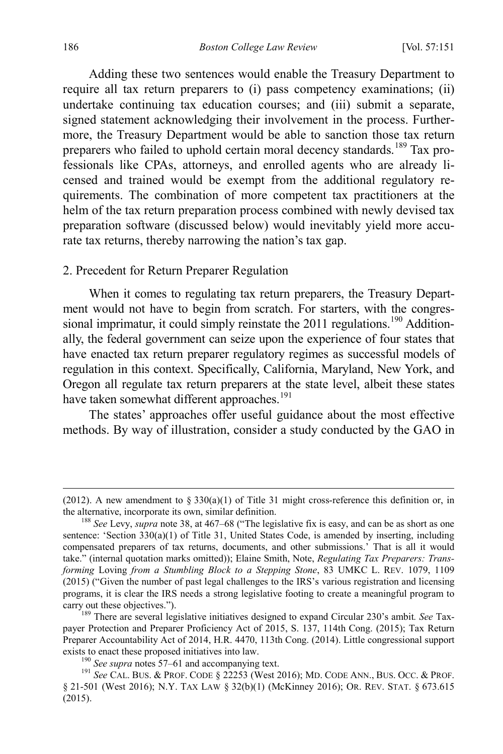Adding these two sentences would enable the Treasury Department to require all tax return preparers to (i) pass competency examinations; (ii) undertake continuing tax education courses; and (iii) submit a separate, signed statement acknowledging their involvement in the process. Furthermore, the Treasury Department would be able to sanction those tax return preparers who failed to uphold certain moral decency standards.[189] Tax professionals like CPAs, attorneys, and enrolled agents who are already licensed and trained would be exempt from the additional regulatory requirements. The combination of more competent tax practitioners at the helm of the tax return preparation process combined with newly devised tax preparation software (discussed below) would inevitably yield more accurate tax returns, thereby narrowing the nation's tax gap.

### 2. Precedent for Return Preparer Regulation

When it comes to regulating tax return preparers, the Treasury Department would not have to begin from scratch. For starters, with the congressional imprimatur, it could simply reinstate the 2011 regulations.[190] Additionally, the federal government can seize upon the experience of four states that have enacted tax return preparer regulatory regimes as successful models of regulation in this context. Specifically, California, Maryland, New York, and Oregon all regulate tax return preparers at the state level, albeit these states have taken somewhat different approaches.[191]

The states' approaches offer useful guidance about the most effective methods. By way of illustration, consider a study conducted by the GAO in

---

(2012). A new amendment to § 330(a)(1) of Title 31 might cross-reference this definition or, in the alternative, incorporate its own, similar definition.

[188] *See* Levy, *supra* note 38, at 467–68 ("The legislative fix is easy, and can be as short as one sentence: 'Section 330(a)(1) of Title 31, United States Code, is amended by inserting, including compensated preparers of tax returns, documents, and other submissions.' That is all it would take." (internal quotation marks omitted)); Elaine Smith, Note, *Regulating Tax Preparers: Transforming* Loving *from a Stumbling Block to a Stepping Stone*, 83 UMKC L. REV. 1079, 1109 (2015) ("Given the number of past legal challenges to the IRS's various registration and licensing programs, it is clear the IRS needs a strong legislative footing to create a meaningful program to carry out these objectives.").

[189] There are several legislative initiatives designed to expand Circular 230's ambit*. See* Taxpayer Protection and Preparer Proficiency Act of 2015, S. 137, 114th Cong. (2015); Tax Return Preparer Accountability Act of 2014, H.R. 4470, 113th Cong. (2014). Little congressional support exists to enact these proposed initiatives into law.

[190] *See supra* notes 57–61 and accompanying text.

[191] *See* CAL. BUS. & PROF. CODE § 22253 (West 2016); MD. CODE ANN., BUS. OCC. & PROF. § 21-501 (West 2016); N.Y. TAX LAW § 32(b)(1) (McKinney 2016); OR. REV. STAT. § 673.615 (2015).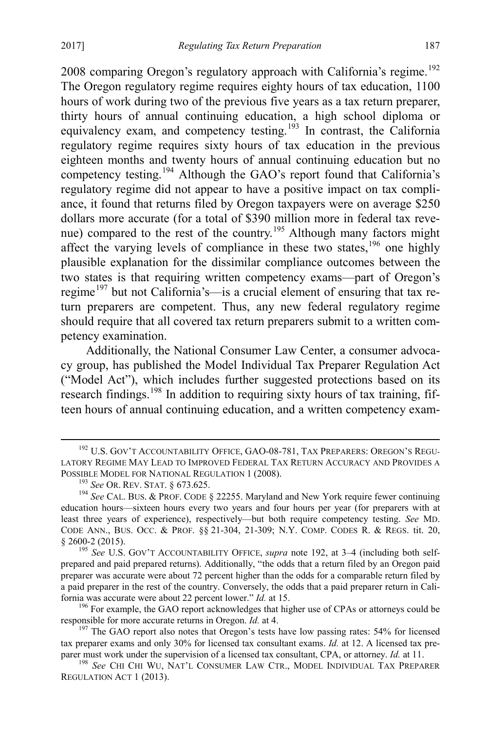2008 comparing Oregon's regulatory approach with California's regime.[192] The Oregon regulatory regime requires eighty hours of tax education, 1100 hours of work during two of the previous five years as a tax return preparer, thirty hours of annual continuing education, a high school diploma or equivalency exam, and competency testing.[193] In contrast, the California regulatory regime requires sixty hours of tax education in the previous eighteen months and twenty hours of annual continuing education but no competency testing.[194] Although the GAO's report found that California's regulatory regime did not appear to have a positive impact on tax compliance, it found that returns filed by Oregon taxpayers were on average $250 dollars more accurate (for a total of $390 million more in federal tax revenue) compared to the rest of the country.[195] Although many factors might affect the varying levels of compliance in these two states,[196] one highly plausible explanation for the dissimilar compliance outcomes between the two states is that requiring written competency exams—part of Oregon's regime[197] but not California's—is a crucial element of ensuring that tax return preparers are competent. Thus, any new federal regulatory regime should require that all covered tax return preparers submit to a written competency examination.

Additionally, the National Consumer Law Center, a consumer advocacy group, has published the Model Individual Tax Preparer Regulation Act ("Model Act"), which includes further suggested protections based on its research findings.[198] In addition to requiring sixty hours of tax training, fifteen hours of annual continuing education, and a written competency exam-

---

[192] U.S. GOV'T ACCOUNTABILITY OFFICE, GAO-08-781, TAX PREPARERS: OREGON'S REGULATORY REGIME MAY LEAD TO IMPROVED FEDERAL TAX RETURN ACCURACY AND PROVIDES A POSSIBLE MODEL FOR NATIONAL REGULATION 1 (2008).

[193] *See* OR. REV. STAT. § 673.625.

[194] *See* CAL. BUS. & PROF. CODE § 22255. Maryland and New York require fewer continuing education hours—sixteen hours every two years and four hours per year (for preparers with at least three years of experience), respectively—but both require competency testing. *See* MD. CODE ANN., BUS. OCC. & PROF. §§ 21-304, 21-309; N.Y. COMP. CODES R. & REGS. tit. 20, § 2600-2 (2015).

[195] *See* U.S. GOV'T ACCOUNTABILITY OFFICE, *supra* note 192, at 3–4 (including both self-prepared and paid prepared returns). Additionally, "the odds that a return filed by an Oregon paid preparer was accurate were about 72 percent higher than the odds for a comparable return filed by a paid preparer in the rest of the country. Conversely, the odds that a paid preparer return in California was accurate were about 22 percent lower." *Id.* at 15.

[196] For example, the GAO report acknowledges that higher use of CPAs or attorneys could be responsible for more accurate returns in Oregon. *Id.* at 4.

[197] The GAO report also notes that Oregon's tests have low passing rates: 54% for licensed tax preparer exams and only 30% for licensed tax consultant exams. *Id.* at 12. A licensed tax preparer must work under the supervision of a licensed tax consultant, CPA, or attorney. *Id.* at 11.

[198] *See* CHI CHI WU, NAT'L CONSUMER LAW CTR., MODEL INDIVIDUAL TAX PREPARER REGULATION ACT 1 (2013).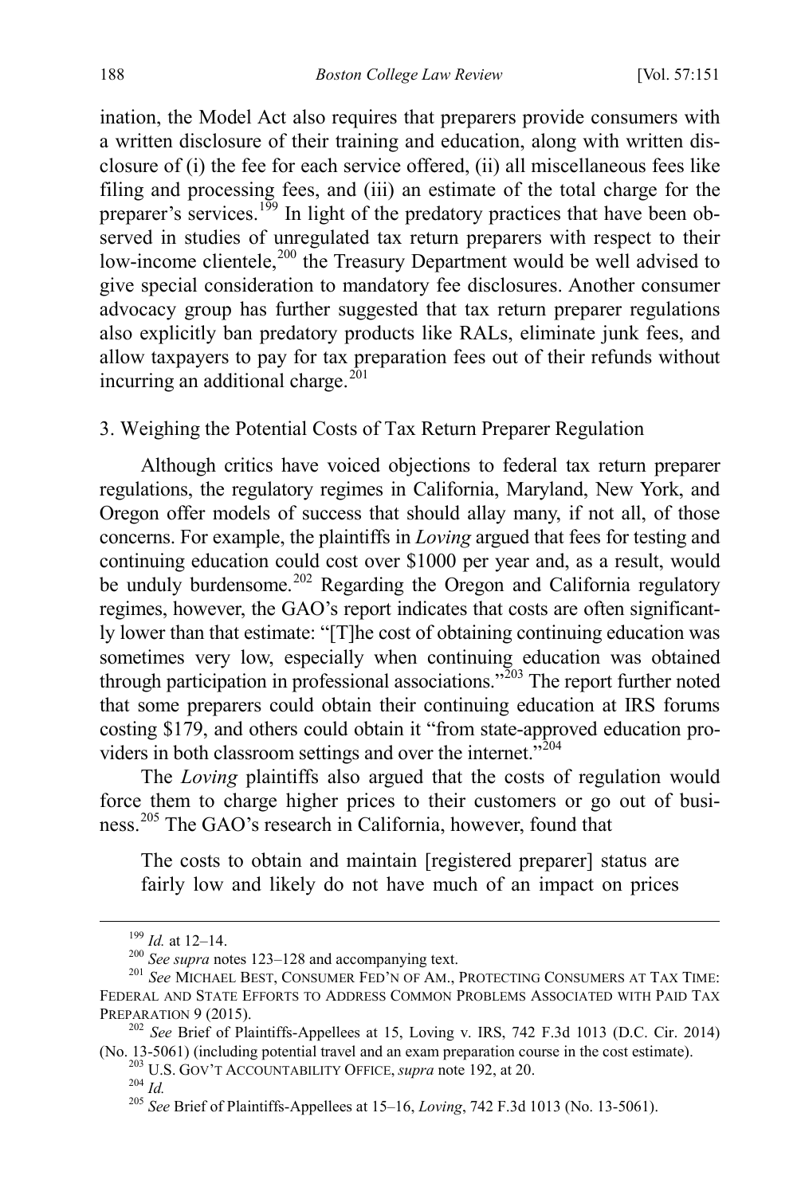ination, the Model Act also requires that preparers provide consumers with a written disclosure of their training and education, along with written disclosure of (i) the fee for each service offered, (ii) all miscellaneous fees like filing and processing fees, and (iii) an estimate of the total charge for the preparer's services.[199] In light of the predatory practices that have been observed in studies of unregulated tax return preparers with respect to their low-income clientele,[200] the Treasury Department would be well advised to give special consideration to mandatory fee disclosures. Another consumer advocacy group has further suggested that tax return preparer regulations also explicitly ban predatory products like RALs, eliminate junk fees, and allow taxpayers to pay for tax preparation fees out of their refunds without incurring an additional charge.[201]

### 3. Weighing the Potential Costs of Tax Return Preparer Regulation

Although critics have voiced objections to federal tax return preparer regulations, the regulatory regimes in California, Maryland, New York, and Oregon offer models of success that should allay many, if not all, of those concerns. For example, the plaintiffs in *Loving* argued that fees for testing and continuing education could cost over $1000 per year and, as a result, would be unduly burdensome.[202] Regarding the Oregon and California regulatory regimes, however, the GAO's report indicates that costs are often significantly lower than that estimate: "[T]he cost of obtaining continuing education was sometimes very low, especially when continuing education was obtained through participation in professional associations."[203] The report further noted that some preparers could obtain their continuing education at IRS forums costing $179, and others could obtain it "from state-approved education providers in both classroom settings and over the internet."[204]

The *Loving* plaintiffs also argued that the costs of regulation would force them to charge higher prices to their customers or go out of business.[205] The GAO's research in California, however, found that

> The costs to obtain and maintain [registered preparer] status are fairly low and likely do not have much of an impact on prices

---

[199] *Id.* at 12–14.

[200] *See supra* notes 123–128 and accompanying text.

[201] *See* MICHAEL BEST, CONSUMER FED'N OF AM., PROTECTING CONSUMERS AT TAX TIME: FEDERAL AND STATE EFFORTS TO ADDRESS COMMON PROBLEMS ASSOCIATED WITH PAID TAX PREPARATION 9 (2015).

[202] *See* Brief of Plaintiffs-Appellees at 15, Loving v. IRS, 742 F.3d 1013 (D.C. Cir. 2014) (No. 13-5061) (including potential travel and an exam preparation course in the cost estimate).

[203] U.S. GOV'T ACCOUNTABILITY OFFICE, *supra* note 192, at 20.

[204] *Id.*

[205] *See* Brief of Plaintiffs-Appellees at 15–16, *Loving*, 742 F.3d 1013 (No. 13-5061).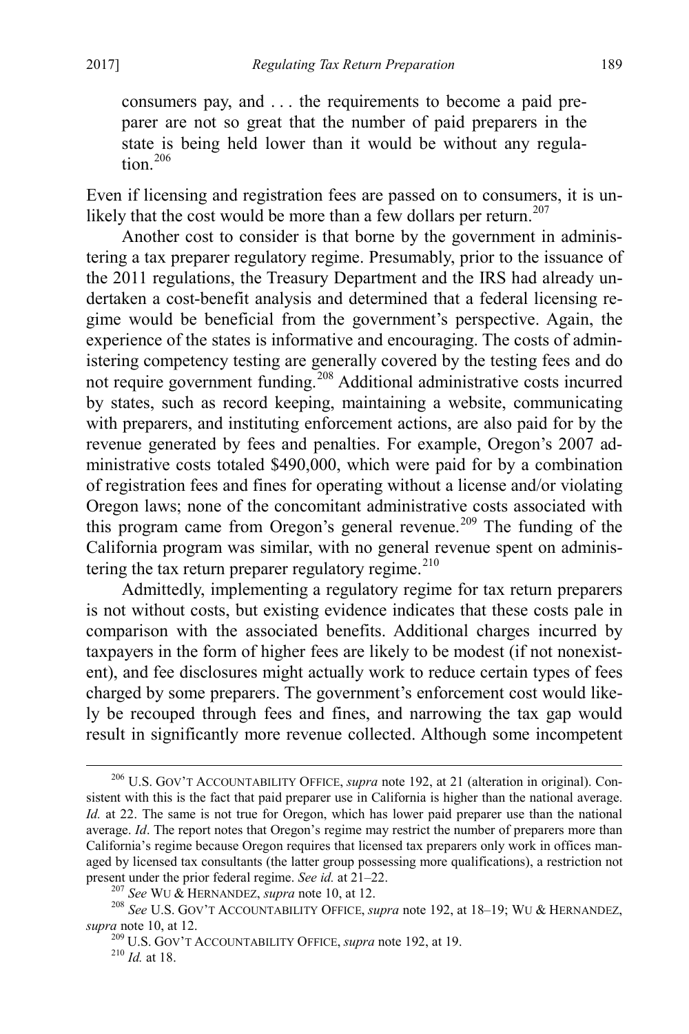> consumers pay, and . . . the requirements to become a paid preparer are not so great that the number of paid preparers in the state is being held lower than it would be without any regulation.[206]

Even if licensing and registration fees are passed on to consumers, it is unlikely that the cost would be more than a few dollars per return.[207]

Another cost to consider is that borne by the government in administering a tax preparer regulatory regime. Presumably, prior to the issuance of the 2011 regulations, the Treasury Department and the IRS had already undertaken a cost-benefit analysis and determined that a federal licensing regime would be beneficial from the government's perspective. Again, the experience of the states is informative and encouraging. The costs of administering competency testing are generally covered by the testing fees and do not require government funding.[208] Additional administrative costs incurred by states, such as record keeping, maintaining a website, communicating with preparers, and instituting enforcement actions, are also paid for by the revenue generated by fees and penalties. For example, Oregon's 2007 administrative costs totaled $490,000, which were paid for by a combination of registration fees and fines for operating without a license and/or violating Oregon laws; none of the concomitant administrative costs associated with this program came from Oregon's general revenue.[209] The funding of the California program was similar, with no general revenue spent on administering the tax return preparer regulatory regime.[210]

Admittedly, implementing a regulatory regime for tax return preparers is not without costs, but existing evidence indicates that these costs pale in comparison with the associated benefits. Additional charges incurred by taxpayers in the form of higher fees are likely to be modest (if not nonexistent), and fee disclosures might actually work to reduce certain types of fees charged by some preparers. The government's enforcement cost would likely be recouped through fees and fines, and narrowing the tax gap would result in significantly more revenue collected. Although some incompetent

---

[206] U.S. GOV'T ACCOUNTABILITY OFFICE, *supra* note 192, at 21 (alteration in original). Consistent with this is the fact that paid preparer use in California is higher than the national average. *Id.* at 22. The same is not true for Oregon, which has lower paid preparer use than the national average. *Id*. The report notes that Oregon's regime may restrict the number of preparers more than California's regime because Oregon requires that licensed tax preparers only work in offices managed by licensed tax consultants (the latter group possessing more qualifications), a restriction not present under the prior federal regime. *See id.* at 21–22.

[207] *See* WU & HERNANDEZ, *supra* note 10, at 12.

[208] *See* U.S. GOV'T ACCOUNTABILITY OFFICE, *supra* note 192, at 18–19; WU & HERNANDEZ, *supra* note 10, at 12.

[209] U.S. GOV'T ACCOUNTABILITY OFFICE, *supra* note 192, at 19.

[210] *Id.* at 18.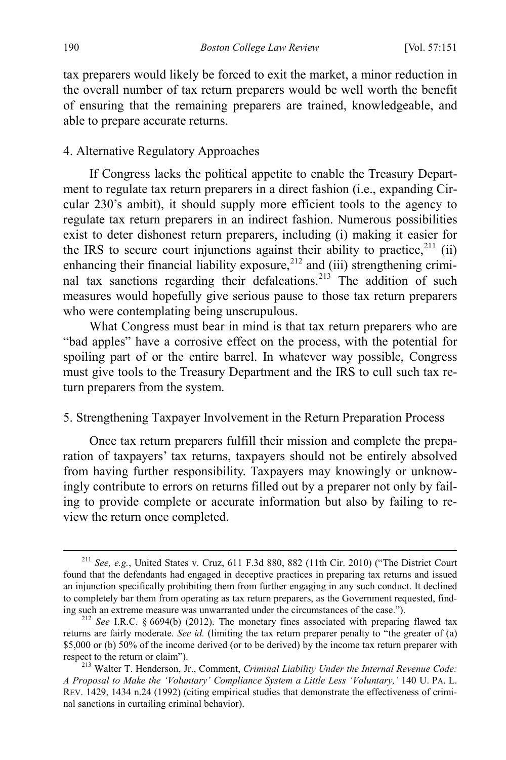tax preparers would likely be forced to exit the market, a minor reduction in the overall number of tax return preparers would be well worth the benefit of ensuring that the remaining preparers are trained, knowledgeable, and able to prepare accurate returns.

#### 4. Alternative Regulatory Approaches

If Congress lacks the political appetite to enable the Treasury Department to regulate tax return preparers in a direct fashion (i.e., expanding Circular 230's ambit), it should supply more efficient tools to the agency to regulate tax return preparers in an indirect fashion. Numerous possibilities exist to deter dishonest return preparers, including (i) making it easier for the IRS to secure court injunctions against their ability to practice,[211] (ii) enhancing their financial liability exposure,[212] and (iii) strengthening criminal tax sanctions regarding their defalcations.[213] The addition of such measures would hopefully give serious pause to those tax return preparers who were contemplating being unscrupulous.

What Congress must bear in mind is that tax return preparers who are "bad apples" have a corrosive effect on the process, with the potential for spoiling part of or the entire barrel. In whatever way possible, Congress must give tools to the Treasury Department and the IRS to cull such tax return preparers from the system.

#### 5. Strengthening Taxpayer Involvement in the Return Preparation Process

Once tax return preparers fulfill their mission and complete the preparation of taxpayers' tax returns, taxpayers should not be entirely absolved from having further responsibility. Taxpayers may knowingly or unknowingly contribute to errors on returns filled out by a preparer not only by failing to provide complete or accurate information but also by failing to review the return once completed.

---

[211] *See, e.g.*, United States v. Cruz, 611 F.3d 880, 882 (11th Cir. 2010) ("The District Court found that the defendants had engaged in deceptive practices in preparing tax returns and issued an injunction specifically prohibiting them from further engaging in any such conduct. It declined to completely bar them from operating as tax return preparers, as the Government requested, finding such an extreme measure was unwarranted under the circumstances of the case.").

[212] *See* I.R.C. § 6694(b) (2012). The monetary fines associated with preparing flawed tax returns are fairly moderate. *See id.* (limiting the tax return preparer penalty to "the greater of (a) $5,000 or (b) 50% of the income derived (or to be derived) by the income tax return preparer with respect to the return or claim").

[213] Walter T. Henderson, Jr., Comment, *Criminal Liability Under the Internal Revenue Code: A Proposal to Make the 'Voluntary' Compliance System a Little Less 'Voluntary,'* 140 U. PA. L. REV. 1429, 1434 n.24 (1992) (citing empirical studies that demonstrate the effectiveness of criminal sanctions in curtailing criminal behavior).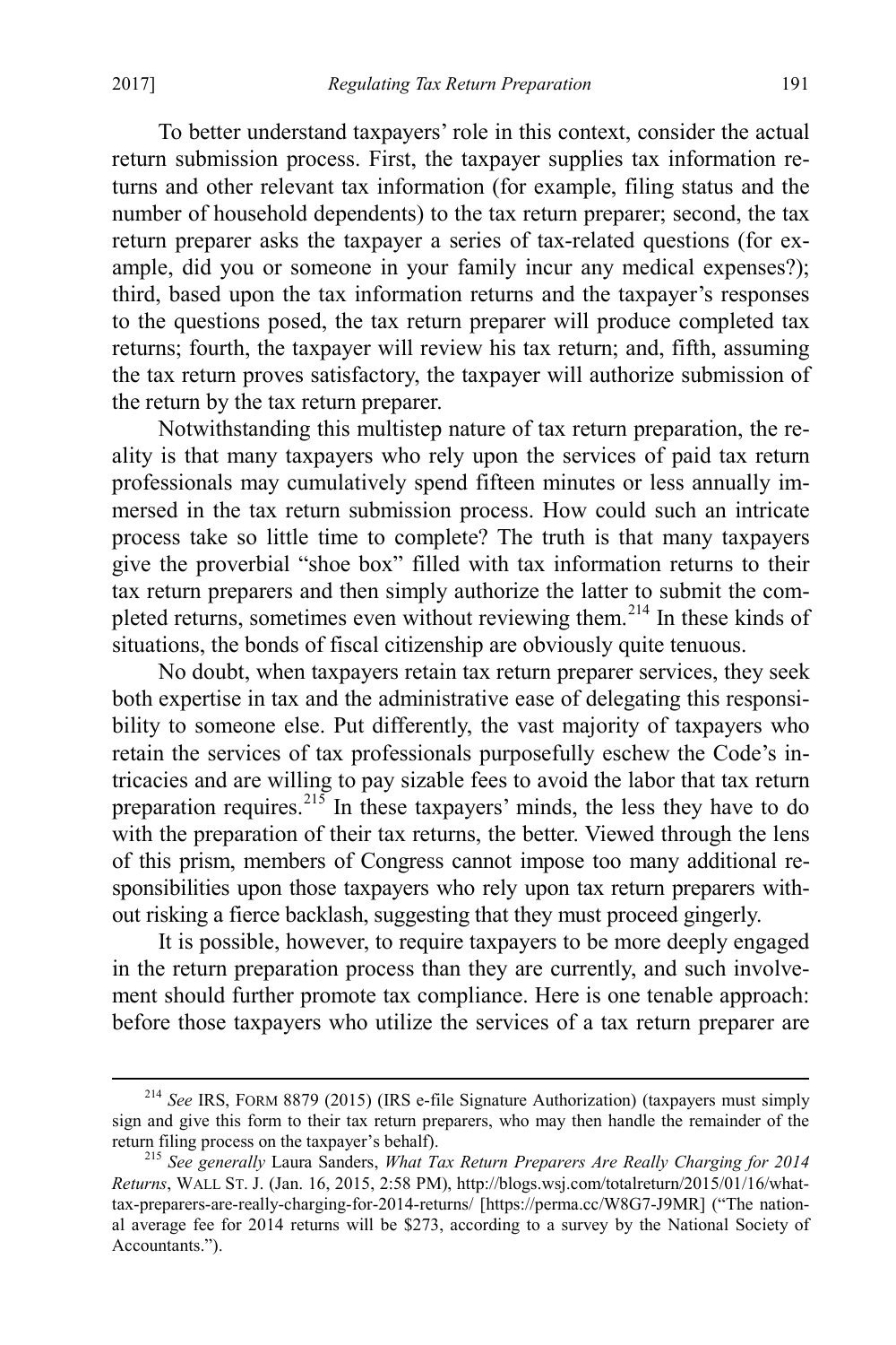To better understand taxpayers' role in this context, consider the actual return submission process. First, the taxpayer supplies tax information returns and other relevant tax information (for example, filing status and the number of household dependents) to the tax return preparer; second, the tax return preparer asks the taxpayer a series of tax-related questions (for example, did you or someone in your family incur any medical expenses?); third, based upon the tax information returns and the taxpayer's responses to the questions posed, the tax return preparer will produce completed tax returns; fourth, the taxpayer will review his tax return; and, fifth, assuming the tax return proves satisfactory, the taxpayer will authorize submission of the return by the tax return preparer.

Notwithstanding this multistep nature of tax return preparation, the reality is that many taxpayers who rely upon the services of paid tax return professionals may cumulatively spend fifteen minutes or less annually immersed in the tax return submission process. How could such an intricate process take so little time to complete? The truth is that many taxpayers give the proverbial "shoe box" filled with tax information returns to their tax return preparers and then simply authorize the latter to submit the completed returns, sometimes even without reviewing them.[214] In these kinds of situations, the bonds of fiscal citizenship are obviously quite tenuous.

No doubt, when taxpayers retain tax return preparer services, they seek both expertise in tax and the administrative ease of delegating this responsibility to someone else. Put differently, the vast majority of taxpayers who retain the services of tax professionals purposefully eschew the Code's intricacies and are willing to pay sizable fees to avoid the labor that tax return preparation requires.[215] In these taxpayers' minds, the less they have to do with the preparation of their tax returns, the better. Viewed through the lens of this prism, members of Congress cannot impose too many additional responsibilities upon those taxpayers who rely upon tax return preparers without risking a fierce backlash, suggesting that they must proceed gingerly.

It is possible, however, to require taxpayers to be more deeply engaged in the return preparation process than they are currently, and such involvement should further promote tax compliance. Here is one tenable approach: before those taxpayers who utilize the services of a tax return preparer are

---

[214] *See* IRS, FORM 8879 (2015) (IRS e-file Signature Authorization) (taxpayers must simply sign and give this form to their tax return preparers, who may then handle the remainder of the return filing process on the taxpayer's behalf).

[215] *See generally* Laura Sanders, *What Tax Return Preparers Are Really Charging for 2014 Returns*, WALL ST. J. (Jan. 16, 2015, 2:58 PM), http://blogs.wsj.com/totalreturn/2015/01/16/what-tax-preparers-are-really-charging-for-2014-returns/ [https://perma.cc/W8G7-J9MR] ("The national average fee for 2014 returns will be $273, according to a survey by the National Society of Accountants.").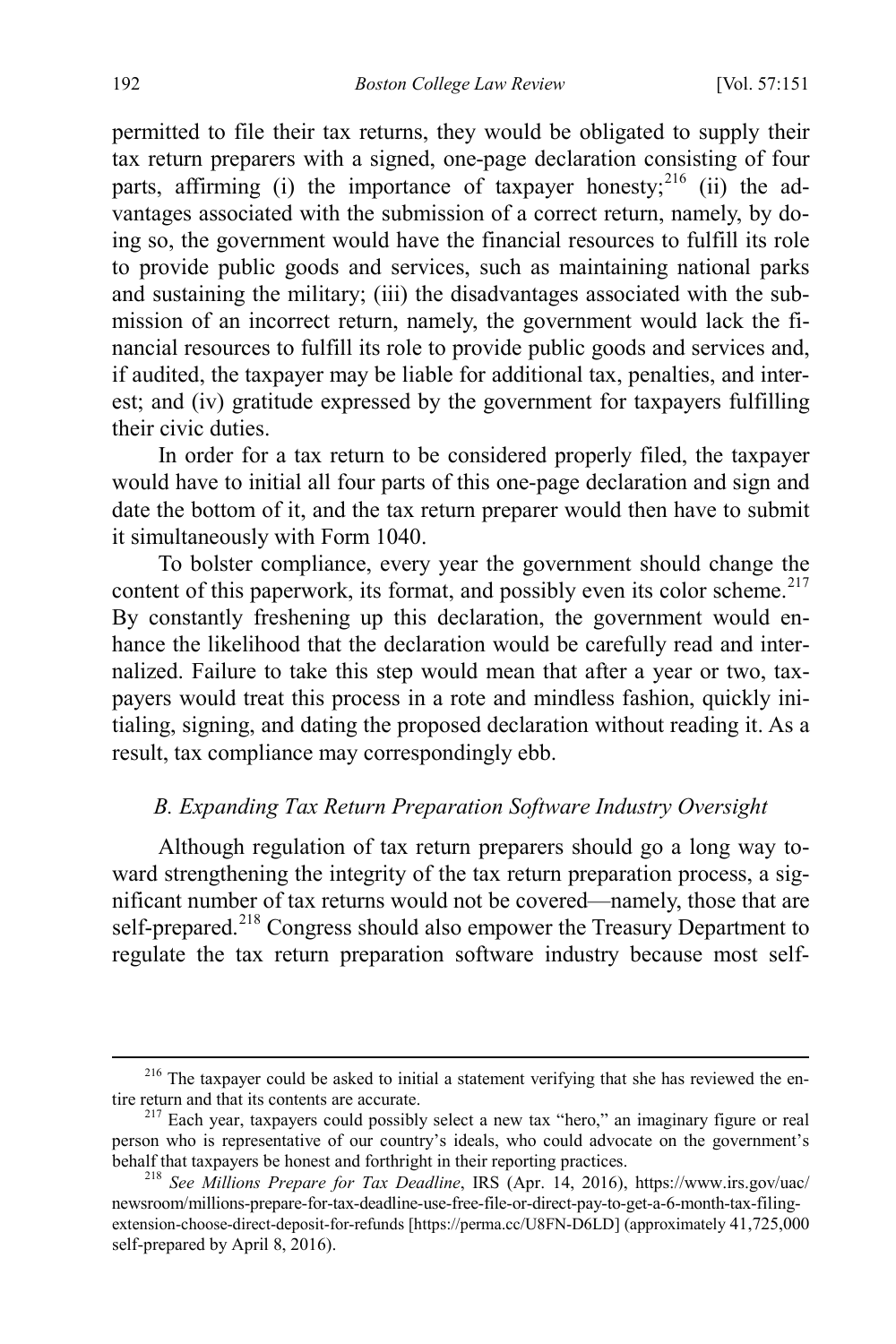permitted to file their tax returns, they would be obligated to supply their tax return preparers with a signed, one-page declaration consisting of four parts, affirming (i) the importance of taxpayer honesty;[216] (ii) the advantages associated with the submission of a correct return, namely, by doing so, the government would have the financial resources to fulfill its role to provide public goods and services, such as maintaining national parks and sustaining the military; (iii) the disadvantages associated with the submission of an incorrect return, namely, the government would lack the financial resources to fulfill its role to provide public goods and services and, if audited, the taxpayer may be liable for additional tax, penalties, and interest; and (iv) gratitude expressed by the government for taxpayers fulfilling their civic duties.

In order for a tax return to be considered properly filed, the taxpayer would have to initial all four parts of this one-page declaration and sign and date the bottom of it, and the tax return preparer would then have to submit it simultaneously with Form 1040.

To bolster compliance, every year the government should change the content of this paperwork, its format, and possibly even its color scheme.[217] By constantly freshening up this declaration, the government would enhance the likelihood that the declaration would be carefully read and internalized. Failure to take this step would mean that after a year or two, taxpayers would treat this process in a rote and mindless fashion, quickly initialing, signing, and dating the proposed declaration without reading it. As a result, tax compliance may correspondingly ebb.

### *B. Expanding Tax Return Preparation Software Industry Oversight*

Although regulation of tax return preparers should go a long way toward strengthening the integrity of the tax return preparation process, a significant number of tax returns would not be covered—namely, those that are self-prepared.[218] Congress should also empower the Treasury Department to regulate the tax return preparation software industry because most self-

---

[216] The taxpayer could be asked to initial a statement verifying that she has reviewed the entire return and that its contents are accurate.

[217] Each year, taxpayers could possibly select a new tax "hero," an imaginary figure or real person who is representative of our country's ideals, who could advocate on the government's behalf that taxpayers be honest and forthright in their reporting practices.

[218] *See Millions Prepare for Tax Deadline*, IRS (Apr. 14, 2016), https://www.irs.gov/uac/newsroom/millions-prepare-for-tax-deadline-use-free-file-or-direct-pay-to-get-a-6-month-tax-filing-extension-choose-direct-deposit-for-refunds [https://perma.cc/U8FN-D6LD] (approximately 41,725,000 self-prepared by April 8, 2016).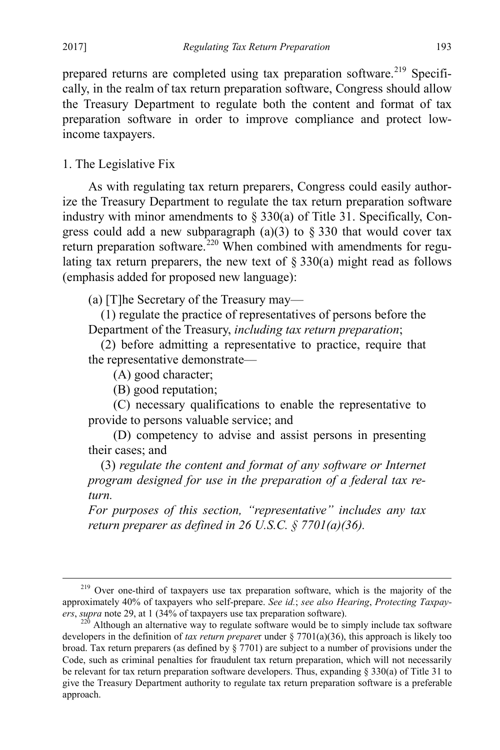prepared returns are completed using tax preparation software.[219] Specifically, in the realm of tax return preparation software, Congress should allow the Treasury Department to regulate both the content and format of tax preparation software in order to improve compliance and protect low-income taxpayers.

### 1. The Legislative Fix

As with regulating tax return preparers, Congress could easily authorize the Treasury Department to regulate the tax return preparation software industry with minor amendments to § 330(a) of Title 31. Specifically, Congress could add a new subparagraph (a)(3) to § 330 that would cover tax return preparation software.[220] When combined with amendments for regulating tax return preparers, the new text of § 330(a) might read as follows (emphasis added for proposed new language):

> (a) [T]he Secretary of the Treasury may—
>
> (1) regulate the practice of representatives of persons before the Department of the Treasury, *including tax return preparation*;
>
> (2) before admitting a representative to practice, require that the representative demonstrate—
>
> (A) good character;
>
> (B) good reputation;
>
> (C) necessary qualifications to enable the representative to provide to persons valuable service; and
>
> (D) competency to advise and assist persons in presenting their cases; and
>
> (3) *regulate the content and format of any software or Internet program designed for use in the preparation of a federal tax return.*
>
> *For purposes of this section, "representative" includes any tax return preparer as defined in 26 U.S.C. § 7701(a)(36).*

---

[219] Over one-third of taxpayers use tax preparation software, which is the majority of the approximately 40% of taxpayers who self-prepare. *See id.*; *see also Hearing*, *Protecting Taxpayers*, *supra* note 29, at 1 (34% of taxpayers use tax preparation software).

[220] Although an alternative way to regulate software would be to simply include tax software developers in the definition of *tax return preparer* under § 7701(a)(36), this approach is likely too broad. Tax return preparers (as defined by § 7701) are subject to a number of provisions under the Code, such as criminal penalties for fraudulent tax return preparation, which will not necessarily be relevant for tax return preparation software developers. Thus, expanding § 330(a) of Title 31 to give the Treasury Department authority to regulate tax return preparation software is a preferable approach.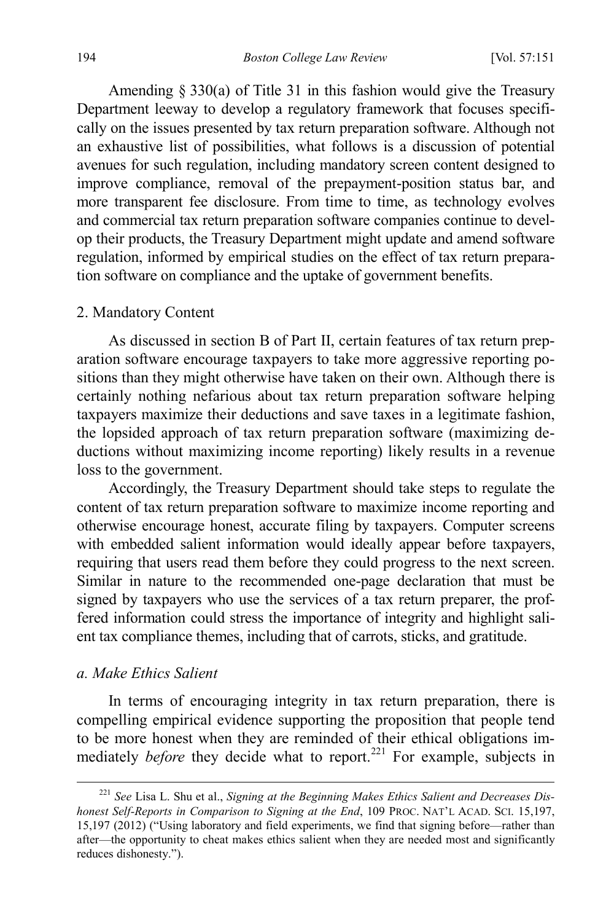Amending § 330(a) of Title 31 in this fashion would give the Treasury Department leeway to develop a regulatory framework that focuses specifically on the issues presented by tax return preparation software. Although not an exhaustive list of possibilities, what follows is a discussion of potential avenues for such regulation, including mandatory screen content designed to improve compliance, removal of the prepayment-position status bar, and more transparent fee disclosure. From time to time, as technology evolves and commercial tax return preparation software companies continue to develop their products, the Treasury Department might update and amend software regulation, informed by empirical studies on the effect of tax return preparation software on compliance and the uptake of government benefits.

2. Mandatory Content

As discussed in section B of Part II, certain features of tax return preparation software encourage taxpayers to take more aggressive reporting positions than they might otherwise have taken on their own. Although there is certainly nothing nefarious about tax return preparation software helping taxpayers maximize their deductions and save taxes in a legitimate fashion, the lopsided approach of tax return preparation software (maximizing deductions without maximizing income reporting) likely results in a revenue loss to the government.

Accordingly, the Treasury Department should take steps to regulate the content of tax return preparation software to maximize income reporting and otherwise encourage honest, accurate filing by taxpayers. Computer screens with embedded salient information would ideally appear before taxpayers, requiring that users read them before they could progress to the next screen. Similar in nature to the recommended one-page declaration that must be signed by taxpayers who use the services of a tax return preparer, the proffered information could stress the importance of integrity and highlight salient tax compliance themes, including that of carrots, sticks, and gratitude.

*a. Make Ethics Salient*

In terms of encouraging integrity in tax return preparation, there is compelling empirical evidence supporting the proposition that people tend to be more honest when they are reminded of their ethical obligations immediately *before* they decide what to report.[221] For example, subjects in

[221] *See* Lisa L. Shu et al., *Signing at the Beginning Makes Ethics Salient and Decreases Dishonest Self-Reports in Comparison to Signing at the End*, 109 PROC. NAT'L ACAD. SCI. 15,197, 15,197 (2012) ("Using laboratory and field experiments, we find that signing before—rather than after—the opportunity to cheat makes ethics salient when they are needed most and significantly reduces dishonesty.").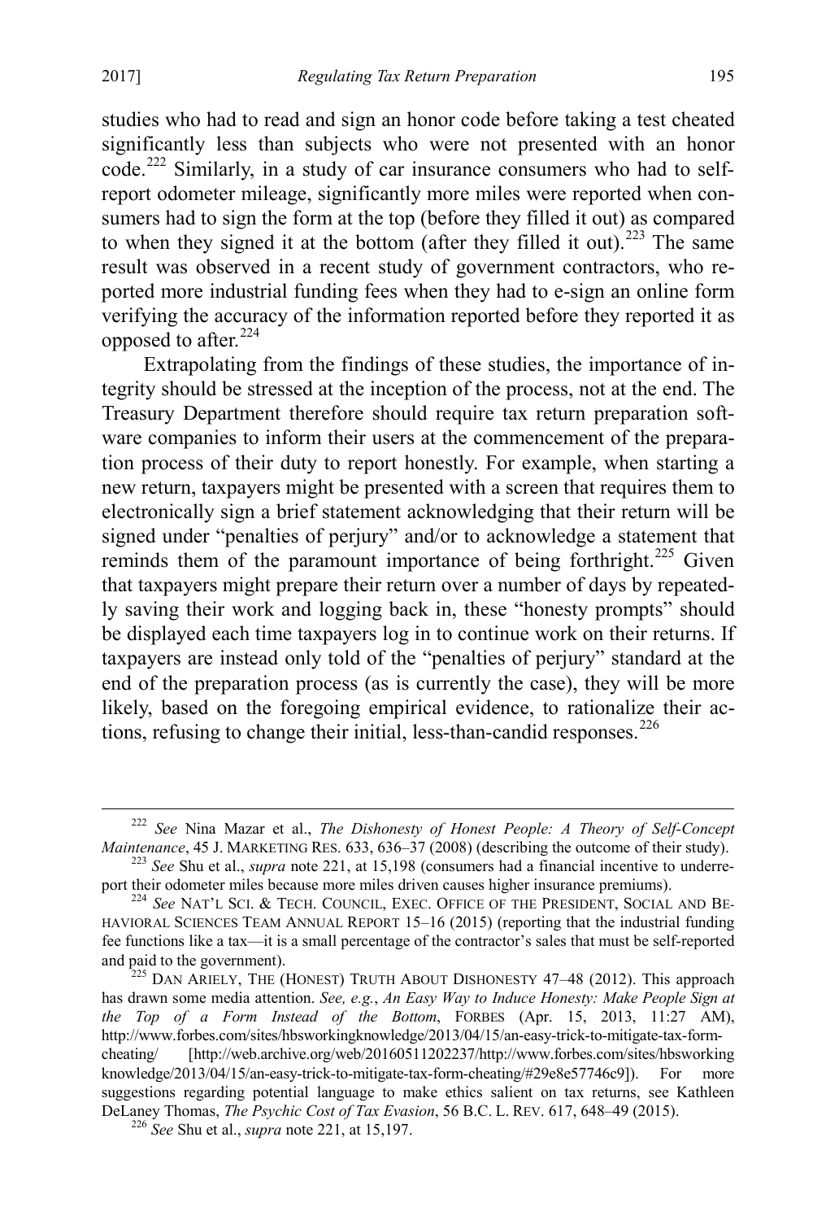studies who had to read and sign an honor code before taking a test cheated significantly less than subjects who were not presented with an honor code.[222] Similarly, in a study of car insurance consumers who had to self-report odometer mileage, significantly more miles were reported when consumers had to sign the form at the top (before they filled it out) as compared to when they signed it at the bottom (after they filled it out).[223] The same result was observed in a recent study of government contractors, who reported more industrial funding fees when they had to e-sign an online form verifying the accuracy of the information reported before they reported it as opposed to after.[224]

Extrapolating from the findings of these studies, the importance of integrity should be stressed at the inception of the process, not at the end. The Treasury Department therefore should require tax return preparation software companies to inform their users at the commencement of the preparation process of their duty to report honestly. For example, when starting a new return, taxpayers might be presented with a screen that requires them to electronically sign a brief statement acknowledging that their return will be signed under "penalties of perjury" and/or to acknowledge a statement that reminds them of the paramount importance of being forthright.[225] Given that taxpayers might prepare their return over a number of days by repeatedly saving their work and logging back in, these "honesty prompts" should be displayed each time taxpayers log in to continue work on their returns. If taxpayers are instead only told of the "penalties of perjury" standard at the end of the preparation process (as is currently the case), they will be more likely, based on the foregoing empirical evidence, to rationalize their actions, refusing to change their initial, less-than-candid responses.[226]

---

[222] *See* Nina Mazar et al., *The Dishonesty of Honest People: A Theory of Self-Concept Maintenance*, 45 J. MARKETING RES. 633, 636–37 (2008) (describing the outcome of their study).

[223] *See* Shu et al., *supra* note 221, at 15,198 (consumers had a financial incentive to underreport their odometer miles because more miles driven causes higher insurance premiums).

[224] *See* NAT'L SCI. & TECH. COUNCIL, EXEC. OFFICE OF THE PRESIDENT, SOCIAL AND BEHAVIORAL SCIENCES TEAM ANNUAL REPORT 15–16 (2015) (reporting that the industrial funding fee functions like a tax—it is a small percentage of the contractor's sales that must be self-reported and paid to the government).

[225] DAN ARIELY, THE (HONEST) TRUTH ABOUT DISHONESTY 47–48 (2012). This approach has drawn some media attention. *See, e.g.*, *An Easy Way to Induce Honesty: Make People Sign at the Top of a Form Instead of the Bottom*, FORBES (Apr. 15, 2013, 11:27 AM), http://www.forbes.com/sites/hbsworkingknowledge/2013/04/15/an-easy-trick-to-mitigate-tax-form-cheating/ [http://web.archive.org/web/20160511202237/http://www.forbes.com/sites/hbsworkingknowledge/2013/04/15/an-easy-trick-to-mitigate-tax-form-cheating/#29e8e57746c9]). For more suggestions regarding potential language to make ethics salient on tax returns, see Kathleen DeLaney Thomas, *The Psychic Cost of Tax Evasion*, 56 B.C. L. REV. 617, 648–49 (2015).

[226] *See* Shu et al., *supra* note 221, at 15,197.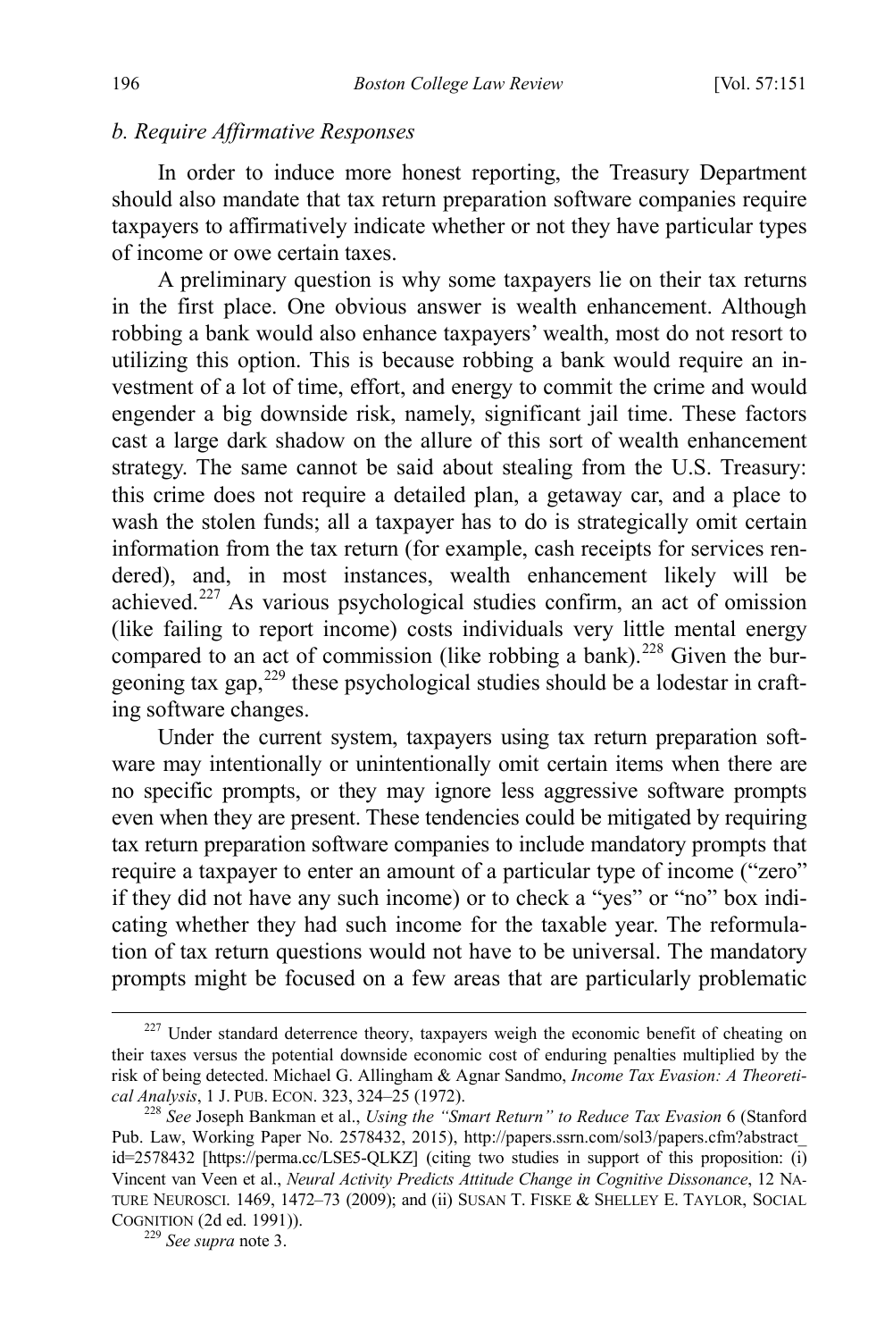*b. Require Affirmative Responses*

In order to induce more honest reporting, the Treasury Department should also mandate that tax return preparation software companies require taxpayers to affirmatively indicate whether or not they have particular types of income or owe certain taxes.

A preliminary question is why some taxpayers lie on their tax returns in the first place. One obvious answer is wealth enhancement. Although robbing a bank would also enhance taxpayers' wealth, most do not resort to utilizing this option. This is because robbing a bank would require an investment of a lot of time, effort, and energy to commit the crime and would engender a big downside risk, namely, significant jail time. These factors cast a large dark shadow on the allure of this sort of wealth enhancement strategy. The same cannot be said about stealing from the U.S. Treasury: this crime does not require a detailed plan, a getaway car, and a place to wash the stolen funds; all a taxpayer has to do is strategically omit certain information from the tax return (for example, cash receipts for services rendered), and, in most instances, wealth enhancement likely will be achieved.[227] As various psychological studies confirm, an act of omission (like failing to report income) costs individuals very little mental energy compared to an act of commission (like robbing a bank).[228] Given the burgeoning tax gap,[229] these psychological studies should be a lodestar in crafting software changes.

Under the current system, taxpayers using tax return preparation software may intentionally or unintentionally omit certain items when there are no specific prompts, or they may ignore less aggressive software prompts even when they are present. These tendencies could be mitigated by requiring tax return preparation software companies to include mandatory prompts that require a taxpayer to enter an amount of a particular type of income ("zero" if they did not have any such income) or to check a "yes" or "no" box indicating whether they had such income for the taxable year. The reformulation of tax return questions would not have to be universal. The mandatory prompts might be focused on a few areas that are particularly problematic

[227] Under standard deterrence theory, taxpayers weigh the economic benefit of cheating on their taxes versus the potential downside economic cost of enduring penalties multiplied by the risk of being detected. Michael G. Allingham & Agnar Sandmo, *Income Tax Evasion: A Theoretical Analysis*, 1 J. PUB. ECON. 323, 324–25 (1972).

[228] *See* Joseph Bankman et al., *Using the "Smart Return" to Reduce Tax Evasion* 6 (Stanford Pub. Law, Working Paper No. 2578432, 2015), http://papers.ssrn.com/sol3/papers.cfm?abstract_id=2578432 [https://perma.cc/LSE5-QLKZ] (citing two studies in support of this proposition: (i) Vincent van Veen et al., *Neural Activity Predicts Attitude Change in Cognitive Dissonance*, 12 NATURE NEUROSCI. 1469, 1472–73 (2009); and (ii) SUSAN T. FISKE & SHELLEY E. TAYLOR, SOCIAL COGNITION (2d ed. 1991)).

[229] *See supra* note 3.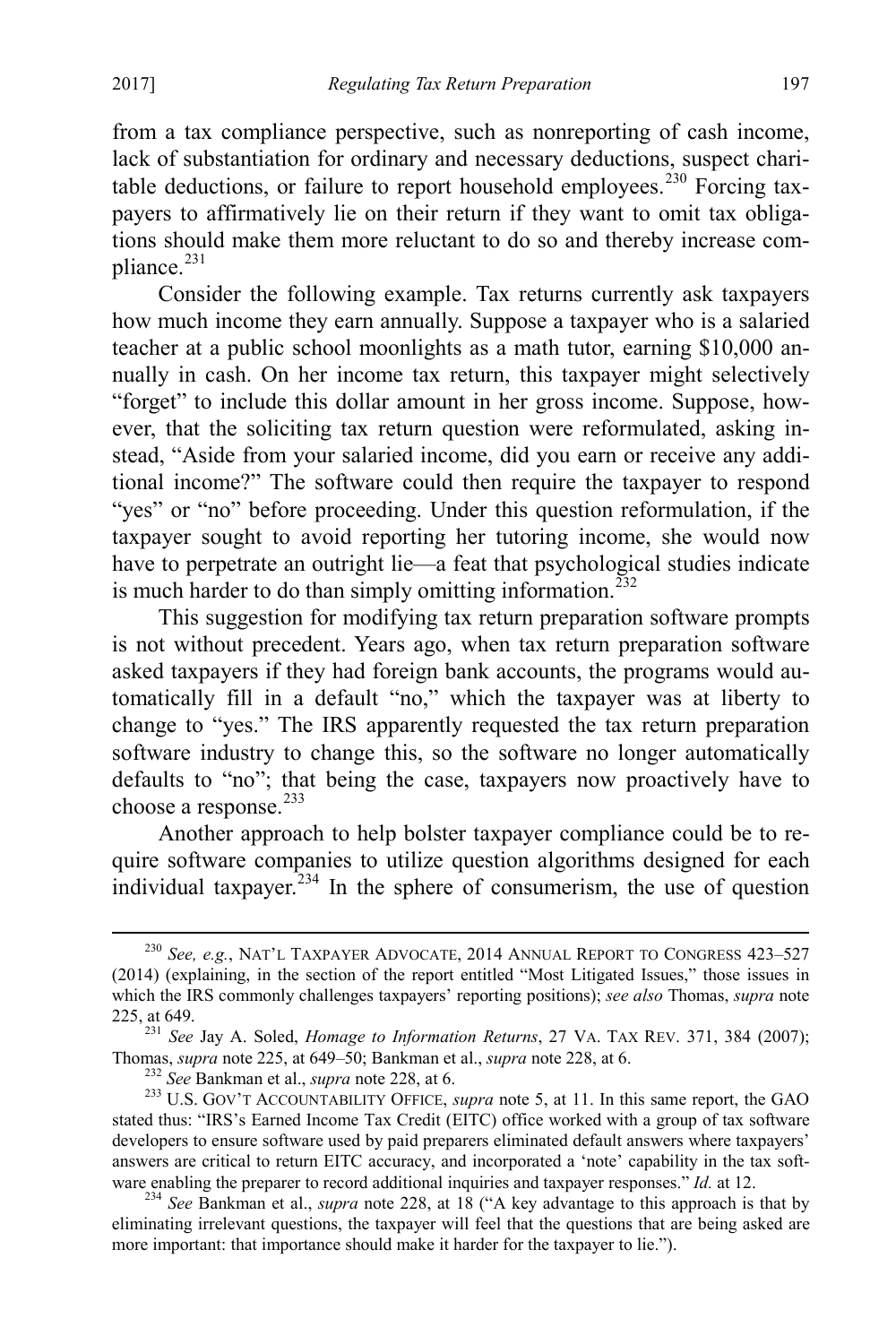from a tax compliance perspective, such as nonreporting of cash income, lack of substantiation for ordinary and necessary deductions, suspect charitable deductions, or failure to report household employees.[230] Forcing taxpayers to affirmatively lie on their return if they want to omit tax obligations should make them more reluctant to do so and thereby increase compliance.[231]

Consider the following example. Tax returns currently ask taxpayers how much income they earn annually. Suppose a taxpayer who is a salaried teacher at a public school moonlights as a math tutor, earning $10,000 annually in cash. On her income tax return, this taxpayer might selectively "forget" to include this dollar amount in her gross income. Suppose, however, that the soliciting tax return question were reformulated, asking instead, "Aside from your salaried income, did you earn or receive any additional income?" The software could then require the taxpayer to respond "yes" or "no" before proceeding. Under this question reformulation, if the taxpayer sought to avoid reporting her tutoring income, she would now have to perpetrate an outright lie—a feat that psychological studies indicate is much harder to do than simply omitting information.[232]

This suggestion for modifying tax return preparation software prompts is not without precedent. Years ago, when tax return preparation software asked taxpayers if they had foreign bank accounts, the programs would automatically fill in a default "no," which the taxpayer was at liberty to change to "yes." The IRS apparently requested the tax return preparation software industry to change this, so the software no longer automatically defaults to "no"; that being the case, taxpayers now proactively have to choose a response.[233]

Another approach to help bolster taxpayer compliance could be to require software companies to utilize question algorithms designed for each individual taxpayer.[234] In the sphere of consumerism, the use of question

---

[230] *See, e.g.*, NAT'L TAXPAYER ADVOCATE, 2014 ANNUAL REPORT TO CONGRESS 423–527 (2014) (explaining, in the section of the report entitled "Most Litigated Issues," those issues in which the IRS commonly challenges taxpayers' reporting positions); *see also* Thomas, *supra* note 225, at 649.

[231] *See* Jay A. Soled, *Homage to Information Returns*, 27 VA. TAX REV. 371, 384 (2007); Thomas, *supra* note 225, at 649–50; Bankman et al., *supra* note 228, at 6.

[232] *See* Bankman et al., *supra* note 228, at 6.

[233] U.S. GOV'T ACCOUNTABILITY OFFICE, *supra* note 5, at 11. In this same report, the GAO stated thus: "IRS's Earned Income Tax Credit (EITC) office worked with a group of tax software developers to ensure software used by paid preparers eliminated default answers where taxpayers' answers are critical to return EITC accuracy, and incorporated a 'note' capability in the tax software enabling the preparer to record additional inquiries and taxpayer responses." *Id.* at 12.

[234] *See* Bankman et al., *supra* note 228, at 18 ("A key advantage to this approach is that by eliminating irrelevant questions, the taxpayer will feel that the questions that are being asked are more important: that importance should make it harder for the taxpayer to lie.").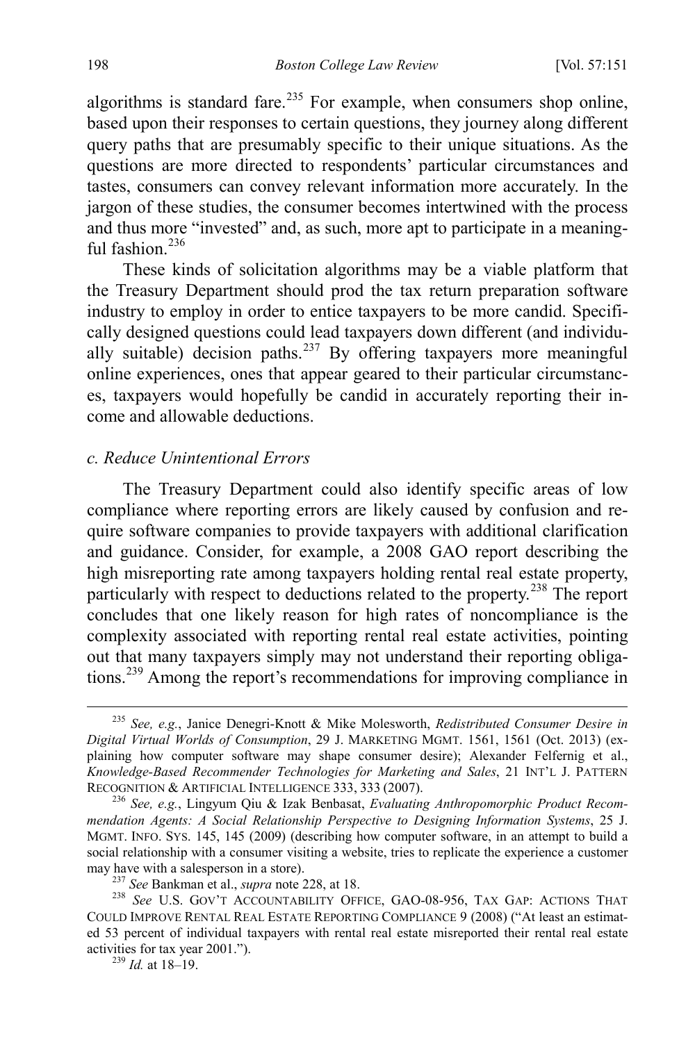algorithms is standard fare.[235] For example, when consumers shop online, based upon their responses to certain questions, they journey along different query paths that are presumably specific to their unique situations. As the questions are more directed to respondents' particular circumstances and tastes, consumers can convey relevant information more accurately. In the jargon of these studies, the consumer becomes intertwined with the process and thus more "invested" and, as such, more apt to participate in a meaningful fashion.[236]

These kinds of solicitation algorithms may be a viable platform that the Treasury Department should prod the tax return preparation software industry to employ in order to entice taxpayers to be more candid. Specifically designed questions could lead taxpayers down different (and individually suitable) decision paths.[237] By offering taxpayers more meaningful online experiences, ones that appear geared to their particular circumstances, taxpayers would hopefully be candid in accurately reporting their income and allowable deductions.

### *c. Reduce Unintentional Errors*

The Treasury Department could also identify specific areas of low compliance where reporting errors are likely caused by confusion and require software companies to provide taxpayers with additional clarification and guidance. Consider, for example, a 2008 GAO report describing the high misreporting rate among taxpayers holding rental real estate property, particularly with respect to deductions related to the property.[238] The report concludes that one likely reason for high rates of noncompliance is the complexity associated with reporting rental real estate activities, pointing out that many taxpayers simply may not understand their reporting obligations.[239] Among the report's recommendations for improving compliance in

---

[235] *See, e.g.*, Janice Denegri-Knott & Mike Molesworth, *Redistributed Consumer Desire in Digital Virtual Worlds of Consumption*, 29 J. MARKETING MGMT. 1561, 1561 (Oct. 2013) (explaining how computer software may shape consumer desire); Alexander Felfernig et al., *Knowledge-Based Recommender Technologies for Marketing and Sales*, 21 INT'L J. PATTERN RECOGNITION & ARTIFICIAL INTELLIGENCE 333, 333 (2007).

[236] *See, e.g.*, Lingyum Qiu & Izak Benbasat, *Evaluating Anthropomorphic Product Recommendation Agents: A Social Relationship Perspective to Designing Information Systems*, 25 J. MGMT. INFO. SYS. 145, 145 (2009) (describing how computer software, in an attempt to build a social relationship with a consumer visiting a website, tries to replicate the experience a customer may have with a salesperson in a store).

[237] *See* Bankman et al., *supra* note 228, at 18.

[238] *See* U.S. GOV'T ACCOUNTABILITY OFFICE, GAO-08-956, TAX GAP: ACTIONS THAT COULD IMPROVE RENTAL REAL ESTATE REPORTING COMPLIANCE 9 (2008) ("At least an estimated 53 percent of individual taxpayers with rental real estate misreported their rental real estate activities for tax year 2001.").

[239] *Id.* at 18–19.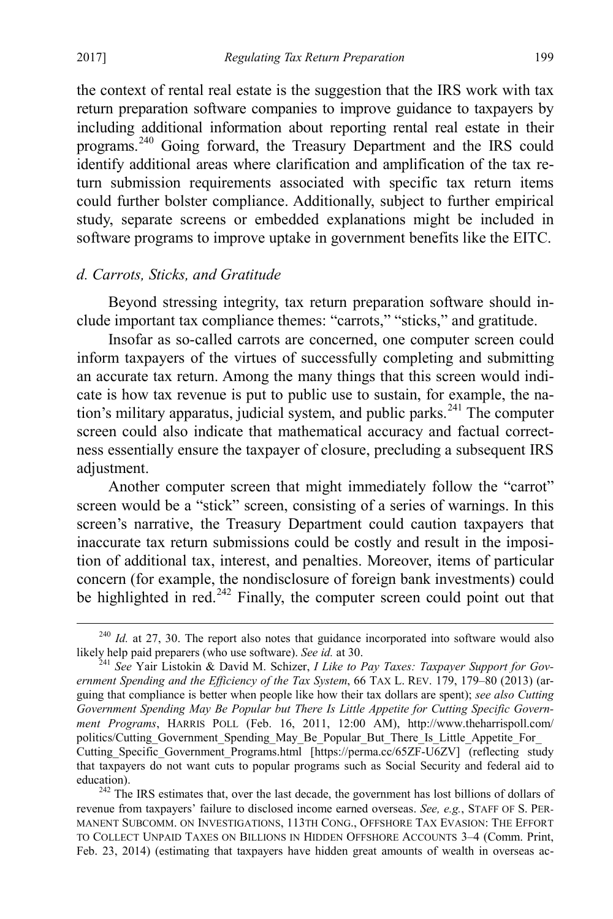the context of rental real estate is the suggestion that the IRS work with tax return preparation software companies to improve guidance to taxpayers by including additional information about reporting rental real estate in their programs.[240] Going forward, the Treasury Department and the IRS could identify additional areas where clarification and amplification of the tax return submission requirements associated with specific tax return items could further bolster compliance. Additionally, subject to further empirical study, separate screens or embedded explanations might be included in software programs to improve uptake in government benefits like the EITC.

#### *d. Carrots, Sticks, and Gratitude*

Beyond stressing integrity, tax return preparation software should include important tax compliance themes: "carrots," "sticks," and gratitude.

Insofar as so-called carrots are concerned, one computer screen could inform taxpayers of the virtues of successfully completing and submitting an accurate tax return. Among the many things that this screen would indicate is how tax revenue is put to public use to sustain, for example, the nation's military apparatus, judicial system, and public parks.[241] The computer screen could also indicate that mathematical accuracy and factual correctness essentially ensure the taxpayer of closure, precluding a subsequent IRS adjustment.

Another computer screen that might immediately follow the "carrot" screen would be a "stick" screen, consisting of a series of warnings. In this screen's narrative, the Treasury Department could caution taxpayers that inaccurate tax return submissions could be costly and result in the imposition of additional tax, interest, and penalties. Moreover, items of particular concern (for example, the nondisclosure of foreign bank investments) could be highlighted in red.[242] Finally, the computer screen could point out that

---

[240] *Id.* at 27, 30. The report also notes that guidance incorporated into software would also likely help paid preparers (who use software). *See id.* at 30.

[241] *See* Yair Listokin & David M. Schizer, *I Like to Pay Taxes: Taxpayer Support for Government Spending and the Efficiency of the Tax System*, 66 TAX L. REV. 179, 179–80 (2013) (arguing that compliance is better when people like how their tax dollars are spent); *see also Cutting Government Spending May Be Popular but There Is Little Appetite for Cutting Specific Government Programs*, HARRIS POLL (Feb. 16, 2011, 12:00 AM), http://www.theharrispoll.com/politics/Cutting_Government_Spending_May_Be_Popular_But_There_Is_Little_Appetite_For_Cutting_Specific_Government_Programs.html [https://perma.cc/65ZF-U6ZV] (reflecting study that taxpayers do not want cuts to popular programs such as Social Security and federal aid to education).

[242] The IRS estimates that, over the last decade, the government has lost billions of dollars of revenue from taxpayers' failure to disclosed income earned overseas. *See, e.g.*, STAFF OF S. PERMANENT SUBCOMM. ON INVESTIGATIONS, 113TH CONG., OFFSHORE TAX EVASION: THE EFFORT TO COLLECT UNPAID TAXES ON BILLIONS IN HIDDEN OFFSHORE ACCOUNTS 3–4 (Comm. Print, Feb. 23, 2014) (estimating that taxpayers have hidden great amounts of wealth in overseas ac-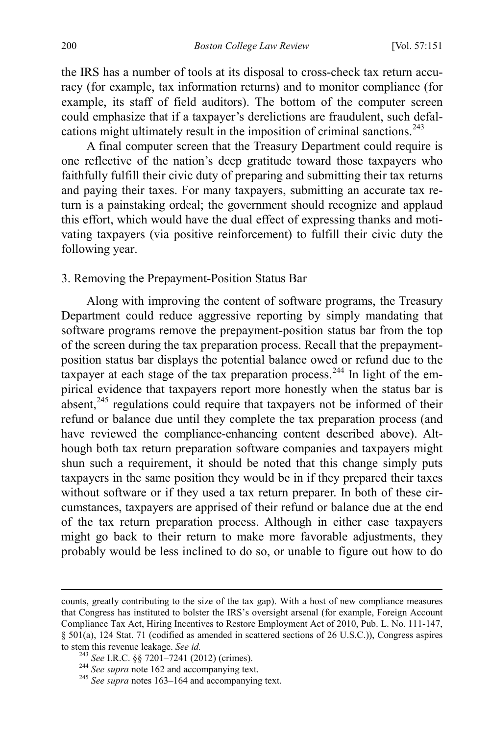the IRS has a number of tools at its disposal to cross-check tax return accuracy (for example, tax information returns) and to monitor compliance (for example, its staff of field auditors). The bottom of the computer screen could emphasize that if a taxpayer's derelictions are fraudulent, such defalcations might ultimately result in the imposition of criminal sanctions.[243]

A final computer screen that the Treasury Department could require is one reflective of the nation's deep gratitude toward those taxpayers who faithfully fulfill their civic duty of preparing and submitting their tax returns and paying their taxes. For many taxpayers, submitting an accurate tax return is a painstaking ordeal; the government should recognize and applaud this effort, which would have the dual effect of expressing thanks and motivating taxpayers (via positive reinforcement) to fulfill their civic duty the following year.

### 3. Removing the Prepayment-Position Status Bar

Along with improving the content of software programs, the Treasury Department could reduce aggressive reporting by simply mandating that software programs remove the prepayment-position status bar from the top of the screen during the tax preparation process. Recall that the prepayment-position status bar displays the potential balance owed or refund due to the taxpayer at each stage of the tax preparation process.[244] In light of the empirical evidence that taxpayers report more honestly when the status bar is absent,[245] regulations could require that taxpayers not be informed of their refund or balance due until they complete the tax preparation process (and have reviewed the compliance-enhancing content described above). Although both tax return preparation software companies and taxpayers might shun such a requirement, it should be noted that this change simply puts taxpayers in the same position they would be in if they prepared their taxes without software or if they used a tax return preparer. In both of these circumstances, taxpayers are apprised of their refund or balance due at the end of the tax return preparation process. Although in either case taxpayers might go back to their return to make more favorable adjustments, they probably would be less inclined to do so, or unable to figure out how to do

---

counts, greatly contributing to the size of the tax gap). With a host of new compliance measures that Congress has instituted to bolster the IRS's oversight arsenal (for example, Foreign Account Compliance Tax Act, Hiring Incentives to Restore Employment Act of 2010, Pub. L. No. 111-147, § 501(a), 124 Stat. 71 (codified as amended in scattered sections of 26 U.S.C.)), Congress aspires to stem this revenue leakage. *See id.*

[243] *See* I.R.C. §§ 7201–7241 (2012) (crimes).

[244] *See supra* note 162 and accompanying text.

[245] *See supra* notes 163–164 and accompanying text.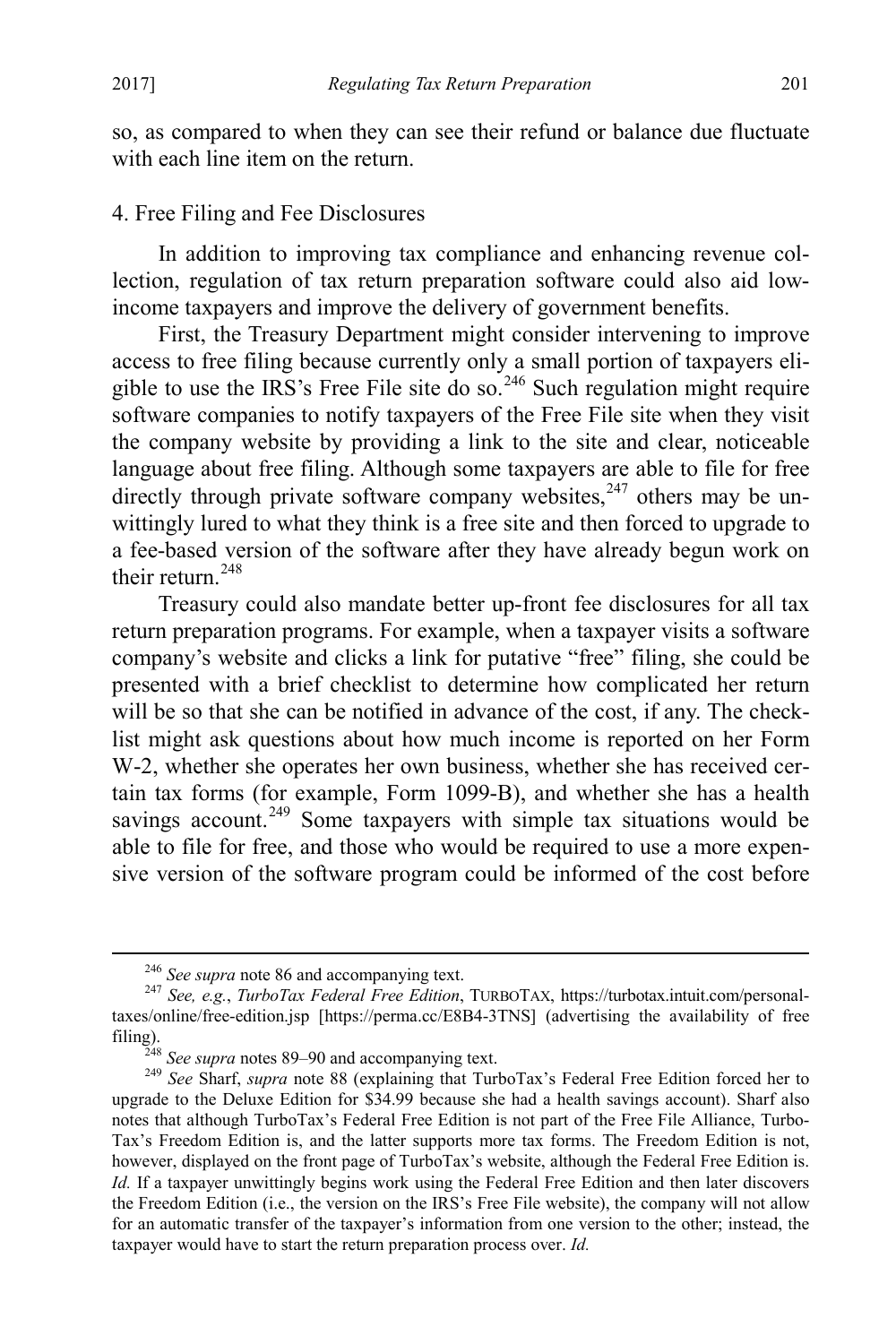so, as compared to when they can see their refund or balance due fluctuate with each line item on the return.

### 4. Free Filing and Fee Disclosures

In addition to improving tax compliance and enhancing revenue collection, regulation of tax return preparation software could also aid low-income taxpayers and improve the delivery of government benefits.

First, the Treasury Department might consider intervening to improve access to free filing because currently only a small portion of taxpayers eligible to use the IRS's Free File site do so.[246] Such regulation might require software companies to notify taxpayers of the Free File site when they visit the company website by providing a link to the site and clear, noticeable language about free filing. Although some taxpayers are able to file for free directly through private software company websites,[247] others may be unwittingly lured to what they think is a free site and then forced to upgrade to a fee-based version of the software after they have already begun work on their return.[248]

Treasury could also mandate better up-front fee disclosures for all tax return preparation programs. For example, when a taxpayer visits a software company's website and clicks a link for putative "free" filing, she could be presented with a brief checklist to determine how complicated her return will be so that she can be notified in advance of the cost, if any. The checklist might ask questions about how much income is reported on her Form W-2, whether she operates her own business, whether she has received certain tax forms (for example, Form 1099-B), and whether she has a health savings account.[249] Some taxpayers with simple tax situations would be able to file for free, and those who would be required to use a more expensive version of the software program could be informed of the cost before

---

[246] *See supra* note 86 and accompanying text.

[247] *See, e.g.*, *TurboTax Federal Free Edition*, TURBOTAX, https://turbotax.intuit.com/personal-taxes/online/free-edition.jsp [https://perma.cc/E8B4-3TNS] (advertising the availability of free filing).

[248] *See supra* notes 89–90 and accompanying text.

[249] *See* Sharf, *supra* note 88 (explaining that TurboTax's Federal Free Edition forced her to upgrade to the Deluxe Edition for $34.99 because she had a health savings account). Sharf also notes that although TurboTax's Federal Free Edition is not part of the Free File Alliance, TurboTax's Freedom Edition is, and the latter supports more tax forms. The Freedom Edition is not, however, displayed on the front page of TurboTax's website, although the Federal Free Edition is. *Id.* If a taxpayer unwittingly begins work using the Federal Free Edition and then later discovers the Freedom Edition (i.e., the version on the IRS's Free File website), the company will not allow for an automatic transfer of the taxpayer's information from one version to the other; instead, the taxpayer would have to start the return preparation process over. *Id.*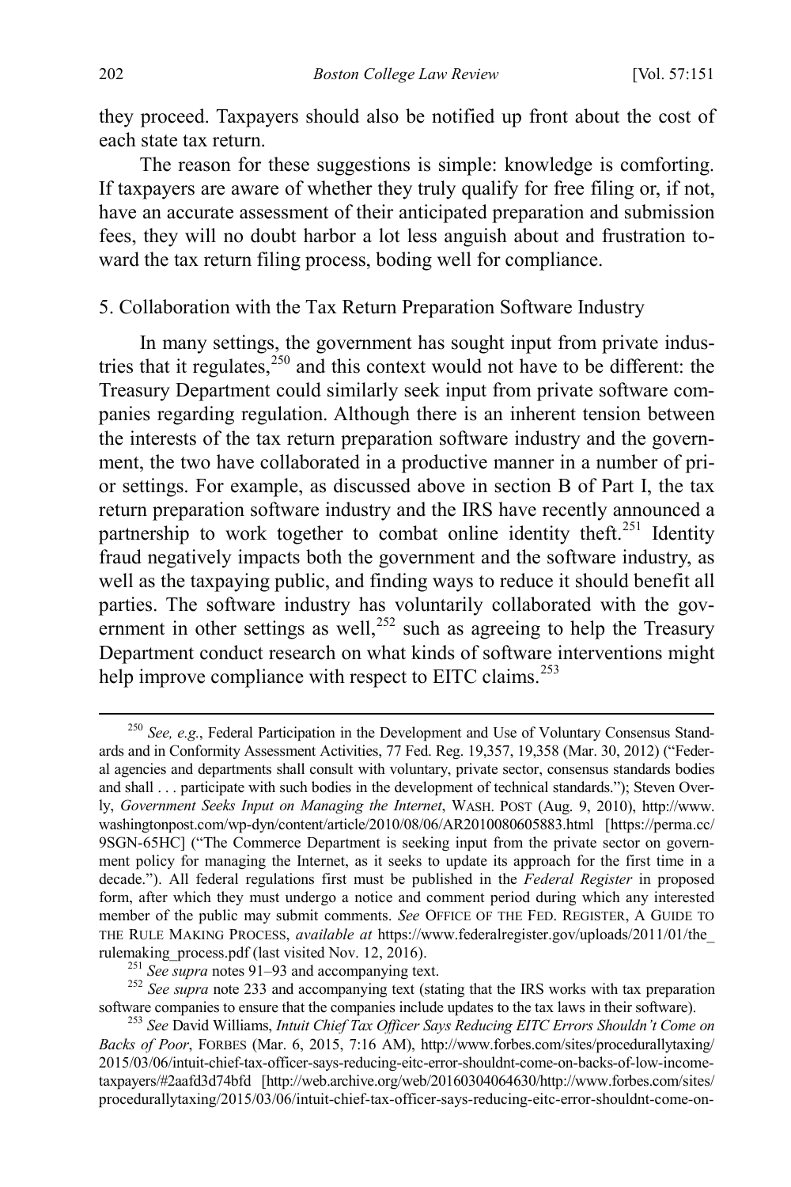they proceed. Taxpayers should also be notified up front about the cost of each state tax return.

The reason for these suggestions is simple: knowledge is comforting. If taxpayers are aware of whether they truly qualify for free filing or, if not, have an accurate assessment of their anticipated preparation and submission fees, they will no doubt harbor a lot less anguish about and frustration toward the tax return filing process, boding well for compliance.

### 5. Collaboration with the Tax Return Preparation Software Industry

In many settings, the government has sought input from private industries that it regulates,[250] and this context would not have to be different: the Treasury Department could similarly seek input from private software companies regarding regulation. Although there is an inherent tension between the interests of the tax return preparation software industry and the government, the two have collaborated in a productive manner in a number of prior settings. For example, as discussed above in section B of Part I, the tax return preparation software industry and the IRS have recently announced a partnership to work together to combat online identity theft.[251] Identity fraud negatively impacts both the government and the software industry, as well as the taxpaying public, and finding ways to reduce it should benefit all parties. The software industry has voluntarily collaborated with the government in other settings as well,[252] such as agreeing to help the Treasury Department conduct research on what kinds of software interventions might help improve compliance with respect to EITC claims.[253]

---

[250] *See, e.g.*, Federal Participation in the Development and Use of Voluntary Consensus Standards and in Conformity Assessment Activities, 77 Fed. Reg. 19,357, 19,358 (Mar. 30, 2012) ("Federal agencies and departments shall consult with voluntary, private sector, consensus standards bodies and shall . . . participate with such bodies in the development of technical standards."); Steven Overly, *Government Seeks Input on Managing the Internet*, WASH. POST (Aug. 9, 2010), http://www.washingtonpost.com/wp-dyn/content/article/2010/08/06/AR2010080605883.html [https://perma.cc/9SGN-65HC] ("The Commerce Department is seeking input from the private sector on government policy for managing the Internet, as it seeks to update its approach for the first time in a decade."). All federal regulations first must be published in the *Federal Register* in proposed form, after which they must undergo a notice and comment period during which any interested member of the public may submit comments. *See* OFFICE OF THE FED. REGISTER, A GUIDE TO THE RULE MAKING PROCESS, *available at* https://www.federalregister.gov/uploads/2011/01/the_rulemaking_process.pdf (last visited Nov. 12, 2016).

[251] *See supra* notes 91–93 and accompanying text.

[252] *See supra* note 233 and accompanying text (stating that the IRS works with tax preparation software companies to ensure that the companies include updates to the tax laws in their software).

[253] *See* David Williams, *Intuit Chief Tax Officer Says Reducing EITC Errors Shouldn't Come on Backs of Poor*, FORBES (Mar. 6, 2015, 7:16 AM), http://www.forbes.com/sites/procedurallytaxing/2015/03/06/intuit-chief-tax-officer-says-reducing-eitc-error-shouldnt-come-on-backs-of-low-income-taxpayers/#2aafd3d74bfd [http://web.archive.org/web/20160304064630/http://www.forbes.com/sites/procedurallytaxing/2015/03/06/intuit-chief-tax-officer-says-reducing-eitc-error-shouldnt-come-on-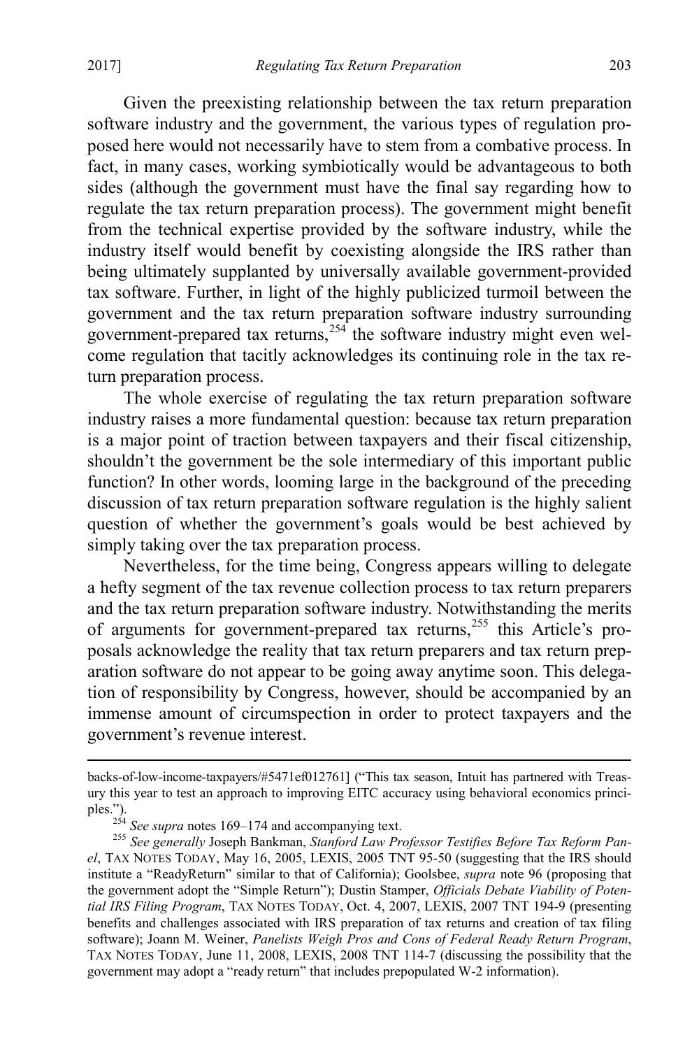Given the preexisting relationship between the tax return preparation software industry and the government, the various types of regulation proposed here would not necessarily have to stem from a combative process. In fact, in many cases, working symbiotically would be advantageous to both sides (although the government must have the final say regarding how to regulate the tax return preparation process). The government might benefit from the technical expertise provided by the software industry, while the industry itself would benefit by coexisting alongside the IRS rather than being ultimately supplanted by universally available government-provided tax software. Further, in light of the highly publicized turmoil between the government and the tax return preparation software industry surrounding government-prepared tax returns,[254] the software industry might even welcome regulation that tacitly acknowledges its continuing role in the tax return preparation process.

The whole exercise of regulating the tax return preparation software industry raises a more fundamental question: because tax return preparation is a major point of traction between taxpayers and their fiscal citizenship, shouldn't the government be the sole intermediary of this important public function? In other words, looming large in the background of the preceding discussion of tax return preparation software regulation is the highly salient question of whether the government's goals would be best achieved by simply taking over the tax preparation process.

Nevertheless, for the time being, Congress appears willing to delegate a hefty segment of the tax revenue collection process to tax return preparers and the tax return preparation software industry. Notwithstanding the merits of arguments for government-prepared tax returns,[255] this Article's proposals acknowledge the reality that tax return preparers and tax return preparation software do not appear to be going away anytime soon. This delegation of responsibility by Congress, however, should be accompanied by an immense amount of circumspection in order to protect taxpayers and the government's revenue interest.

---

backs-of-low-income-taxpayers/#5471ef012761] ("This tax season, Intuit has partnered with Treasury this year to test an approach to improving EITC accuracy using behavioral economics principles.").

[254] *See supra* notes 169–174 and accompanying text.

[255] *See generally* Joseph Bankman, *Stanford Law Professor Testifies Before Tax Reform Panel*, TAX NOTES TODAY, May 16, 2005, LEXIS, 2005 TNT 95-50 (suggesting that the IRS should institute a "ReadyReturn" similar to that of California); Goolsbee, *supra* note 96 (proposing that the government adopt the "Simple Return"); Dustin Stamper, *Officials Debate Viability of Potential IRS Filing Program*, TAX NOTES TODAY, Oct. 4, 2007, LEXIS, 2007 TNT 194-9 (presenting benefits and challenges associated with IRS preparation of tax returns and creation of tax filing software); Joann M. Weiner, *Panelists Weigh Pros and Cons of Federal Ready Return Program*, TAX NOTES TODAY, June 11, 2008, LEXIS, 2008 TNT 114-7 (discussing the possibility that the government may adopt a "ready return" that includes prepopulated W-2 information).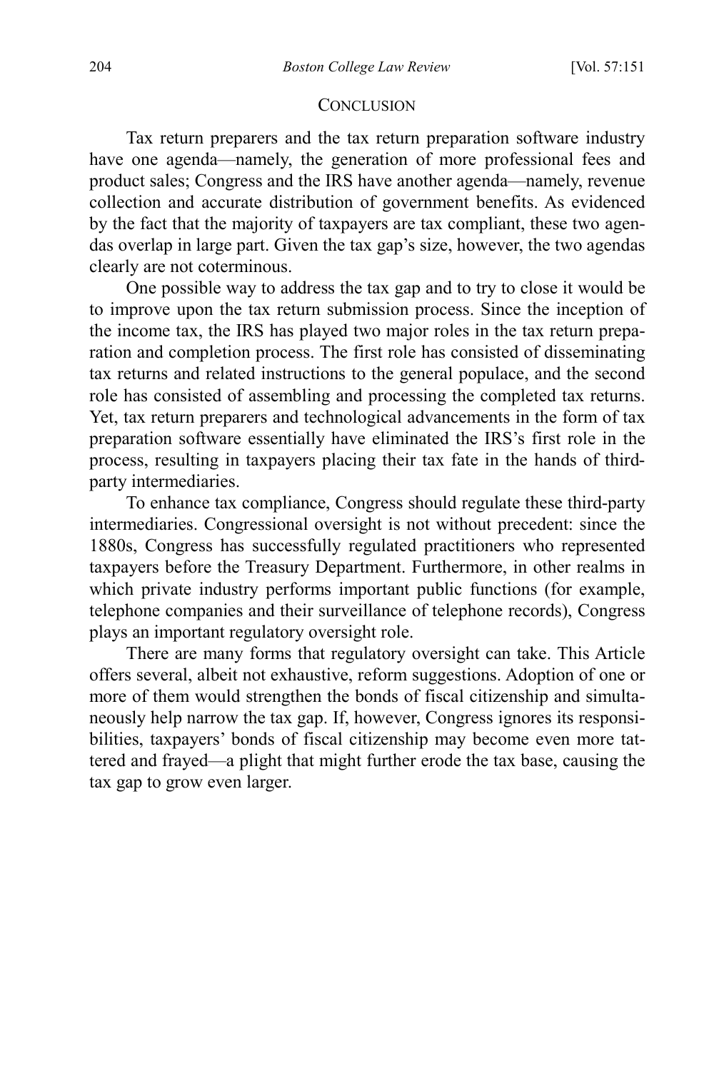## CONCLUSION

Tax return preparers and the tax return preparation software industry have one agenda—namely, the generation of more professional fees and product sales; Congress and the IRS have another agenda—namely, revenue collection and accurate distribution of government benefits. As evidenced by the fact that the majority of taxpayers are tax compliant, these two agendas overlap in large part. Given the tax gap's size, however, the two agendas clearly are not coterminous.

One possible way to address the tax gap and to try to close it would be to improve upon the tax return submission process. Since the inception of the income tax, the IRS has played two major roles in the tax return preparation and completion process. The first role has consisted of disseminating tax returns and related instructions to the general populace, and the second role has consisted of assembling and processing the completed tax returns. Yet, tax return preparers and technological advancements in the form of tax preparation software essentially have eliminated the IRS's first role in the process, resulting in taxpayers placing their tax fate in the hands of third-party intermediaries.

To enhance tax compliance, Congress should regulate these third-party intermediaries. Congressional oversight is not without precedent: since the 1880s, Congress has successfully regulated practitioners who represented taxpayers before the Treasury Department. Furthermore, in other realms in which private industry performs important public functions (for example, telephone companies and their surveillance of telephone records), Congress plays an important regulatory oversight role.

There are many forms that regulatory oversight can take. This Article offers several, albeit not exhaustive, reform suggestions. Adoption of one or more of them would strengthen the bonds of fiscal citizenship and simultaneously help narrow the tax gap. If, however, Congress ignores its responsibilities, taxpayers' bonds of fiscal citizenship may become even more tattered and frayed—a plight that might further erode the tax base, causing the tax gap to grow even larger.